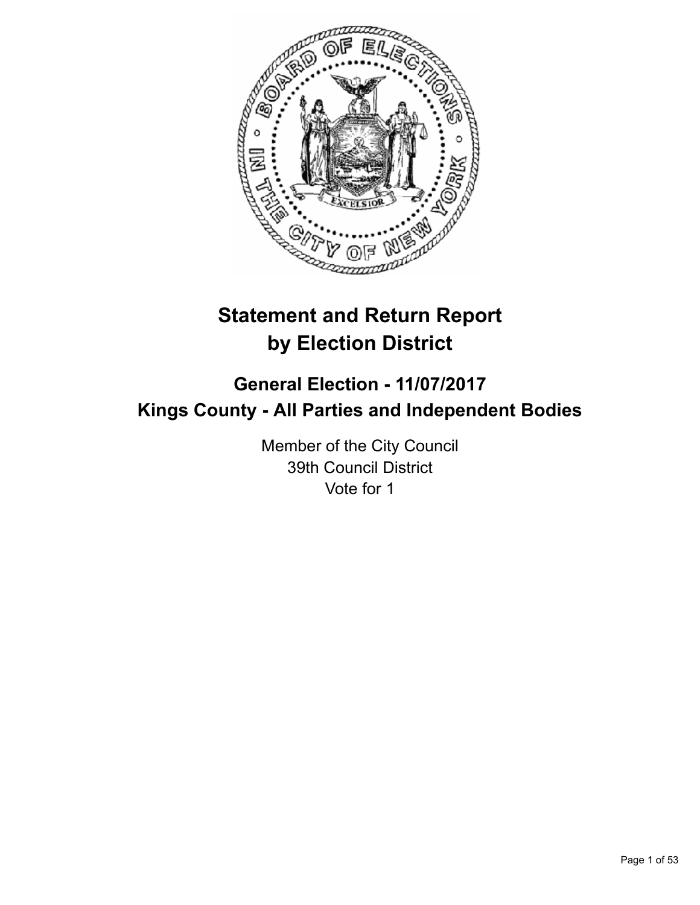# Statement and Return Report by Election District

## General Election - 11/07/2017
## Kings County - All Parties and Independent Bodies

Member of the City Council
39th Council District
Vote for 1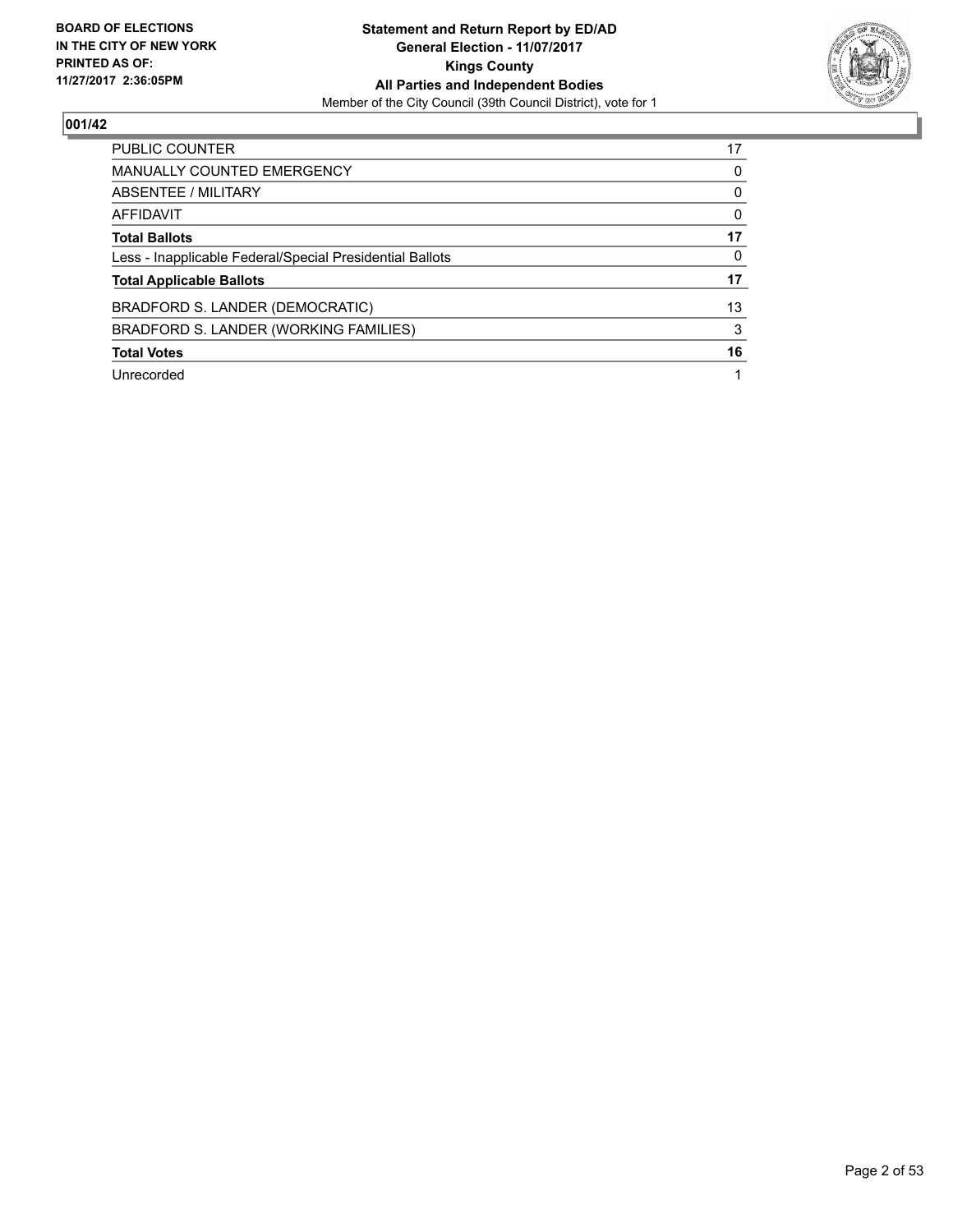**BOARD OF ELECTIONS IN THE CITY OF NEW YORK PRINTED AS OF: 11/27/2017 2:36:05PM**

**Statement and Return Report by ED/AD General Election - 11/07/2017 Kings County All Parties and Independent Bodies**
Member of the City Council (39th Council District), vote for 1

## 001/42

| | |
|---|---|
| PUBLIC COUNTER | 17 |
| MANUALLY COUNTED EMERGENCY | 0 |
| ABSENTEE / MILITARY | 0 |
| AFFIDAVIT | 0 |
| **Total Ballots** | **17** |
| Less - Inapplicable Federal/Special Presidential Ballots | 0 |
| **Total Applicable Ballots** | **17** |
| BRADFORD S. LANDER (DEMOCRATIC) | 13 |
| BRADFORD S. LANDER (WORKING FAMILIES) | 3 |
| **Total Votes** | **16** |
| Unrecorded | 1 |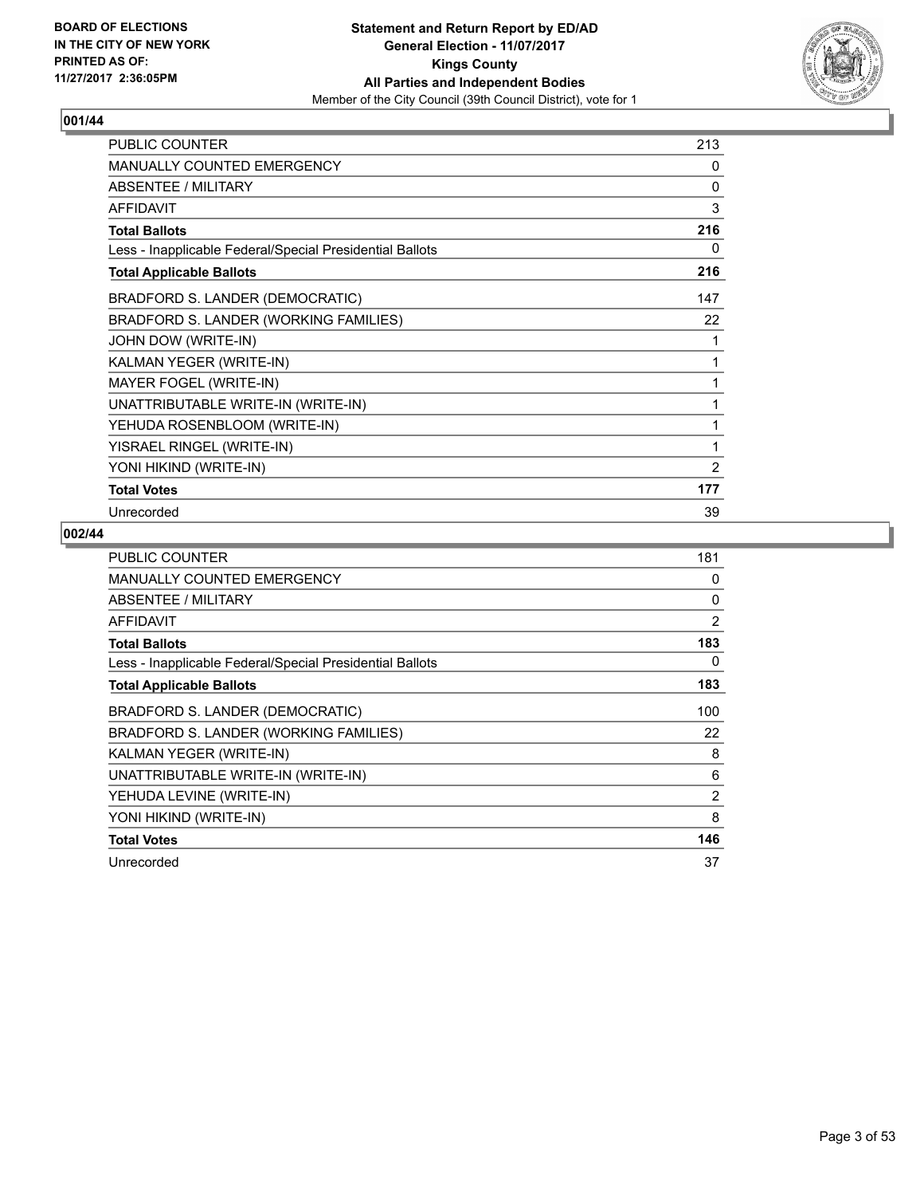BOARD OF ELECTIONS
IN THE CITY OF NEW YORK
PRINTED AS OF:
11/27/2017 2:36:05PM

**Statement and Return Report by ED/AD**
**General Election - 11/07/2017**
**Kings County**
**All Parties and Independent Bodies**
Member of the City Council (39th Council District), vote for 1

## 001/44

| | |
|---|---|
| PUBLIC COUNTER | 213 |
| MANUALLY COUNTED EMERGENCY | 0 |
| ABSENTEE / MILITARY | 0 |
| AFFIDAVIT | 3 |
| **Total Ballots** | **216** |
| Less - Inapplicable Federal/Special Presidential Ballots | 0 |
| **Total Applicable Ballots** | **216** |
| BRADFORD S. LANDER (DEMOCRATIC) | 147 |
| BRADFORD S. LANDER (WORKING FAMILIES) | 22 |
| JOHN DOW (WRITE-IN) | 1 |
| KALMAN YEGER (WRITE-IN) | 1 |
| MAYER FOGEL (WRITE-IN) | 1 |
| UNATTRIBUTABLE WRITE-IN (WRITE-IN) | 1 |
| YEHUDA ROSENBLOOM (WRITE-IN) | 1 |
| YISRAEL RINGEL (WRITE-IN) | 1 |
| YONI HIKIND (WRITE-IN) | 2 |
| **Total Votes** | **177** |
| Unrecorded | 39 |

## 002/44

| | |
|---|---|
| PUBLIC COUNTER | 181 |
| MANUALLY COUNTED EMERGENCY | 0 |
| ABSENTEE / MILITARY | 0 |
| AFFIDAVIT | 2 |
| **Total Ballots** | **183** |
| Less - Inapplicable Federal/Special Presidential Ballots | 0 |
| **Total Applicable Ballots** | **183** |
| BRADFORD S. LANDER (DEMOCRATIC) | 100 |
| BRADFORD S. LANDER (WORKING FAMILIES) | 22 |
| KALMAN YEGER (WRITE-IN) | 8 |
| UNATTRIBUTABLE WRITE-IN (WRITE-IN) | 6 |
| YEHUDA LEVINE (WRITE-IN) | 2 |
| YONI HIKIND (WRITE-IN) | 8 |
| **Total Votes** | **146** |
| Unrecorded | 37 |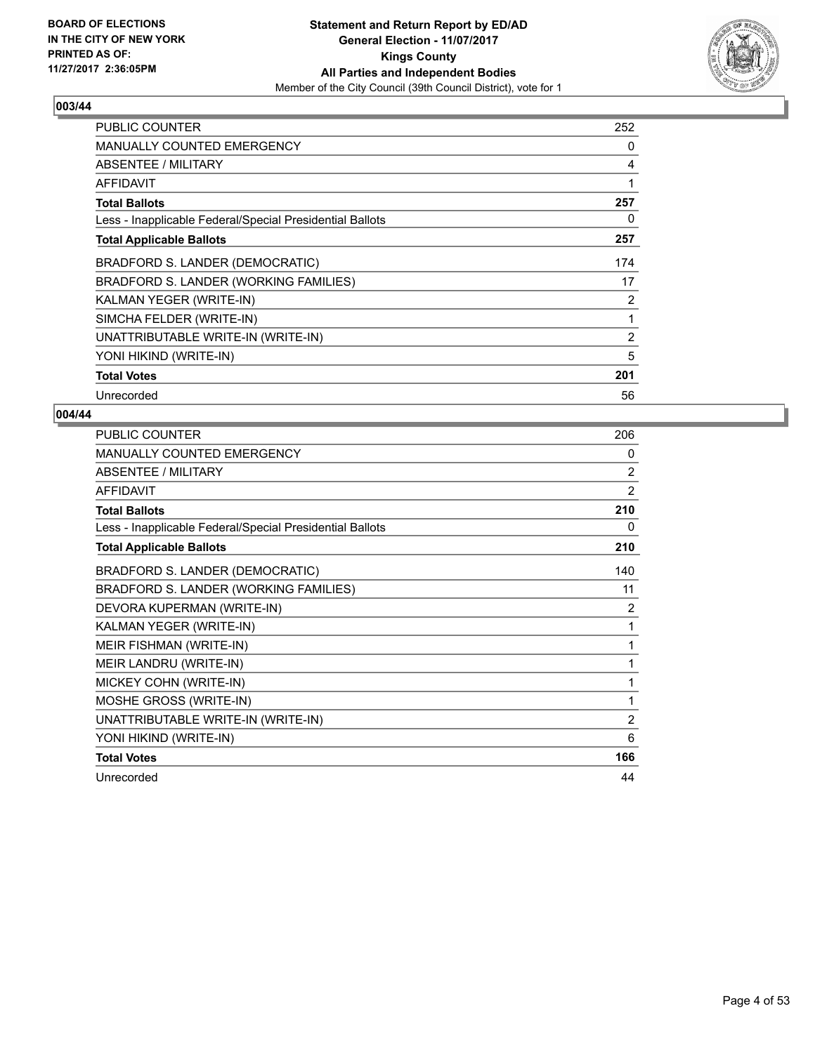**BOARD OF ELECTIONS IN THE CITY OF NEW YORK PRINTED AS OF: 11/27/2017 2:36:05PM**

**Statement and Return Report by ED/AD**
**General Election - 11/07/2017**
**Kings County**
**All Parties and Independent Bodies**
Member of the City Council (39th Council District), vote for 1

## 003/44

| | |
|---|---|
| PUBLIC COUNTER | 252 |
| MANUALLY COUNTED EMERGENCY | 0 |
| ABSENTEE / MILITARY | 4 |
| AFFIDAVIT | 1 |
| **Total Ballots** | **257** |
| Less - Inapplicable Federal/Special Presidential Ballots | 0 |
| **Total Applicable Ballots** | **257** |
| BRADFORD S. LANDER (DEMOCRATIC) | 174 |
| BRADFORD S. LANDER (WORKING FAMILIES) | 17 |
| KALMAN YEGER (WRITE-IN) | 2 |
| SIMCHA FELDER (WRITE-IN) | 1 |
| UNATTRIBUTABLE WRITE-IN (WRITE-IN) | 2 |
| YONI HIKIND (WRITE-IN) | 5 |
| **Total Votes** | **201** |
| Unrecorded | 56 |

## 004/44

| | |
|---|---|
| PUBLIC COUNTER | 206 |
| MANUALLY COUNTED EMERGENCY | 0 |
| ABSENTEE / MILITARY | 2 |
| AFFIDAVIT | 2 |
| **Total Ballots** | **210** |
| Less - Inapplicable Federal/Special Presidential Ballots | 0 |
| **Total Applicable Ballots** | **210** |
| BRADFORD S. LANDER (DEMOCRATIC) | 140 |
| BRADFORD S. LANDER (WORKING FAMILIES) | 11 |
| DEVORA KUPERMAN (WRITE-IN) | 2 |
| KALMAN YEGER (WRITE-IN) | 1 |
| MEIR FISHMAN (WRITE-IN) | 1 |
| MEIR LANDRU (WRITE-IN) | 1 |
| MICKEY COHN (WRITE-IN) | 1 |
| MOSHE GROSS (WRITE-IN) | 1 |
| UNATTRIBUTABLE WRITE-IN (WRITE-IN) | 2 |
| YONI HIKIND (WRITE-IN) | 6 |
| **Total Votes** | **166** |
| Unrecorded | 44 |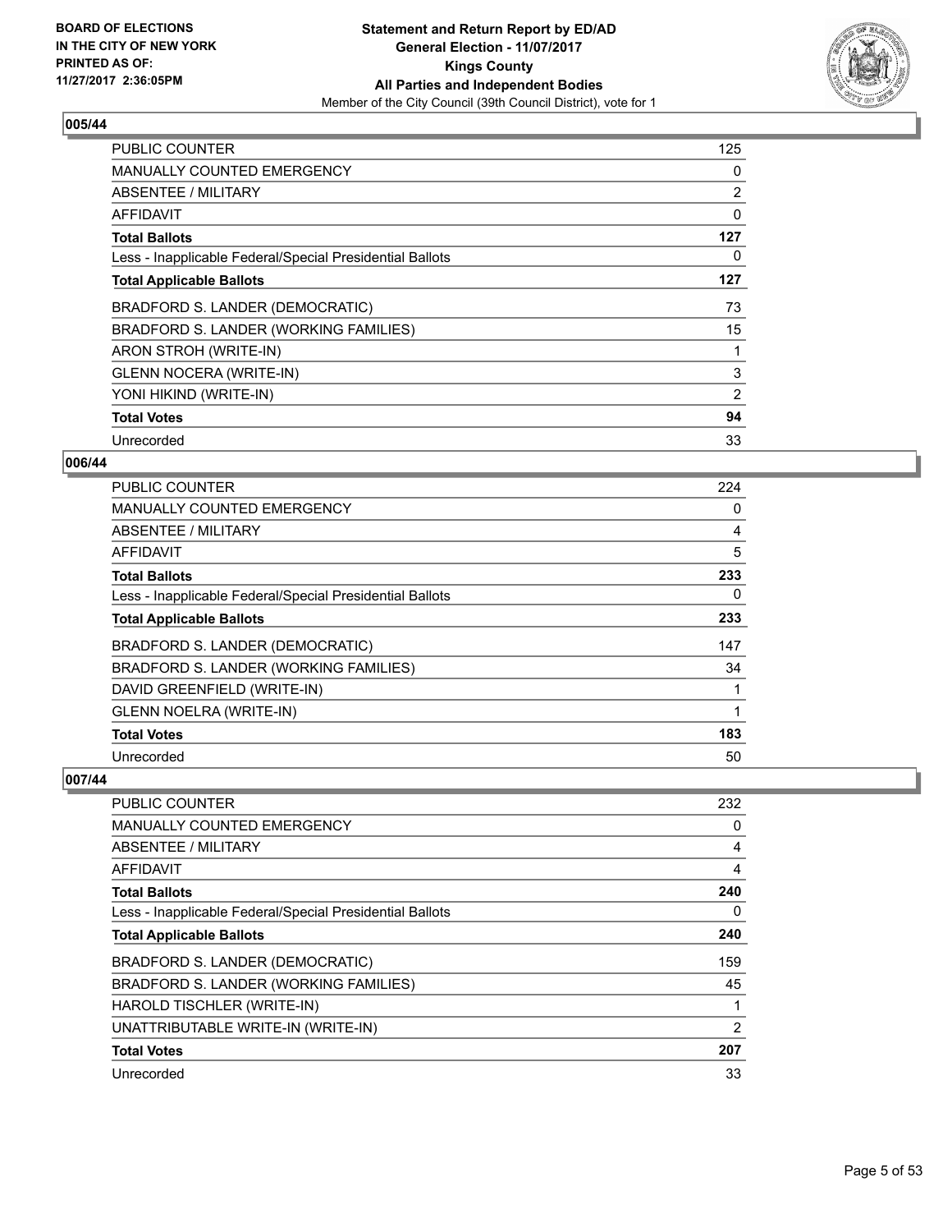BOARD OF ELECTIONS
IN THE CITY OF NEW YORK
PRINTED AS OF:
11/27/2017 2:36:05PM

**Statement and Return Report by ED/AD**
**General Election - 11/07/2017**
**Kings County**
**All Parties and Independent Bodies**
Member of the City Council (39th Council District), vote for 1

## 005/44

| | |
|---|---|
| PUBLIC COUNTER | 125 |
| MANUALLY COUNTED EMERGENCY | 0 |
| ABSENTEE / MILITARY | 2 |
| AFFIDAVIT | 0 |
| **Total Ballots** | **127** |
| Less - Inapplicable Federal/Special Presidential Ballots | 0 |
| **Total Applicable Ballots** | **127** |
| BRADFORD S. LANDER (DEMOCRATIC) | 73 |
| BRADFORD S. LANDER (WORKING FAMILIES) | 15 |
| ARON STROH (WRITE-IN) | 1 |
| GLENN NOCERA (WRITE-IN) | 3 |
| YONI HIKIND (WRITE-IN) | 2 |
| **Total Votes** | **94** |
| Unrecorded | 33 |

## 006/44

| | |
|---|---|
| PUBLIC COUNTER | 224 |
| MANUALLY COUNTED EMERGENCY | 0 |
| ABSENTEE / MILITARY | 4 |
| AFFIDAVIT | 5 |
| **Total Ballots** | **233** |
| Less - Inapplicable Federal/Special Presidential Ballots | 0 |
| **Total Applicable Ballots** | **233** |
| BRADFORD S. LANDER (DEMOCRATIC) | 147 |
| BRADFORD S. LANDER (WORKING FAMILIES) | 34 |
| DAVID GREENFIELD (WRITE-IN) | 1 |
| GLENN NOELRA (WRITE-IN) | 1 |
| **Total Votes** | **183** |
| Unrecorded | 50 |

## 007/44

| | |
|---|---|
| PUBLIC COUNTER | 232 |
| MANUALLY COUNTED EMERGENCY | 0 |
| ABSENTEE / MILITARY | 4 |
| AFFIDAVIT | 4 |
| **Total Ballots** | **240** |
| Less - Inapplicable Federal/Special Presidential Ballots | 0 |
| **Total Applicable Ballots** | **240** |
| BRADFORD S. LANDER (DEMOCRATIC) | 159 |
| BRADFORD S. LANDER (WORKING FAMILIES) | 45 |
| HAROLD TISCHLER (WRITE-IN) | 1 |
| UNATTRIBUTABLE WRITE-IN (WRITE-IN) | 2 |
| **Total Votes** | **207** |
| Unrecorded | 33 |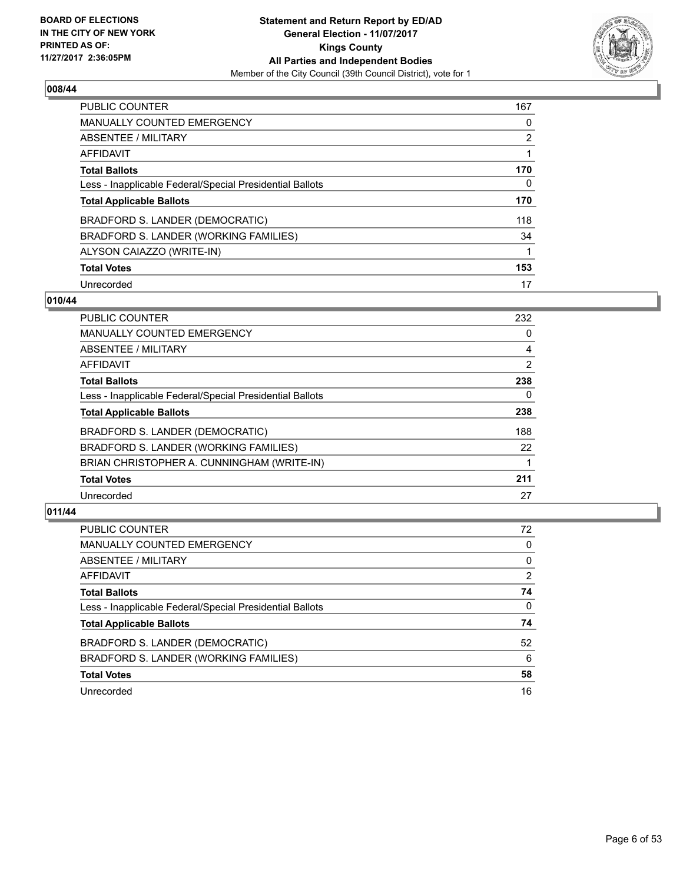**BOARD OF ELECTIONS IN THE CITY OF NEW YORK PRINTED AS OF: 11/27/2017 2:36:05PM**

**Statement and Return Report by ED/AD**
**General Election - 11/07/2017**
**Kings County**
**All Parties and Independent Bodies**
Member of the City Council (39th Council District), vote for 1

### 008/44

| | |
|---|---|
| PUBLIC COUNTER | 167 |
| MANUALLY COUNTED EMERGENCY | 0 |
| ABSENTEE / MILITARY | 2 |
| AFFIDAVIT | 1 |
| **Total Ballots** | **170** |
| Less - Inapplicable Federal/Special Presidential Ballots | 0 |
| **Total Applicable Ballots** | **170** |
| BRADFORD S. LANDER (DEMOCRATIC) | 118 |
| BRADFORD S. LANDER (WORKING FAMILIES) | 34 |
| ALYSON CAIAZZO (WRITE-IN) | 1 |
| **Total Votes** | **153** |
| Unrecorded | 17 |

### 010/44

| | |
|---|---|
| PUBLIC COUNTER | 232 |
| MANUALLY COUNTED EMERGENCY | 0 |
| ABSENTEE / MILITARY | 4 |
| AFFIDAVIT | 2 |
| **Total Ballots** | **238** |
| Less - Inapplicable Federal/Special Presidential Ballots | 0 |
| **Total Applicable Ballots** | **238** |
| BRADFORD S. LANDER (DEMOCRATIC) | 188 |
| BRADFORD S. LANDER (WORKING FAMILIES) | 22 |
| BRIAN CHRISTOPHER A. CUNNINGHAM (WRITE-IN) | 1 |
| **Total Votes** | **211** |
| Unrecorded | 27 |

### 011/44

| | |
|---|---|
| PUBLIC COUNTER | 72 |
| MANUALLY COUNTED EMERGENCY | 0 |
| ABSENTEE / MILITARY | 0 |
| AFFIDAVIT | 2 |
| **Total Ballots** | **74** |
| Less - Inapplicable Federal/Special Presidential Ballots | 0 |
| **Total Applicable Ballots** | **74** |
| BRADFORD S. LANDER (DEMOCRATIC) | 52 |
| BRADFORD S. LANDER (WORKING FAMILIES) | 6 |
| **Total Votes** | **58** |
| Unrecorded | 16 |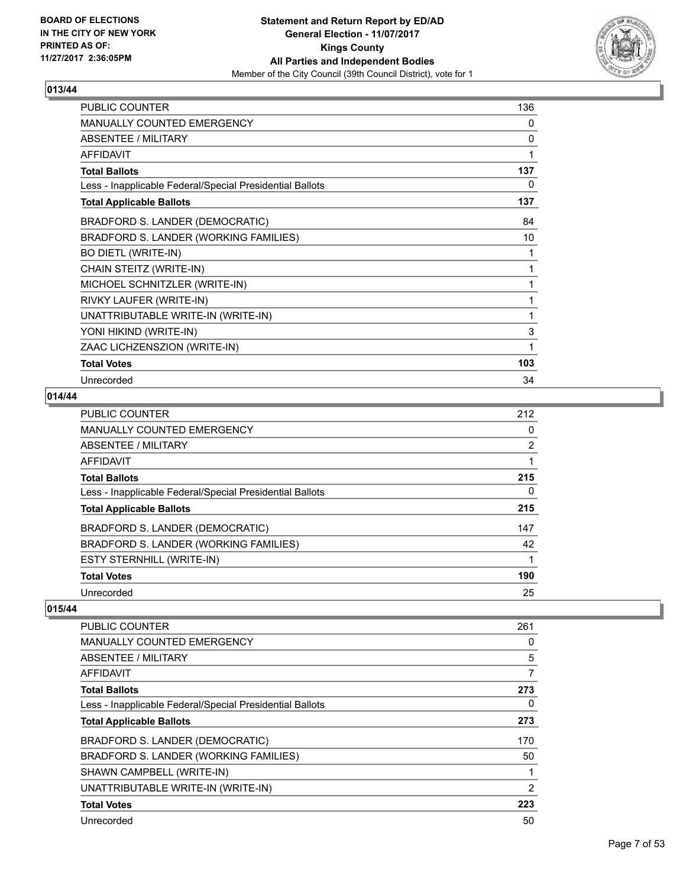### 013/44

| | |
|---|---|
| PUBLIC COUNTER | 136 |
| MANUALLY COUNTED EMERGENCY | 0 |
| ABSENTEE / MILITARY | 0 |
| AFFIDAVIT | 1 |
| **Total Ballots** | **137** |
| Less - Inapplicable Federal/Special Presidential Ballots | 0 |
| **Total Applicable Ballots** | **137** |
| BRADFORD S. LANDER (DEMOCRATIC) | 84 |
| BRADFORD S. LANDER (WORKING FAMILIES) | 10 |
| BO DIETL (WRITE-IN) | 1 |
| CHAIN STEITZ (WRITE-IN) | 1 |
| MICHOEL SCHNITZLER (WRITE-IN) | 1 |
| RIVKY LAUFER (WRITE-IN) | 1 |
| UNATTRIBUTABLE WRITE-IN (WRITE-IN) | 1 |
| YONI HIKIND (WRITE-IN) | 3 |
| ZAAC LICHZENSZION (WRITE-IN) | 1 |
| **Total Votes** | **103** |
| Unrecorded | 34 |

### 014/44

| | |
|---|---|
| PUBLIC COUNTER | 212 |
| MANUALLY COUNTED EMERGENCY | 0 |
| ABSENTEE / MILITARY | 2 |
| AFFIDAVIT | 1 |
| **Total Ballots** | **215** |
| Less - Inapplicable Federal/Special Presidential Ballots | 0 |
| **Total Applicable Ballots** | **215** |
| BRADFORD S. LANDER (DEMOCRATIC) | 147 |
| BRADFORD S. LANDER (WORKING FAMILIES) | 42 |
| ESTY STERNHILL (WRITE-IN) | 1 |
| **Total Votes** | **190** |
| Unrecorded | 25 |

### 015/44

| | |
|---|---|
| PUBLIC COUNTER | 261 |
| MANUALLY COUNTED EMERGENCY | 0 |
| ABSENTEE / MILITARY | 5 |
| AFFIDAVIT | 7 |
| **Total Ballots** | **273** |
| Less - Inapplicable Federal/Special Presidential Ballots | 0 |
| **Total Applicable Ballots** | **273** |
| BRADFORD S. LANDER (DEMOCRATIC) | 170 |
| BRADFORD S. LANDER (WORKING FAMILIES) | 50 |
| SHAWN CAMPBELL (WRITE-IN) | 1 |
| UNATTRIBUTABLE WRITE-IN (WRITE-IN) | 2 |
| **Total Votes** | **223** |
| Unrecorded | 50 |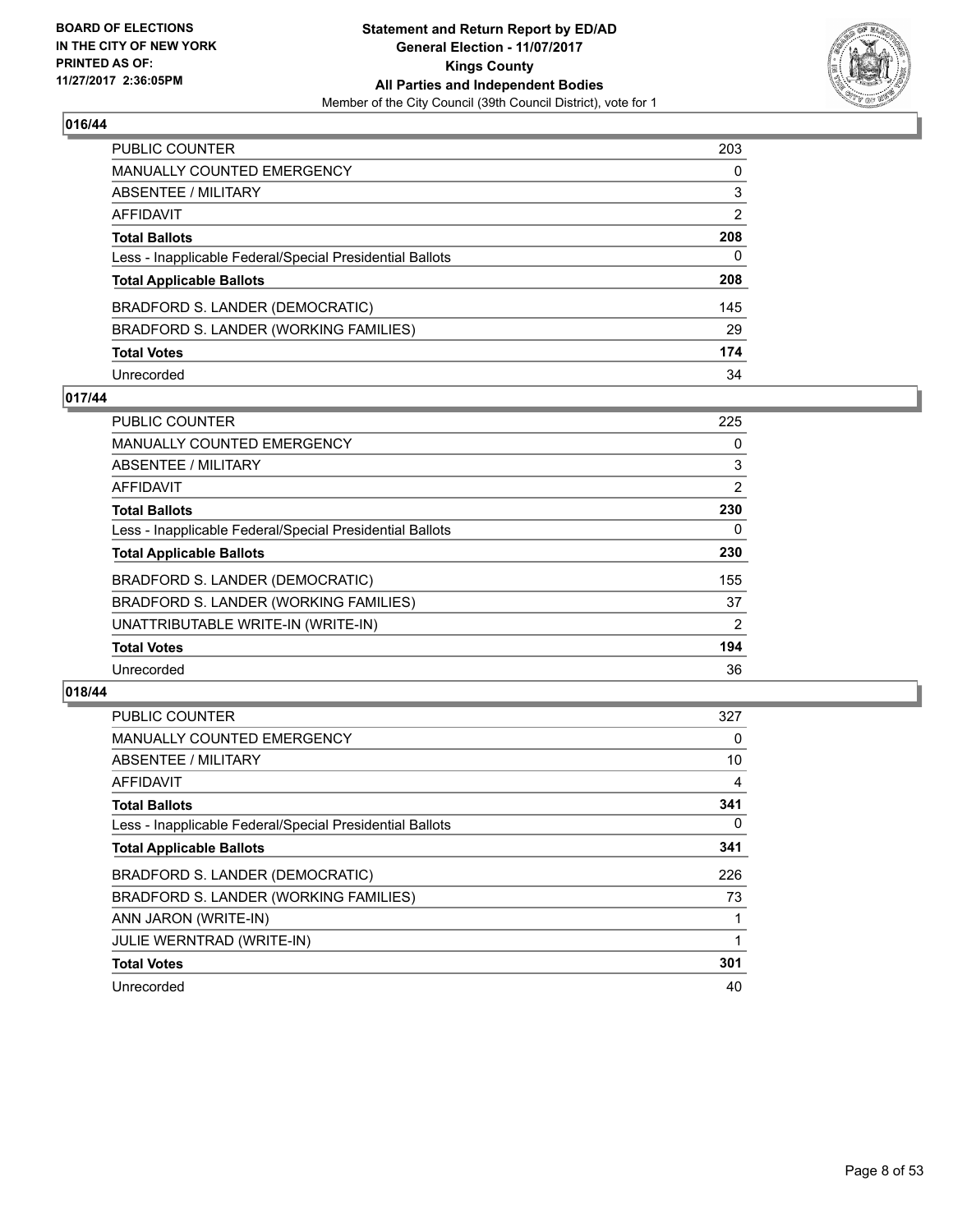## 016/44

| | |
|---|---|
| PUBLIC COUNTER | 203 |
| MANUALLY COUNTED EMERGENCY | 0 |
| ABSENTEE / MILITARY | 3 |
| AFFIDAVIT | 2 |
| **Total Ballots** | **208** |
| Less - Inapplicable Federal/Special Presidential Ballots | 0 |
| **Total Applicable Ballots** | **208** |
| BRADFORD S. LANDER (DEMOCRATIC) | 145 |
| BRADFORD S. LANDER (WORKING FAMILIES) | 29 |
| **Total Votes** | **174** |
| Unrecorded | 34 |

## 017/44

| | |
|---|---|
| PUBLIC COUNTER | 225 |
| MANUALLY COUNTED EMERGENCY | 0 |
| ABSENTEE / MILITARY | 3 |
| AFFIDAVIT | 2 |
| **Total Ballots** | **230** |
| Less - Inapplicable Federal/Special Presidential Ballots | 0 |
| **Total Applicable Ballots** | **230** |
| BRADFORD S. LANDER (DEMOCRATIC) | 155 |
| BRADFORD S. LANDER (WORKING FAMILIES) | 37 |
| UNATTRIBUTABLE WRITE-IN (WRITE-IN) | 2 |
| **Total Votes** | **194** |
| Unrecorded | 36 |

## 018/44

| | |
|---|---|
| PUBLIC COUNTER | 327 |
| MANUALLY COUNTED EMERGENCY | 0 |
| ABSENTEE / MILITARY | 10 |
| AFFIDAVIT | 4 |
| **Total Ballots** | **341** |
| Less - Inapplicable Federal/Special Presidential Ballots | 0 |
| **Total Applicable Ballots** | **341** |
| BRADFORD S. LANDER (DEMOCRATIC) | 226 |
| BRADFORD S. LANDER (WORKING FAMILIES) | 73 |
| ANN JARON (WRITE-IN) | 1 |
| JULIE WERNTRAD (WRITE-IN) | 1 |
| **Total Votes** | **301** |
| Unrecorded | 40 |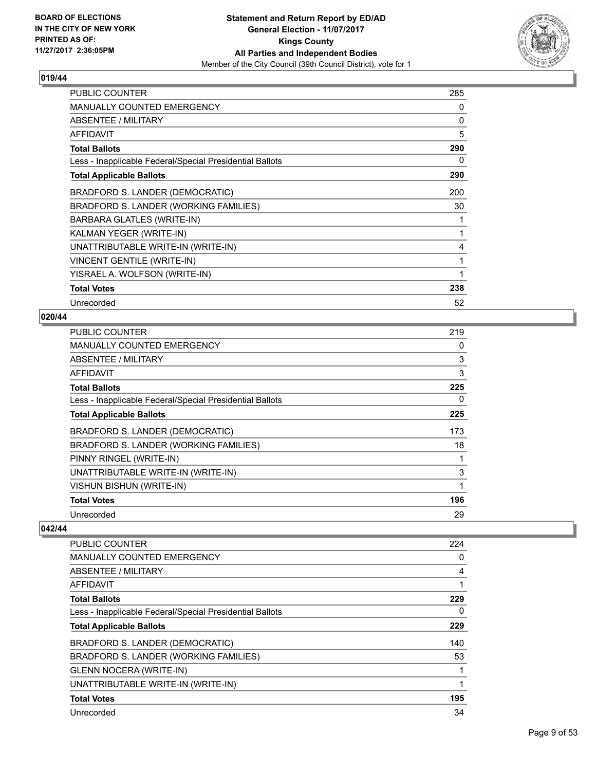## 019/44

| | |
|---|---|
| PUBLIC COUNTER | 285 |
| MANUALLY COUNTED EMERGENCY | 0 |
| ABSENTEE / MILITARY | 0 |
| AFFIDAVIT | 5 |
| **Total Ballots** | **290** |
| Less - Inapplicable Federal/Special Presidential Ballots | 0 |
| **Total Applicable Ballots** | **290** |
| BRADFORD S. LANDER (DEMOCRATIC) | 200 |
| BRADFORD S. LANDER (WORKING FAMILIES) | 30 |
| BARBARA GLATLES (WRITE-IN) | 1 |
| KALMAN YEGER (WRITE-IN) | 1 |
| UNATTRIBUTABLE WRITE-IN (WRITE-IN) | 4 |
| VINCENT GENTILE (WRITE-IN) | 1 |
| YISRAEL A. WOLFSON (WRITE-IN) | 1 |
| **Total Votes** | **238** |
| Unrecorded | 52 |

## 020/44

| | |
|---|---|
| PUBLIC COUNTER | 219 |
| MANUALLY COUNTED EMERGENCY | 0 |
| ABSENTEE / MILITARY | 3 |
| AFFIDAVIT | 3 |
| **Total Ballots** | **225** |
| Less - Inapplicable Federal/Special Presidential Ballots | 0 |
| **Total Applicable Ballots** | **225** |
| BRADFORD S. LANDER (DEMOCRATIC) | 173 |
| BRADFORD S. LANDER (WORKING FAMILIES) | 18 |
| PINNY RINGEL (WRITE-IN) | 1 |
| UNATTRIBUTABLE WRITE-IN (WRITE-IN) | 3 |
| VISHUN BISHUN (WRITE-IN) | 1 |
| **Total Votes** | **196** |
| Unrecorded | 29 |

## 042/44

| | |
|---|---|
| PUBLIC COUNTER | 224 |
| MANUALLY COUNTED EMERGENCY | 0 |
| ABSENTEE / MILITARY | 4 |
| AFFIDAVIT | 1 |
| **Total Ballots** | **229** |
| Less - Inapplicable Federal/Special Presidential Ballots | 0 |
| **Total Applicable Ballots** | **229** |
| BRADFORD S. LANDER (DEMOCRATIC) | 140 |
| BRADFORD S. LANDER (WORKING FAMILIES) | 53 |
| GLENN NOCERA (WRITE-IN) | 1 |
| UNATTRIBUTABLE WRITE-IN (WRITE-IN) | 1 |
| **Total Votes** | **195** |
| Unrecorded | 34 |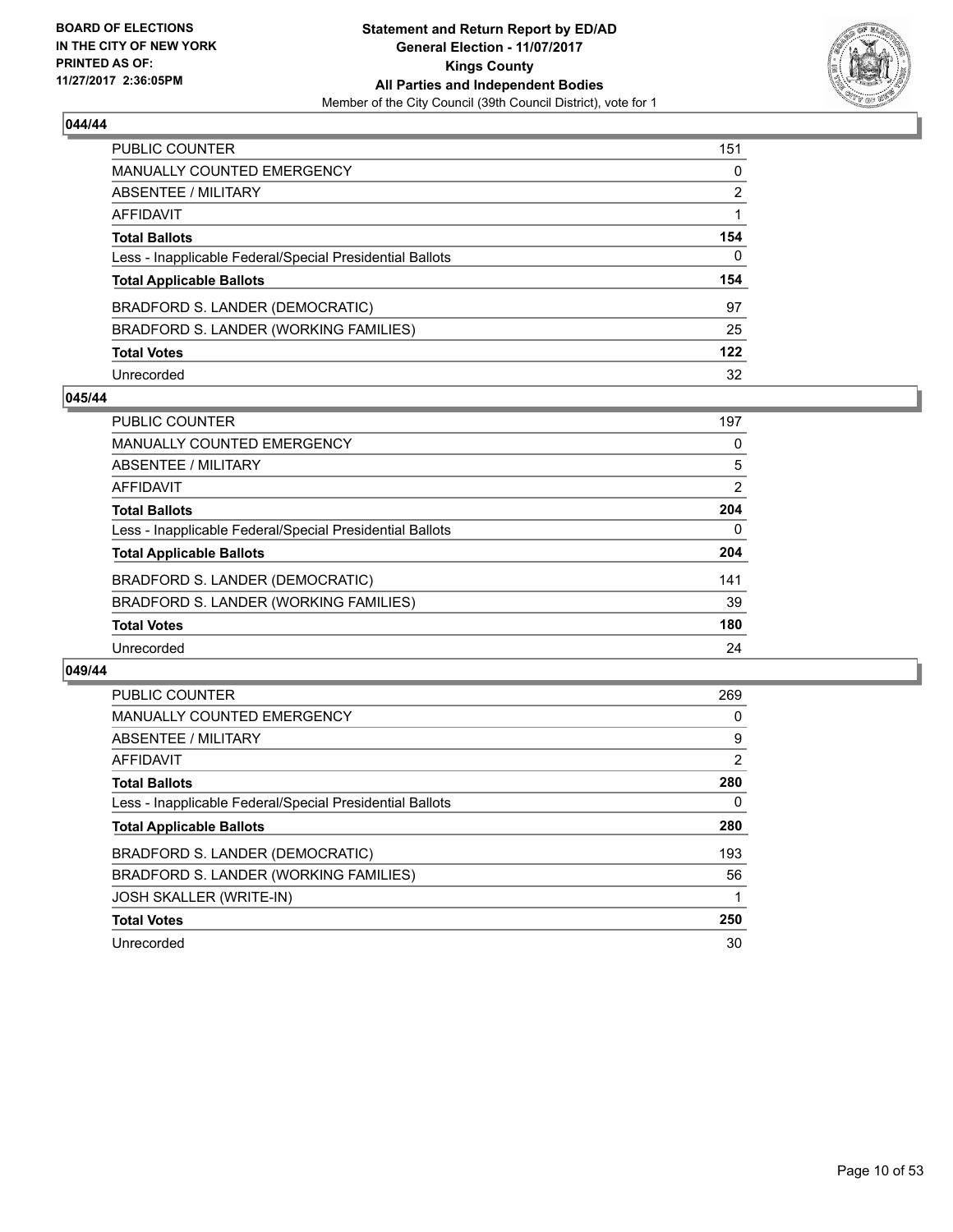BOARD OF ELECTIONS
IN THE CITY OF NEW YORK
PRINTED AS OF:
11/27/2017 2:36:05PM

**Statement and Return Report by ED/AD**
**General Election - 11/07/2017**
**Kings County**
**All Parties and Independent Bodies**
Member of the City Council (39th Council District), vote for 1

### 044/44

| | |
|---|---|
| PUBLIC COUNTER | 151 |
| MANUALLY COUNTED EMERGENCY | 0 |
| ABSENTEE / MILITARY | 2 |
| AFFIDAVIT | 1 |
| **Total Ballots** | **154** |
| Less - Inapplicable Federal/Special Presidential Ballots | 0 |
| **Total Applicable Ballots** | **154** |
| BRADFORD S. LANDER (DEMOCRATIC) | 97 |
| BRADFORD S. LANDER (WORKING FAMILIES) | 25 |
| **Total Votes** | **122** |
| Unrecorded | 32 |

### 045/44

| | |
|---|---|
| PUBLIC COUNTER | 197 |
| MANUALLY COUNTED EMERGENCY | 0 |
| ABSENTEE / MILITARY | 5 |
| AFFIDAVIT | 2 |
| **Total Ballots** | **204** |
| Less - Inapplicable Federal/Special Presidential Ballots | 0 |
| **Total Applicable Ballots** | **204** |
| BRADFORD S. LANDER (DEMOCRATIC) | 141 |
| BRADFORD S. LANDER (WORKING FAMILIES) | 39 |
| **Total Votes** | **180** |
| Unrecorded | 24 |

### 049/44

| | |
|---|---|
| PUBLIC COUNTER | 269 |
| MANUALLY COUNTED EMERGENCY | 0 |
| ABSENTEE / MILITARY | 9 |
| AFFIDAVIT | 2 |
| **Total Ballots** | **280** |
| Less - Inapplicable Federal/Special Presidential Ballots | 0 |
| **Total Applicable Ballots** | **280** |
| BRADFORD S. LANDER (DEMOCRATIC) | 193 |
| BRADFORD S. LANDER (WORKING FAMILIES) | 56 |
| JOSH SKALLER (WRITE-IN) | 1 |
| **Total Votes** | **250** |
| Unrecorded | 30 |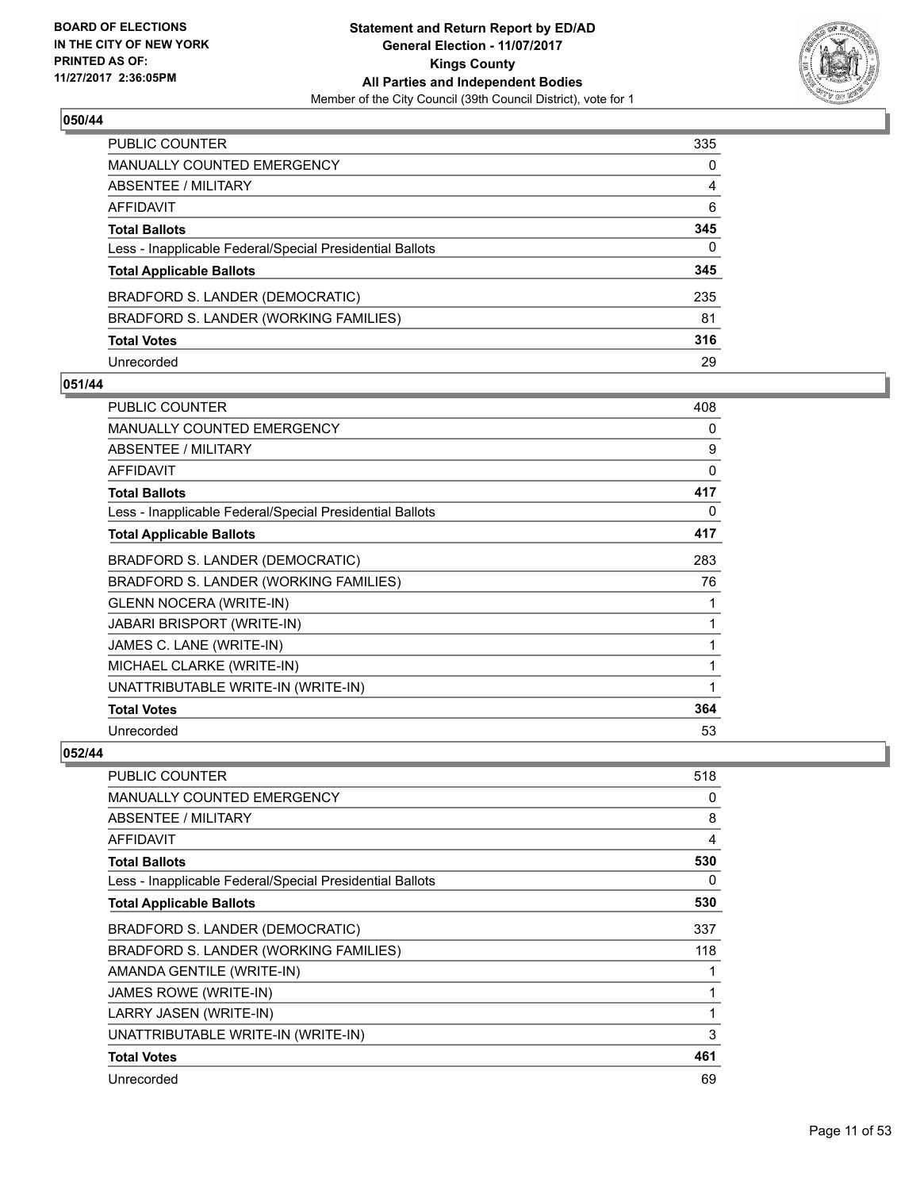**BOARD OF ELECTIONS IN THE CITY OF NEW YORK PRINTED AS OF: 11/27/2017 2:36:05PM**

**Statement and Return Report by ED/AD**
**General Election - 11/07/2017**
**Kings County**
**All Parties and Independent Bodies**
Member of the City Council (39th Council District), vote for 1

### 050/44

| | |
|---|---|
| PUBLIC COUNTER | 335 |
| MANUALLY COUNTED EMERGENCY | 0 |
| ABSENTEE / MILITARY | 4 |
| AFFIDAVIT | 6 |
| **Total Ballots** | **345** |
| Less - Inapplicable Federal/Special Presidential Ballots | 0 |
| **Total Applicable Ballots** | **345** |
| BRADFORD S. LANDER (DEMOCRATIC) | 235 |
| BRADFORD S. LANDER (WORKING FAMILIES) | 81 |
| **Total Votes** | **316** |
| Unrecorded | 29 |

### 051/44

| | |
|---|---|
| PUBLIC COUNTER | 408 |
| MANUALLY COUNTED EMERGENCY | 0 |
| ABSENTEE / MILITARY | 9 |
| AFFIDAVIT | 0 |
| **Total Ballots** | **417** |
| Less - Inapplicable Federal/Special Presidential Ballots | 0 |
| **Total Applicable Ballots** | **417** |
| BRADFORD S. LANDER (DEMOCRATIC) | 283 |
| BRADFORD S. LANDER (WORKING FAMILIES) | 76 |
| GLENN NOCERA (WRITE-IN) | 1 |
| JABARI BRISPORT (WRITE-IN) | 1 |
| JAMES C. LANE (WRITE-IN) | 1 |
| MICHAEL CLARKE (WRITE-IN) | 1 |
| UNATTRIBUTABLE WRITE-IN (WRITE-IN) | 1 |
| **Total Votes** | **364** |
| Unrecorded | 53 |

### 052/44

| | |
|---|---|
| PUBLIC COUNTER | 518 |
| MANUALLY COUNTED EMERGENCY | 0 |
| ABSENTEE / MILITARY | 8 |
| AFFIDAVIT | 4 |
| **Total Ballots** | **530** |
| Less - Inapplicable Federal/Special Presidential Ballots | 0 |
| **Total Applicable Ballots** | **530** |
| BRADFORD S. LANDER (DEMOCRATIC) | 337 |
| BRADFORD S. LANDER (WORKING FAMILIES) | 118 |
| AMANDA GENTILE (WRITE-IN) | 1 |
| JAMES ROWE (WRITE-IN) | 1 |
| LARRY JASEN (WRITE-IN) | 1 |
| UNATTRIBUTABLE WRITE-IN (WRITE-IN) | 3 |
| **Total Votes** | **461** |
| Unrecorded | 69 |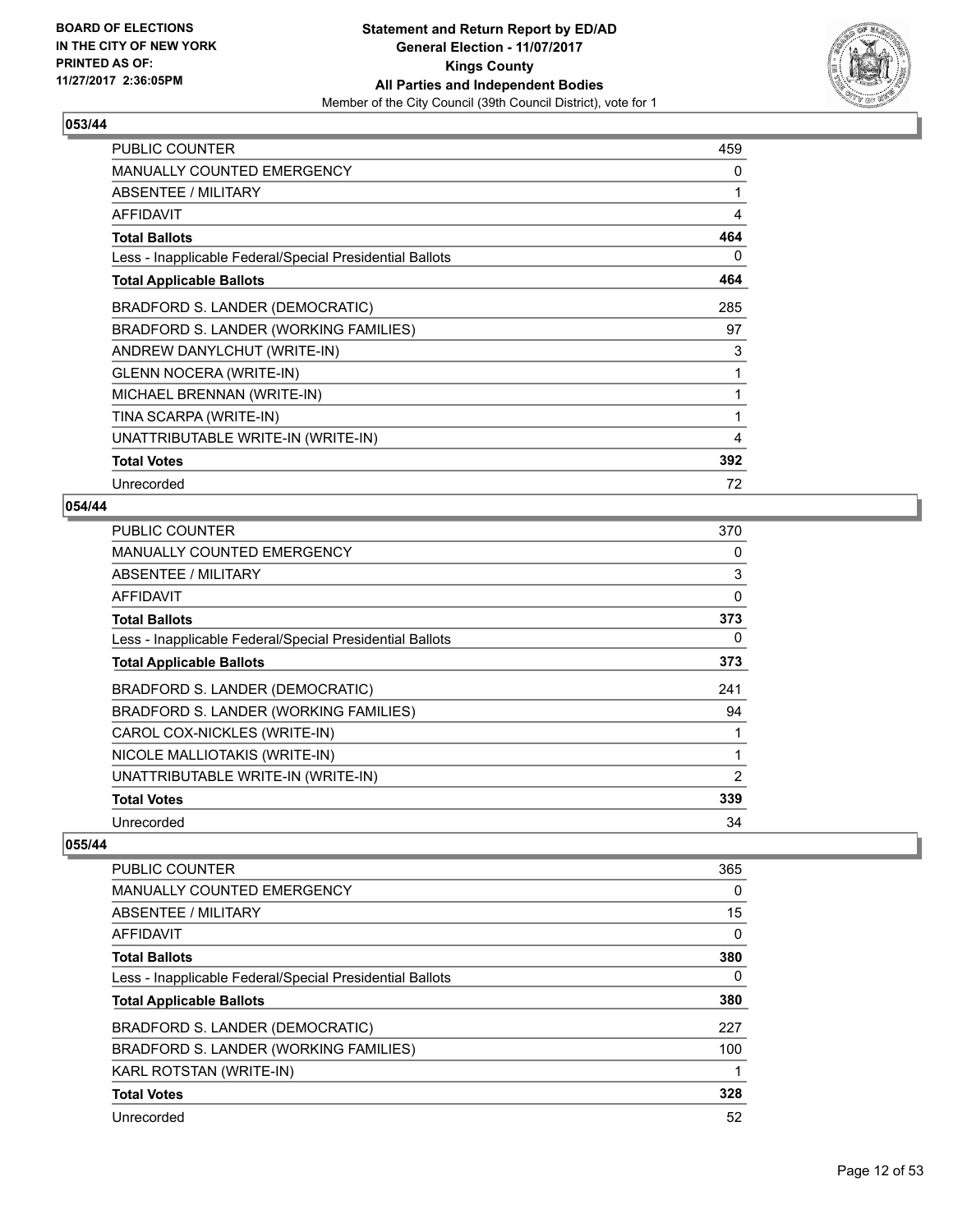**BOARD OF ELECTIONS IN THE CITY OF NEW YORK PRINTED AS OF: 11/27/2017 2:36:05PM**

**Statement and Return Report by ED/AD**
**General Election - 11/07/2017**
**Kings County**
**All Parties and Independent Bodies**
Member of the City Council (39th Council District), vote for 1

## 053/44

| | |
|---|---|
| PUBLIC COUNTER | 459 |
| MANUALLY COUNTED EMERGENCY | 0 |
| ABSENTEE / MILITARY | 1 |
| AFFIDAVIT | 4 |
| **Total Ballots** | **464** |
| Less - Inapplicable Federal/Special Presidential Ballots | 0 |
| **Total Applicable Ballots** | **464** |
| BRADFORD S. LANDER (DEMOCRATIC) | 285 |
| BRADFORD S. LANDER (WORKING FAMILIES) | 97 |
| ANDREW DANYLCHUT (WRITE-IN) | 3 |
| GLENN NOCERA (WRITE-IN) | 1 |
| MICHAEL BRENNAN (WRITE-IN) | 1 |
| TINA SCARPA (WRITE-IN) | 1 |
| UNATTRIBUTABLE WRITE-IN (WRITE-IN) | 4 |
| **Total Votes** | **392** |
| Unrecorded | 72 |

## 054/44

| | |
|---|---|
| PUBLIC COUNTER | 370 |
| MANUALLY COUNTED EMERGENCY | 0 |
| ABSENTEE / MILITARY | 3 |
| AFFIDAVIT | 0 |
| **Total Ballots** | **373** |
| Less - Inapplicable Federal/Special Presidential Ballots | 0 |
| **Total Applicable Ballots** | **373** |
| BRADFORD S. LANDER (DEMOCRATIC) | 241 |
| BRADFORD S. LANDER (WORKING FAMILIES) | 94 |
| CAROL COX-NICKLES (WRITE-IN) | 1 |
| NICOLE MALLIOTAKIS (WRITE-IN) | 1 |
| UNATTRIBUTABLE WRITE-IN (WRITE-IN) | 2 |
| **Total Votes** | **339** |
| Unrecorded | 34 |

## 055/44

| | |
|---|---|
| PUBLIC COUNTER | 365 |
| MANUALLY COUNTED EMERGENCY | 0 |
| ABSENTEE / MILITARY | 15 |
| AFFIDAVIT | 0 |
| **Total Ballots** | **380** |
| Less - Inapplicable Federal/Special Presidential Ballots | 0 |
| **Total Applicable Ballots** | **380** |
| BRADFORD S. LANDER (DEMOCRATIC) | 227 |
| BRADFORD S. LANDER (WORKING FAMILIES) | 100 |
| KARL ROTSTAN (WRITE-IN) | 1 |
| **Total Votes** | **328** |
| Unrecorded | 52 |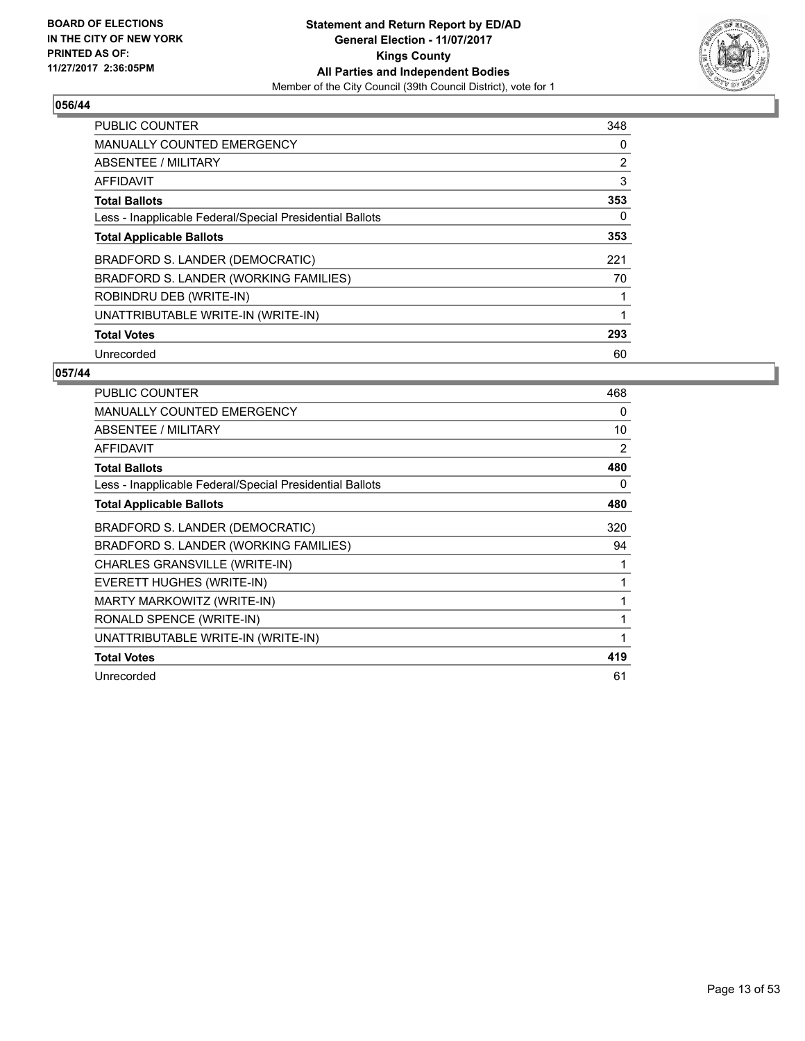**BOARD OF ELECTIONS IN THE CITY OF NEW YORK PRINTED AS OF: 11/27/2017 2:36:05PM**

**Statement and Return Report by ED/AD**
**General Election - 11/07/2017**
**Kings County**
**All Parties and Independent Bodies**
Member of the City Council (39th Council District), vote for 1

## 056/44

| | |
|---|---|
| PUBLIC COUNTER | 348 |
| MANUALLY COUNTED EMERGENCY | 0 |
| ABSENTEE / MILITARY | 2 |
| AFFIDAVIT | 3 |
| **Total Ballots** | **353** |
| Less - Inapplicable Federal/Special Presidential Ballots | 0 |
| **Total Applicable Ballots** | **353** |
| BRADFORD S. LANDER (DEMOCRATIC) | 221 |
| BRADFORD S. LANDER (WORKING FAMILIES) | 70 |
| ROBINDRU DEB (WRITE-IN) | 1 |
| UNATTRIBUTABLE WRITE-IN (WRITE-IN) | 1 |
| **Total Votes** | **293** |
| Unrecorded | 60 |

## 057/44

| | |
|---|---|
| PUBLIC COUNTER | 468 |
| MANUALLY COUNTED EMERGENCY | 0 |
| ABSENTEE / MILITARY | 10 |
| AFFIDAVIT | 2 |
| **Total Ballots** | **480** |
| Less - Inapplicable Federal/Special Presidential Ballots | 0 |
| **Total Applicable Ballots** | **480** |
| BRADFORD S. LANDER (DEMOCRATIC) | 320 |
| BRADFORD S. LANDER (WORKING FAMILIES) | 94 |
| CHARLES GRANSVILLE (WRITE-IN) | 1 |
| EVERETT HUGHES (WRITE-IN) | 1 |
| MARTY MARKOWITZ (WRITE-IN) | 1 |
| RONALD SPENCE (WRITE-IN) | 1 |
| UNATTRIBUTABLE WRITE-IN (WRITE-IN) | 1 |
| **Total Votes** | **419** |
| Unrecorded | 61 |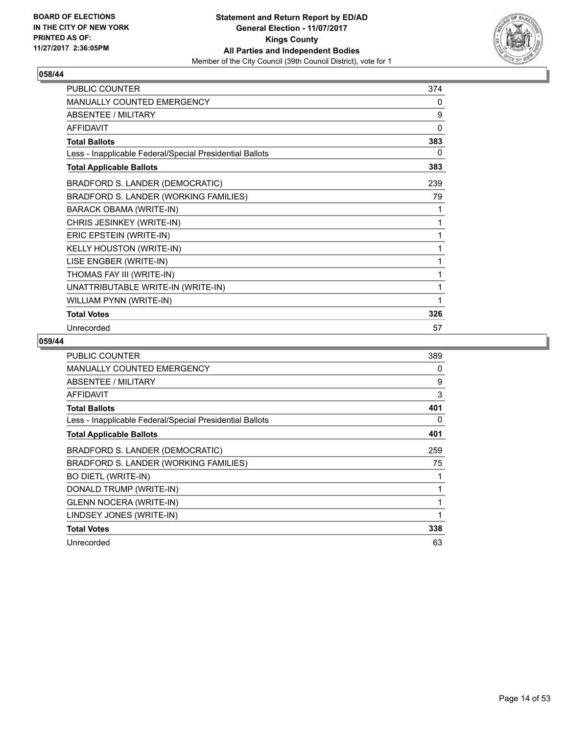**BOARD OF ELECTIONS IN THE CITY OF NEW YORK PRINTED AS OF: 11/27/2017 2:36:05PM**

**Statement and Return Report by ED/AD**
**General Election - 11/07/2017**
**Kings County**
**All Parties and Independent Bodies**
Member of the City Council (39th Council District), vote for 1

### 058/44

| | |
|---|---|
| PUBLIC COUNTER | 374 |
| MANUALLY COUNTED EMERGENCY | 0 |
| ABSENTEE / MILITARY | 9 |
| AFFIDAVIT | 0 |
| **Total Ballots** | **383** |
| Less - Inapplicable Federal/Special Presidential Ballots | 0 |
| **Total Applicable Ballots** | **383** |
| BRADFORD S. LANDER (DEMOCRATIC) | 239 |
| BRADFORD S. LANDER (WORKING FAMILIES) | 79 |
| BARACK OBAMA (WRITE-IN) | 1 |
| CHRIS JESINKEY (WRITE-IN) | 1 |
| ERIC EPSTEIN (WRITE-IN) | 1 |
| KELLY HOUSTON (WRITE-IN) | 1 |
| LISE ENGBER (WRITE-IN) | 1 |
| THOMAS FAY III (WRITE-IN) | 1 |
| UNATTRIBUTABLE WRITE-IN (WRITE-IN) | 1 |
| WILLIAM PYNN (WRITE-IN) | 1 |
| **Total Votes** | **326** |
| Unrecorded | 57 |

### 059/44

| | |
|---|---|
| PUBLIC COUNTER | 389 |
| MANUALLY COUNTED EMERGENCY | 0 |
| ABSENTEE / MILITARY | 9 |
| AFFIDAVIT | 3 |
| **Total Ballots** | **401** |
| Less - Inapplicable Federal/Special Presidential Ballots | 0 |
| **Total Applicable Ballots** | **401** |
| BRADFORD S. LANDER (DEMOCRATIC) | 259 |
| BRADFORD S. LANDER (WORKING FAMILIES) | 75 |
| BO DIETL (WRITE-IN) | 1 |
| DONALD TRUMP (WRITE-IN) | 1 |
| GLENN NOCERA (WRITE-IN) | 1 |
| LINDSEY JONES (WRITE-IN) | 1 |
| **Total Votes** | **338** |
| Unrecorded | 63 |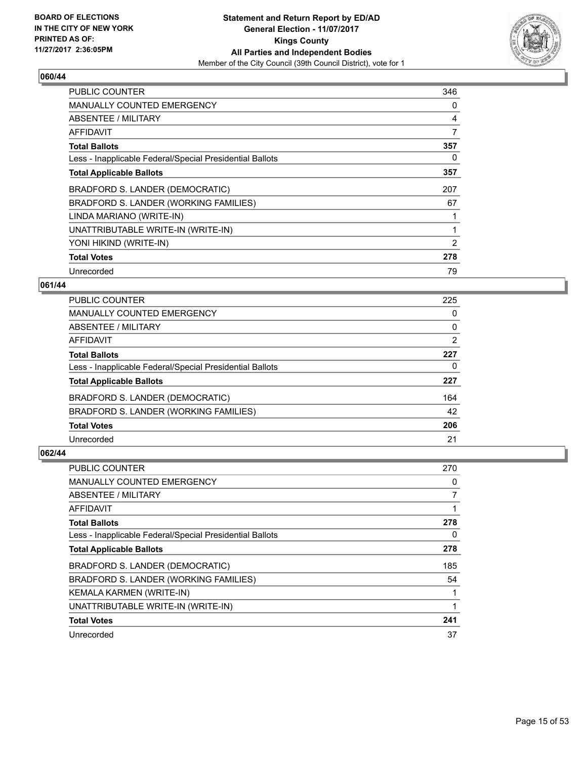BOARD OF ELECTIONS IN THE CITY OF NEW YORK
PRINTED AS OF: 11/27/2017 2:36:05PM

**Statement and Return Report by ED/AD**
**General Election - 11/07/2017**
**Kings County**
**All Parties and Independent Bodies**
Member of the City Council (39th Council District), vote for 1

## 060/44

| | |
|---|---|
| PUBLIC COUNTER | 346 |
| MANUALLY COUNTED EMERGENCY | 0 |
| ABSENTEE / MILITARY | 4 |
| AFFIDAVIT | 7 |
| **Total Ballots** | **357** |
| Less - Inapplicable Federal/Special Presidential Ballots | 0 |
| **Total Applicable Ballots** | **357** |
| BRADFORD S. LANDER (DEMOCRATIC) | 207 |
| BRADFORD S. LANDER (WORKING FAMILIES) | 67 |
| LINDA MARIANO (WRITE-IN) | 1 |
| UNATTRIBUTABLE WRITE-IN (WRITE-IN) | 1 |
| YONI HIKIND (WRITE-IN) | 2 |
| **Total Votes** | **278** |
| Unrecorded | 79 |

## 061/44

| | |
|---|---|
| PUBLIC COUNTER | 225 |
| MANUALLY COUNTED EMERGENCY | 0 |
| ABSENTEE / MILITARY | 0 |
| AFFIDAVIT | 2 |
| **Total Ballots** | **227** |
| Less - Inapplicable Federal/Special Presidential Ballots | 0 |
| **Total Applicable Ballots** | **227** |
| BRADFORD S. LANDER (DEMOCRATIC) | 164 |
| BRADFORD S. LANDER (WORKING FAMILIES) | 42 |
| **Total Votes** | **206** |
| Unrecorded | 21 |

## 062/44

| | |
|---|---|
| PUBLIC COUNTER | 270 |
| MANUALLY COUNTED EMERGENCY | 0 |
| ABSENTEE / MILITARY | 7 |
| AFFIDAVIT | 1 |
| **Total Ballots** | **278** |
| Less - Inapplicable Federal/Special Presidential Ballots | 0 |
| **Total Applicable Ballots** | **278** |
| BRADFORD S. LANDER (DEMOCRATIC) | 185 |
| BRADFORD S. LANDER (WORKING FAMILIES) | 54 |
| KEMALA KARMEN (WRITE-IN) | 1 |
| UNATTRIBUTABLE WRITE-IN (WRITE-IN) | 1 |
| **Total Votes** | **241** |
| Unrecorded | 37 |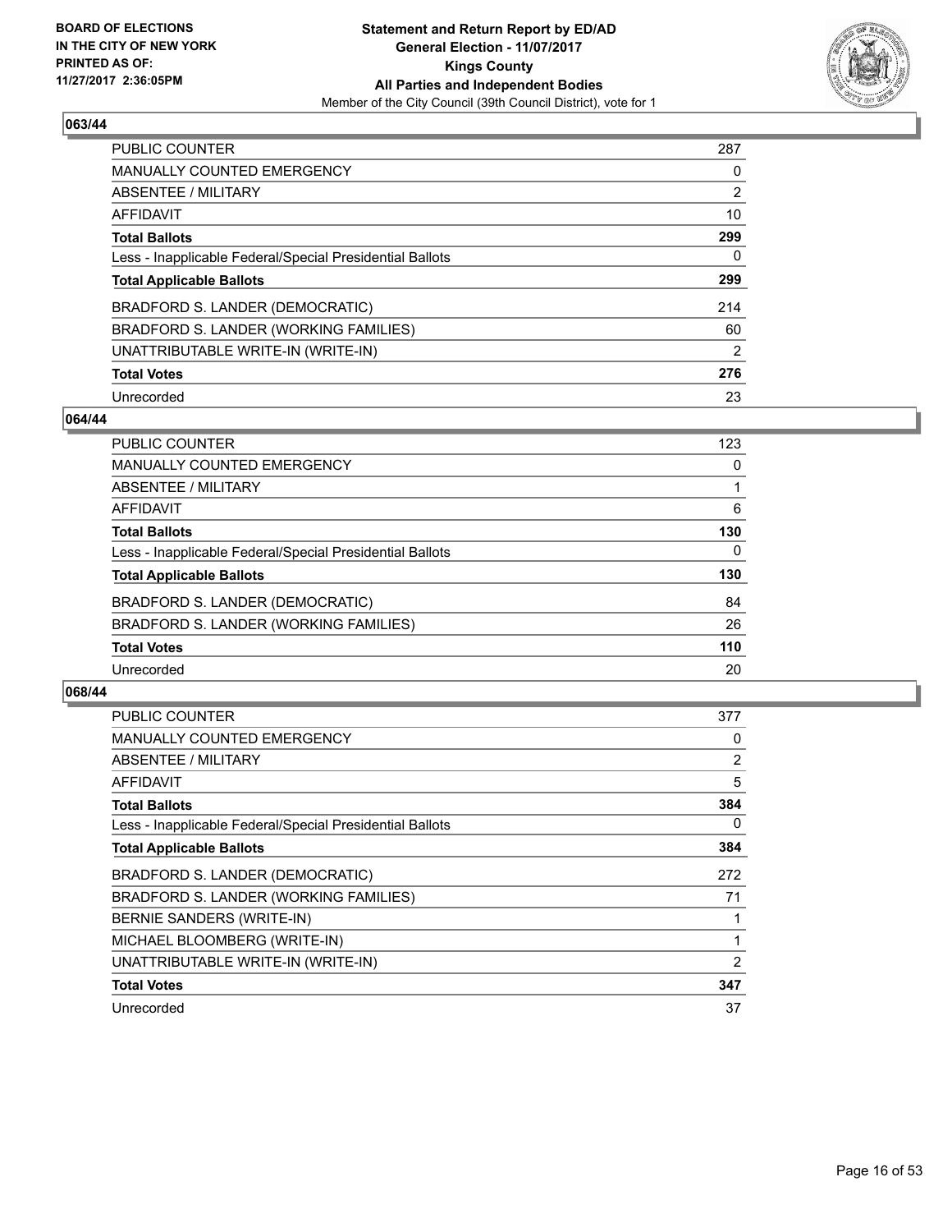BOARD OF ELECTIONS
IN THE CITY OF NEW YORK
PRINTED AS OF:
11/27/2017 2:36:05PM

**Statement and Return Report by ED/AD**
**General Election - 11/07/2017**
**Kings County**
**All Parties and Independent Bodies**
Member of the City Council (39th Council District), vote for 1

### 063/44

| | |
|---|---|
| PUBLIC COUNTER | 287 |
| MANUALLY COUNTED EMERGENCY | 0 |
| ABSENTEE / MILITARY | 2 |
| AFFIDAVIT | 10 |
| **Total Ballots** | **299** |
| Less - Inapplicable Federal/Special Presidential Ballots | 0 |
| **Total Applicable Ballots** | **299** |
| BRADFORD S. LANDER (DEMOCRATIC) | 214 |
| BRADFORD S. LANDER (WORKING FAMILIES) | 60 |
| UNATTRIBUTABLE WRITE-IN (WRITE-IN) | 2 |
| **Total Votes** | **276** |
| Unrecorded | 23 |

### 064/44

| | |
|---|---|
| PUBLIC COUNTER | 123 |
| MANUALLY COUNTED EMERGENCY | 0 |
| ABSENTEE / MILITARY | 1 |
| AFFIDAVIT | 6 |
| **Total Ballots** | **130** |
| Less - Inapplicable Federal/Special Presidential Ballots | 0 |
| **Total Applicable Ballots** | **130** |
| BRADFORD S. LANDER (DEMOCRATIC) | 84 |
| BRADFORD S. LANDER (WORKING FAMILIES) | 26 |
| **Total Votes** | **110** |
| Unrecorded | 20 |

### 068/44

| | |
|---|---|
| PUBLIC COUNTER | 377 |
| MANUALLY COUNTED EMERGENCY | 0 |
| ABSENTEE / MILITARY | 2 |
| AFFIDAVIT | 5 |
| **Total Ballots** | **384** |
| Less - Inapplicable Federal/Special Presidential Ballots | 0 |
| **Total Applicable Ballots** | **384** |
| BRADFORD S. LANDER (DEMOCRATIC) | 272 |
| BRADFORD S. LANDER (WORKING FAMILIES) | 71 |
| BERNIE SANDERS (WRITE-IN) | 1 |
| MICHAEL BLOOMBERG (WRITE-IN) | 1 |
| UNATTRIBUTABLE WRITE-IN (WRITE-IN) | 2 |
| **Total Votes** | **347** |
| Unrecorded | 37 |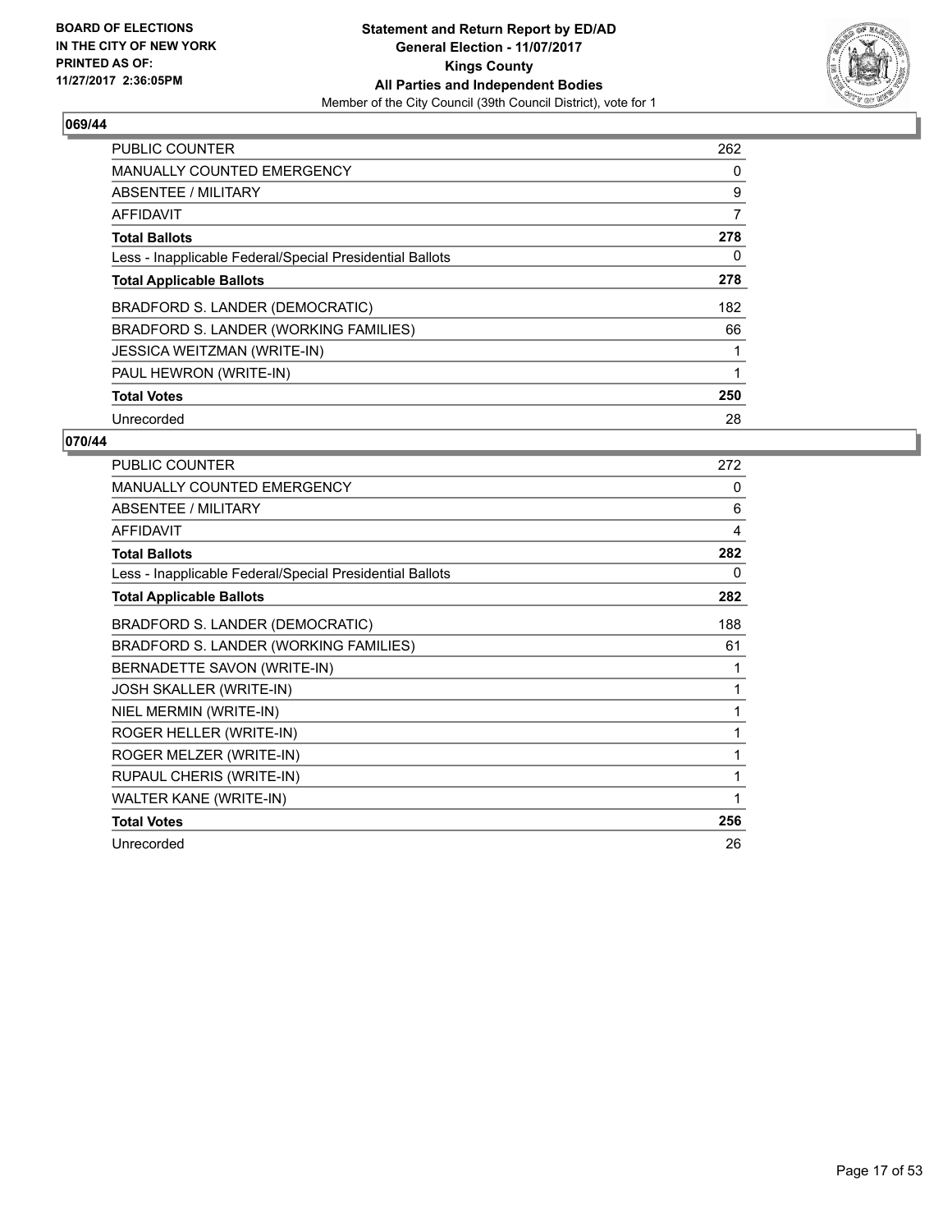BOARD OF ELECTIONS
IN THE CITY OF NEW YORK
PRINTED AS OF:
11/27/2017 2:36:05PM

**Statement and Return Report by ED/AD**
**General Election - 11/07/2017**
**Kings County**
**All Parties and Independent Bodies**
Member of the City Council (39th Council District), vote for 1

## 069/44

| | |
|---|---|
| PUBLIC COUNTER | 262 |
| MANUALLY COUNTED EMERGENCY | 0 |
| ABSENTEE / MILITARY | 9 |
| AFFIDAVIT | 7 |
| **Total Ballots** | **278** |
| Less - Inapplicable Federal/Special Presidential Ballots | 0 |
| **Total Applicable Ballots** | **278** |
| BRADFORD S. LANDER (DEMOCRATIC) | 182 |
| BRADFORD S. LANDER (WORKING FAMILIES) | 66 |
| JESSICA WEITZMAN (WRITE-IN) | 1 |
| PAUL HEWRON (WRITE-IN) | 1 |
| **Total Votes** | **250** |
| Unrecorded | 28 |

## 070/44

| | |
|---|---|
| PUBLIC COUNTER | 272 |
| MANUALLY COUNTED EMERGENCY | 0 |
| ABSENTEE / MILITARY | 6 |
| AFFIDAVIT | 4 |
| **Total Ballots** | **282** |
| Less - Inapplicable Federal/Special Presidential Ballots | 0 |
| **Total Applicable Ballots** | **282** |
| BRADFORD S. LANDER (DEMOCRATIC) | 188 |
| BRADFORD S. LANDER (WORKING FAMILIES) | 61 |
| BERNADETTE SAVON (WRITE-IN) | 1 |
| JOSH SKALLER (WRITE-IN) | 1 |
| NIEL MERMIN (WRITE-IN) | 1 |
| ROGER HELLER (WRITE-IN) | 1 |
| ROGER MELZER (WRITE-IN) | 1 |
| RUPAUL CHERIS (WRITE-IN) | 1 |
| WALTER KANE (WRITE-IN) | 1 |
| **Total Votes** | **256** |
| Unrecorded | 26 |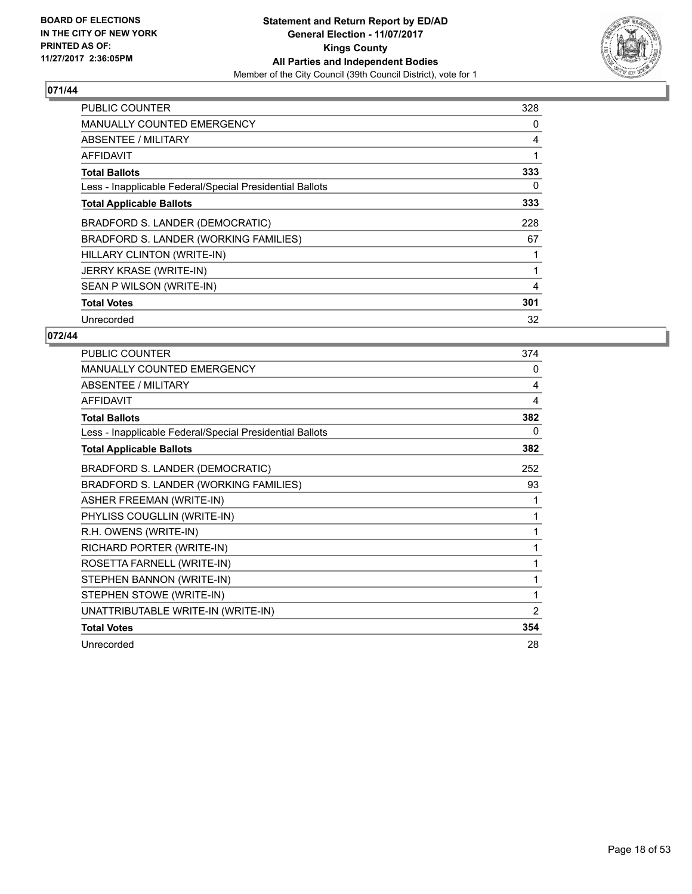BOARD OF ELECTIONS
IN THE CITY OF NEW YORK
PRINTED AS OF:
11/27/2017 2:36:05PM

**Statement and Return Report by ED/AD**
**General Election - 11/07/2017**
**Kings County**
**All Parties and Independent Bodies**
Member of the City Council (39th Council District), vote for 1

## 071/44

| | |
|---|---|
| PUBLIC COUNTER | 328 |
| MANUALLY COUNTED EMERGENCY | 0 |
| ABSENTEE / MILITARY | 4 |
| AFFIDAVIT | 1 |
| **Total Ballots** | **333** |
| Less - Inapplicable Federal/Special Presidential Ballots | 0 |
| **Total Applicable Ballots** | **333** |
| BRADFORD S. LANDER (DEMOCRATIC) | 228 |
| BRADFORD S. LANDER (WORKING FAMILIES) | 67 |
| HILLARY CLINTON (WRITE-IN) | 1 |
| JERRY KRASE (WRITE-IN) | 1 |
| SEAN P WILSON (WRITE-IN) | 4 |
| **Total Votes** | **301** |
| Unrecorded | 32 |

## 072/44

| | |
|---|---|
| PUBLIC COUNTER | 374 |
| MANUALLY COUNTED EMERGENCY | 0 |
| ABSENTEE / MILITARY | 4 |
| AFFIDAVIT | 4 |
| **Total Ballots** | **382** |
| Less - Inapplicable Federal/Special Presidential Ballots | 0 |
| **Total Applicable Ballots** | **382** |
| BRADFORD S. LANDER (DEMOCRATIC) | 252 |
| BRADFORD S. LANDER (WORKING FAMILIES) | 93 |
| ASHER FREEMAN (WRITE-IN) | 1 |
| PHYLISS COUGLLIN (WRITE-IN) | 1 |
| R.H. OWENS (WRITE-IN) | 1 |
| RICHARD PORTER (WRITE-IN) | 1 |
| ROSETTA FARNELL (WRITE-IN) | 1 |
| STEPHEN BANNON (WRITE-IN) | 1 |
| STEPHEN STOWE (WRITE-IN) | 1 |
| UNATTRIBUTABLE WRITE-IN (WRITE-IN) | 2 |
| **Total Votes** | **354** |
| Unrecorded | 28 |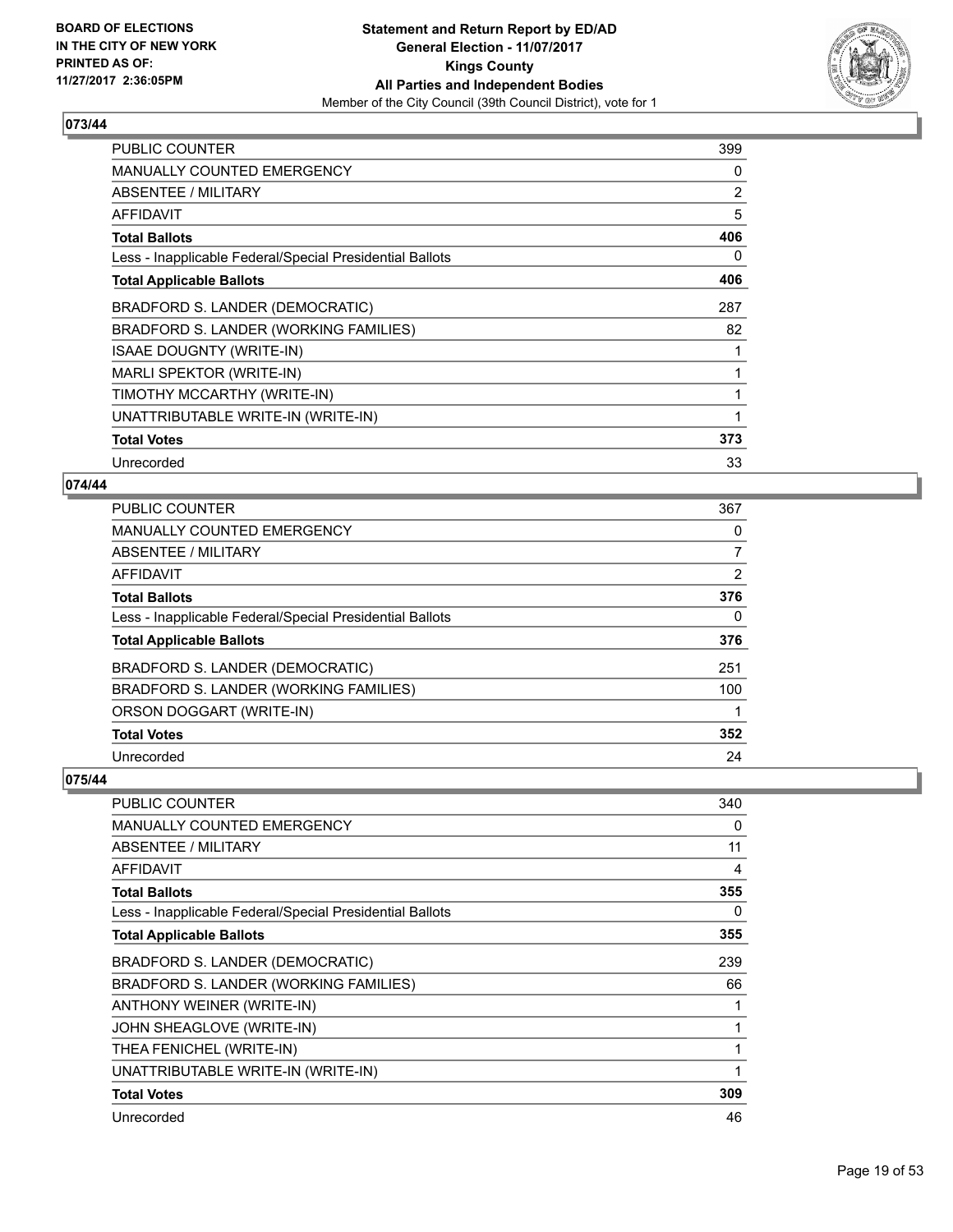## 073/44

| | |
|---|---|
| PUBLIC COUNTER | 399 |
| MANUALLY COUNTED EMERGENCY | 0 |
| ABSENTEE / MILITARY | 2 |
| AFFIDAVIT | 5 |
| **Total Ballots** | **406** |
| Less - Inapplicable Federal/Special Presidential Ballots | 0 |
| **Total Applicable Ballots** | **406** |
| BRADFORD S. LANDER (DEMOCRATIC) | 287 |
| BRADFORD S. LANDER (WORKING FAMILIES) | 82 |
| ISAAE DOUGNTY (WRITE-IN) | 1 |
| MARLI SPEKTOR (WRITE-IN) | 1 |
| TIMOTHY MCCARTHY (WRITE-IN) | 1 |
| UNATTRIBUTABLE WRITE-IN (WRITE-IN) | 1 |
| **Total Votes** | **373** |
| Unrecorded | 33 |

## 074/44

| | |
|---|---|
| PUBLIC COUNTER | 367 |
| MANUALLY COUNTED EMERGENCY | 0 |
| ABSENTEE / MILITARY | 7 |
| AFFIDAVIT | 2 |
| **Total Ballots** | **376** |
| Less - Inapplicable Federal/Special Presidential Ballots | 0 |
| **Total Applicable Ballots** | **376** |
| BRADFORD S. LANDER (DEMOCRATIC) | 251 |
| BRADFORD S. LANDER (WORKING FAMILIES) | 100 |
| ORSON DOGGART (WRITE-IN) | 1 |
| **Total Votes** | **352** |
| Unrecorded | 24 |

## 075/44

| | |
|---|---|
| PUBLIC COUNTER | 340 |
| MANUALLY COUNTED EMERGENCY | 0 |
| ABSENTEE / MILITARY | 11 |
| AFFIDAVIT | 4 |
| **Total Ballots** | **355** |
| Less - Inapplicable Federal/Special Presidential Ballots | 0 |
| **Total Applicable Ballots** | **355** |
| BRADFORD S. LANDER (DEMOCRATIC) | 239 |
| BRADFORD S. LANDER (WORKING FAMILIES) | 66 |
| ANTHONY WEINER (WRITE-IN) | 1 |
| JOHN SHEAGLOVE (WRITE-IN) | 1 |
| THEA FENICHEL (WRITE-IN) | 1 |
| UNATTRIBUTABLE WRITE-IN (WRITE-IN) | 1 |
| **Total Votes** | **309** |
| Unrecorded | 46 |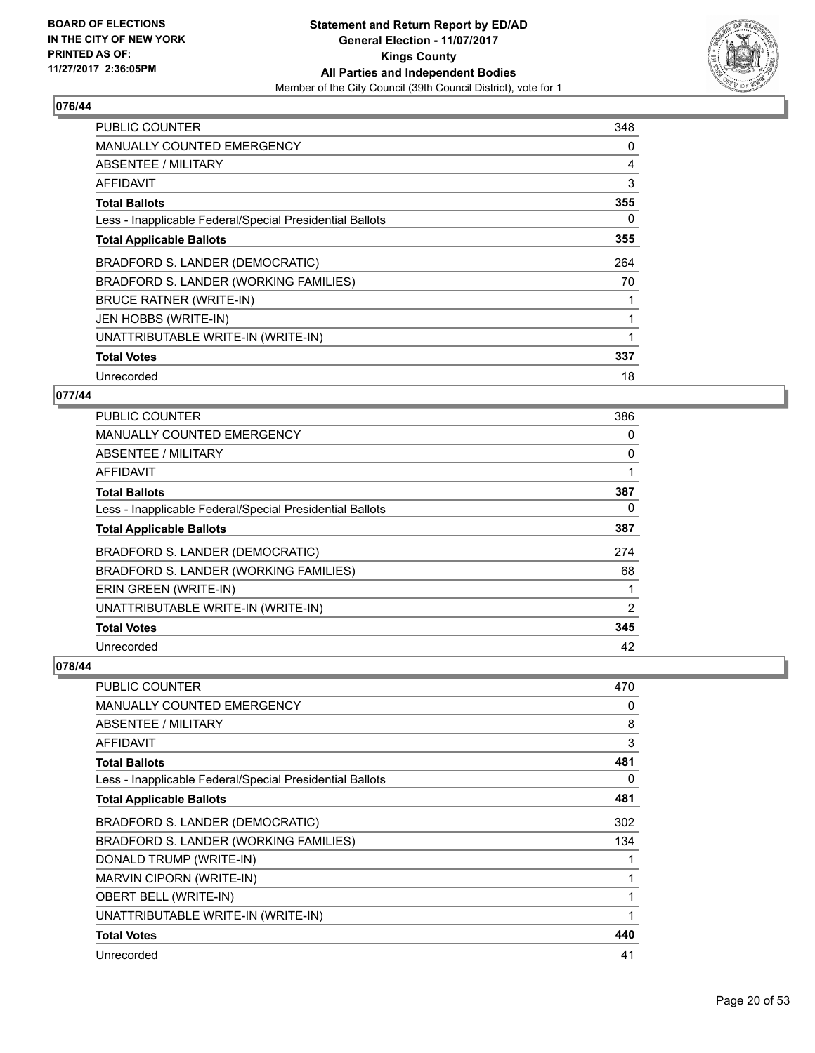### 076/44

| | |
|---|---|
| PUBLIC COUNTER | 348 |
| MANUALLY COUNTED EMERGENCY | 0 |
| ABSENTEE / MILITARY | 4 |
| AFFIDAVIT | 3 |
| **Total Ballots** | **355** |
| Less - Inapplicable Federal/Special Presidential Ballots | 0 |
| **Total Applicable Ballots** | **355** |
| BRADFORD S. LANDER (DEMOCRATIC) | 264 |
| BRADFORD S. LANDER (WORKING FAMILIES) | 70 |
| BRUCE RATNER (WRITE-IN) | 1 |
| JEN HOBBS (WRITE-IN) | 1 |
| UNATTRIBUTABLE WRITE-IN (WRITE-IN) | 1 |
| **Total Votes** | **337** |
| Unrecorded | 18 |

### 077/44

| | |
|---|---|
| PUBLIC COUNTER | 386 |
| MANUALLY COUNTED EMERGENCY | 0 |
| ABSENTEE / MILITARY | 0 |
| AFFIDAVIT | 1 |
| **Total Ballots** | **387** |
| Less - Inapplicable Federal/Special Presidential Ballots | 0 |
| **Total Applicable Ballots** | **387** |
| BRADFORD S. LANDER (DEMOCRATIC) | 274 |
| BRADFORD S. LANDER (WORKING FAMILIES) | 68 |
| ERIN GREEN (WRITE-IN) | 1 |
| UNATTRIBUTABLE WRITE-IN (WRITE-IN) | 2 |
| **Total Votes** | **345** |
| Unrecorded | 42 |

### 078/44

| | |
|---|---|
| PUBLIC COUNTER | 470 |
| MANUALLY COUNTED EMERGENCY | 0 |
| ABSENTEE / MILITARY | 8 |
| AFFIDAVIT | 3 |
| **Total Ballots** | **481** |
| Less - Inapplicable Federal/Special Presidential Ballots | 0 |
| **Total Applicable Ballots** | **481** |
| BRADFORD S. LANDER (DEMOCRATIC) | 302 |
| BRADFORD S. LANDER (WORKING FAMILIES) | 134 |
| DONALD TRUMP (WRITE-IN) | 1 |
| MARVIN CIPORN (WRITE-IN) | 1 |
| OBERT BELL (WRITE-IN) | 1 |
| UNATTRIBUTABLE WRITE-IN (WRITE-IN) | 1 |
| **Total Votes** | **440** |
| Unrecorded | 41 |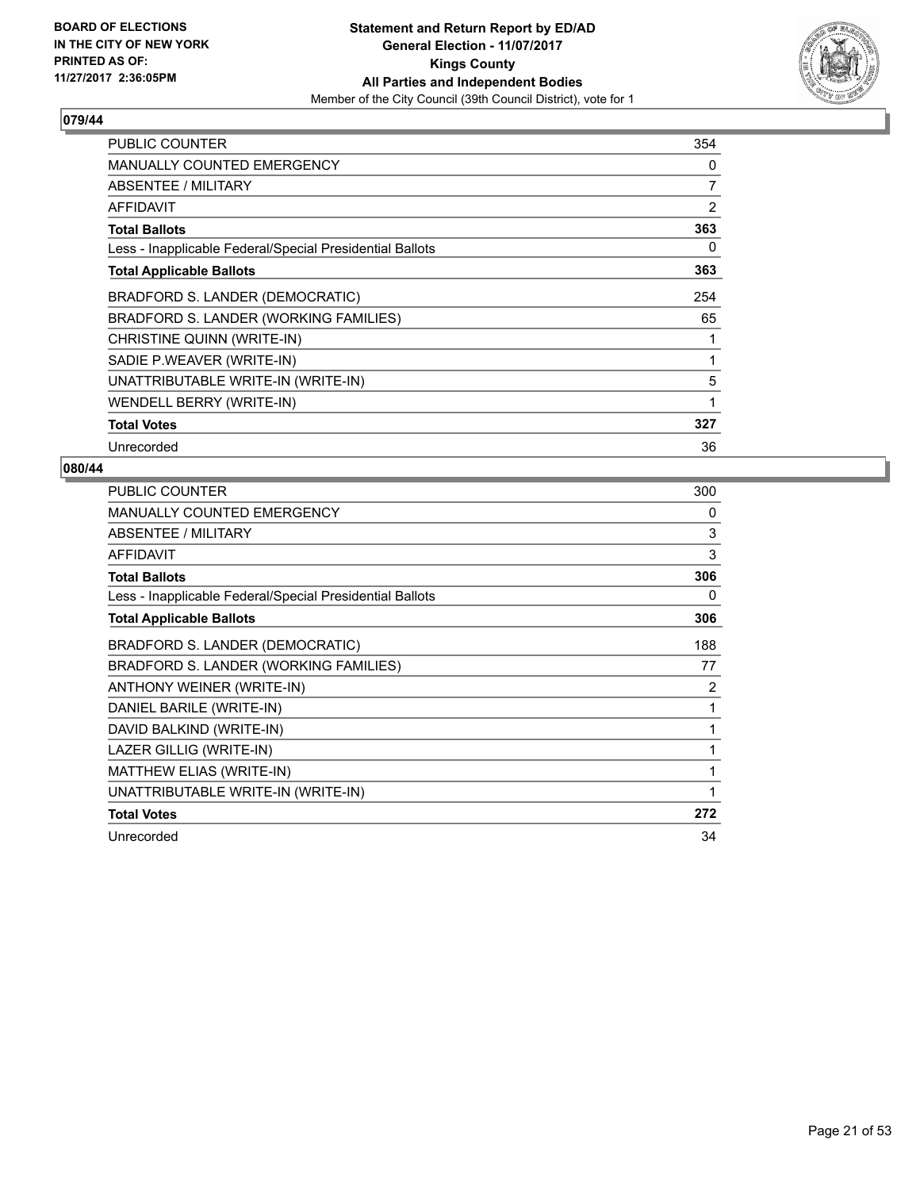**BOARD OF ELECTIONS IN THE CITY OF NEW YORK PRINTED AS OF: 11/27/2017 2:36:05PM**

**Statement and Return Report by ED/AD**
**General Election - 11/07/2017**
**Kings County**
**All Parties and Independent Bodies**
Member of the City Council (39th Council District), vote for 1

## 079/44

| | |
|---|---|
| PUBLIC COUNTER | 354 |
| MANUALLY COUNTED EMERGENCY | 0 |
| ABSENTEE / MILITARY | 7 |
| AFFIDAVIT | 2 |
| **Total Ballots** | **363** |
| Less - Inapplicable Federal/Special Presidential Ballots | 0 |
| **Total Applicable Ballots** | **363** |
| BRADFORD S. LANDER (DEMOCRATIC) | 254 |
| BRADFORD S. LANDER (WORKING FAMILIES) | 65 |
| CHRISTINE QUINN (WRITE-IN) | 1 |
| SADIE P.WEAVER (WRITE-IN) | 1 |
| UNATTRIBUTABLE WRITE-IN (WRITE-IN) | 5 |
| WENDELL BERRY (WRITE-IN) | 1 |
| **Total Votes** | **327** |
| Unrecorded | 36 |

## 080/44

| | |
|---|---|
| PUBLIC COUNTER | 300 |
| MANUALLY COUNTED EMERGENCY | 0 |
| ABSENTEE / MILITARY | 3 |
| AFFIDAVIT | 3 |
| **Total Ballots** | **306** |
| Less - Inapplicable Federal/Special Presidential Ballots | 0 |
| **Total Applicable Ballots** | **306** |
| BRADFORD S. LANDER (DEMOCRATIC) | 188 |
| BRADFORD S. LANDER (WORKING FAMILIES) | 77 |
| ANTHONY WEINER (WRITE-IN) | 2 |
| DANIEL BARILE (WRITE-IN) | 1 |
| DAVID BALKIND (WRITE-IN) | 1 |
| LAZER GILLIG (WRITE-IN) | 1 |
| MATTHEW ELIAS (WRITE-IN) | 1 |
| UNATTRIBUTABLE WRITE-IN (WRITE-IN) | 1 |
| **Total Votes** | **272** |
| Unrecorded | 34 |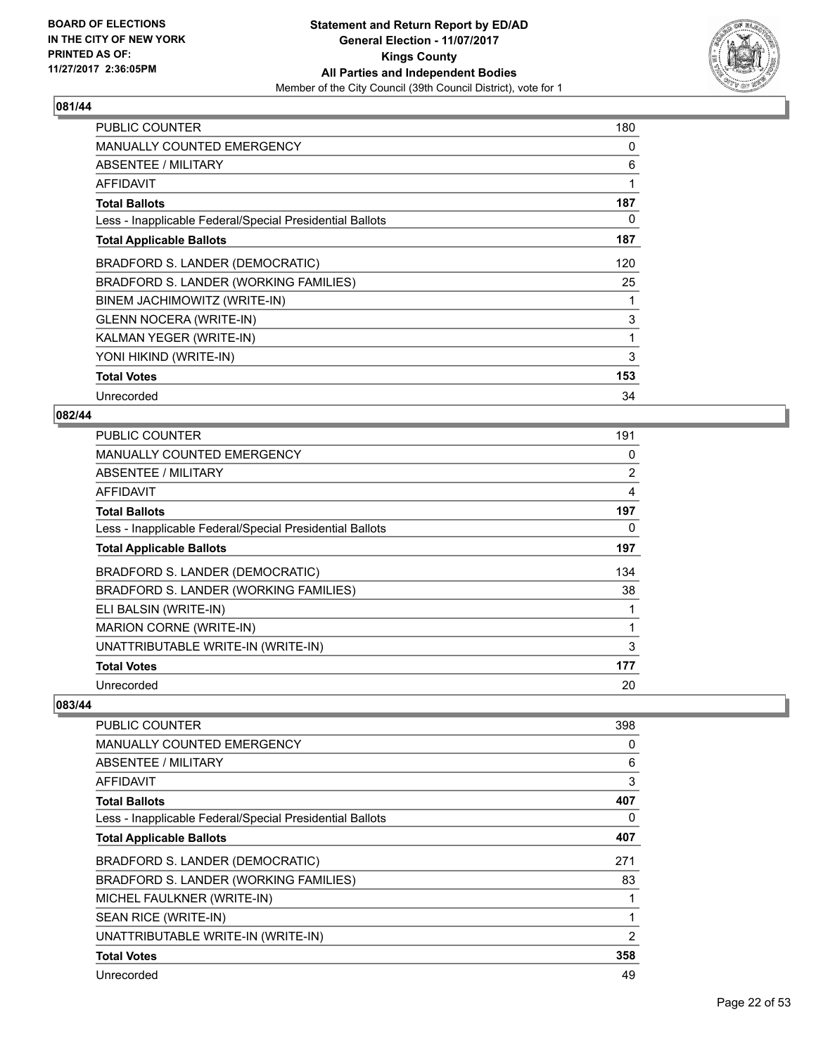BOARD OF ELECTIONS
IN THE CITY OF NEW YORK
PRINTED AS OF:
11/27/2017 2:36:05PM

**Statement and Return Report by ED/AD**
**General Election - 11/07/2017**
**Kings County**
**All Parties and Independent Bodies**
Member of the City Council (39th Council District), vote for 1

## 081/44

| | |
|---|---|
| PUBLIC COUNTER | 180 |
| MANUALLY COUNTED EMERGENCY | 0 |
| ABSENTEE / MILITARY | 6 |
| AFFIDAVIT | 1 |
| **Total Ballots** | **187** |
| Less - Inapplicable Federal/Special Presidential Ballots | 0 |
| **Total Applicable Ballots** | **187** |
| BRADFORD S. LANDER (DEMOCRATIC) | 120 |
| BRADFORD S. LANDER (WORKING FAMILIES) | 25 |
| BINEM JACHIMOWITZ (WRITE-IN) | 1 |
| GLENN NOCERA (WRITE-IN) | 3 |
| KALMAN YEGER (WRITE-IN) | 1 |
| YONI HIKIND (WRITE-IN) | 3 |
| **Total Votes** | **153** |
| Unrecorded | 34 |

## 082/44

| | |
|---|---|
| PUBLIC COUNTER | 191 |
| MANUALLY COUNTED EMERGENCY | 0 |
| ABSENTEE / MILITARY | 2 |
| AFFIDAVIT | 4 |
| **Total Ballots** | **197** |
| Less - Inapplicable Federal/Special Presidential Ballots | 0 |
| **Total Applicable Ballots** | **197** |
| BRADFORD S. LANDER (DEMOCRATIC) | 134 |
| BRADFORD S. LANDER (WORKING FAMILIES) | 38 |
| ELI BALSIN (WRITE-IN) | 1 |
| MARION CORNE (WRITE-IN) | 1 |
| UNATTRIBUTABLE WRITE-IN (WRITE-IN) | 3 |
| **Total Votes** | **177** |
| Unrecorded | 20 |

## 083/44

| | |
|---|---|
| PUBLIC COUNTER | 398 |
| MANUALLY COUNTED EMERGENCY | 0 |
| ABSENTEE / MILITARY | 6 |
| AFFIDAVIT | 3 |
| **Total Ballots** | **407** |
| Less - Inapplicable Federal/Special Presidential Ballots | 0 |
| **Total Applicable Ballots** | **407** |
| BRADFORD S. LANDER (DEMOCRATIC) | 271 |
| BRADFORD S. LANDER (WORKING FAMILIES) | 83 |
| MICHEL FAULKNER (WRITE-IN) | 1 |
| SEAN RICE (WRITE-IN) | 1 |
| UNATTRIBUTABLE WRITE-IN (WRITE-IN) | 2 |
| **Total Votes** | **358** |
| Unrecorded | 49 |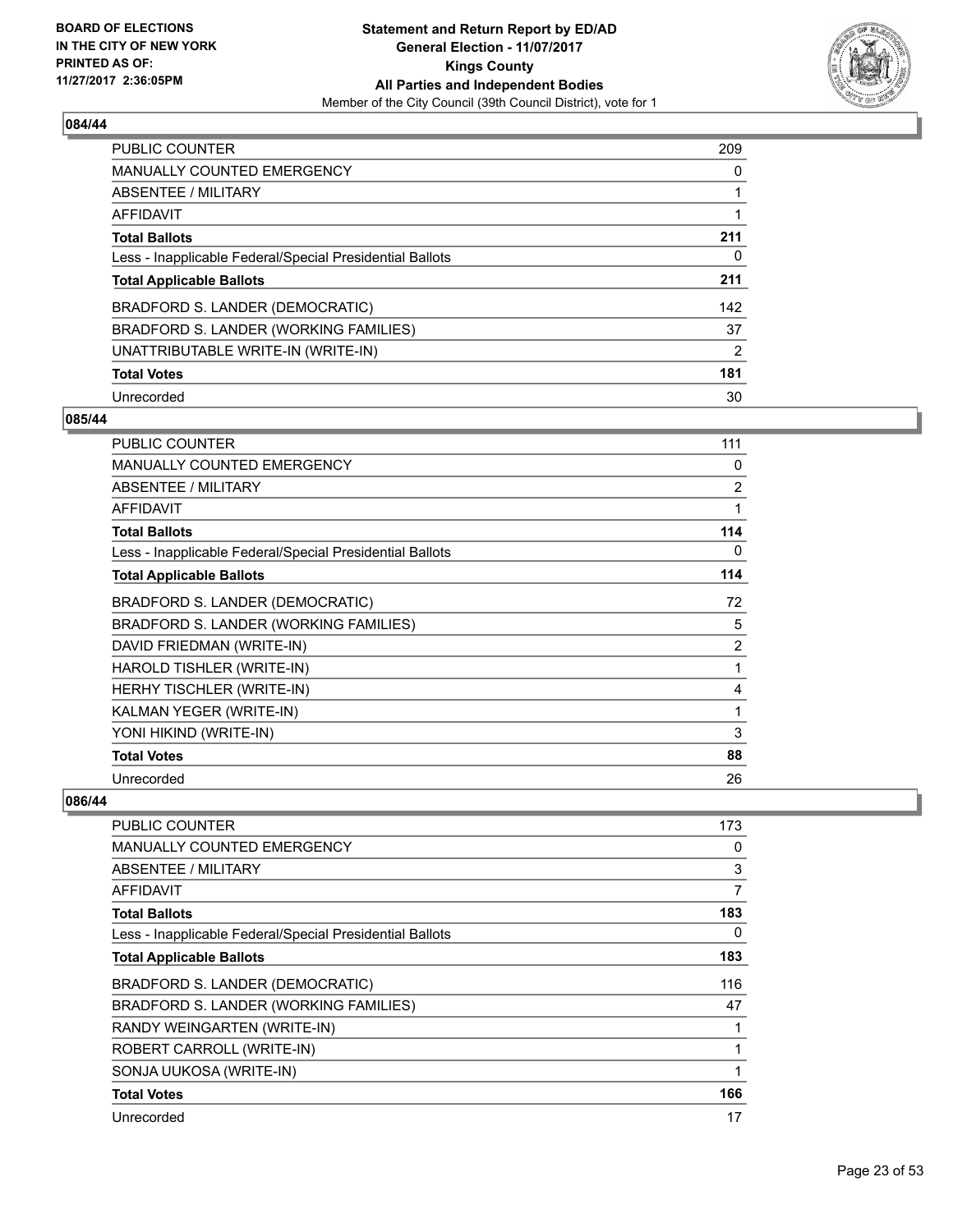### 084/44

| | |
|---|---|
| PUBLIC COUNTER | 209 |
| MANUALLY COUNTED EMERGENCY | 0 |
| ABSENTEE / MILITARY | 1 |
| AFFIDAVIT | 1 |
| **Total Ballots** | **211** |
| Less - Inapplicable Federal/Special Presidential Ballots | 0 |
| **Total Applicable Ballots** | **211** |
| BRADFORD S. LANDER (DEMOCRATIC) | 142 |
| BRADFORD S. LANDER (WORKING FAMILIES) | 37 |
| UNATTRIBUTABLE WRITE-IN (WRITE-IN) | 2 |
| **Total Votes** | **181** |
| Unrecorded | 30 |

### 085/44

| | |
|---|---|
| PUBLIC COUNTER | 111 |
| MANUALLY COUNTED EMERGENCY | 0 |
| ABSENTEE / MILITARY | 2 |
| AFFIDAVIT | 1 |
| **Total Ballots** | **114** |
| Less - Inapplicable Federal/Special Presidential Ballots | 0 |
| **Total Applicable Ballots** | **114** |
| BRADFORD S. LANDER (DEMOCRATIC) | 72 |
| BRADFORD S. LANDER (WORKING FAMILIES) | 5 |
| DAVID FRIEDMAN (WRITE-IN) | 2 |
| HAROLD TISHLER (WRITE-IN) | 1 |
| HERHY TISCHLER (WRITE-IN) | 4 |
| KALMAN YEGER (WRITE-IN) | 1 |
| YONI HIKIND (WRITE-IN) | 3 |
| **Total Votes** | **88** |
| Unrecorded | 26 |

### 086/44

| | |
|---|---|
| PUBLIC COUNTER | 173 |
| MANUALLY COUNTED EMERGENCY | 0 |
| ABSENTEE / MILITARY | 3 |
| AFFIDAVIT | 7 |
| **Total Ballots** | **183** |
| Less - Inapplicable Federal/Special Presidential Ballots | 0 |
| **Total Applicable Ballots** | **183** |
| BRADFORD S. LANDER (DEMOCRATIC) | 116 |
| BRADFORD S. LANDER (WORKING FAMILIES) | 47 |
| RANDY WEINGARTEN (WRITE-IN) | 1 |
| ROBERT CARROLL (WRITE-IN) | 1 |
| SONJA UUKOSA (WRITE-IN) | 1 |
| **Total Votes** | **166** |
| Unrecorded | 17 |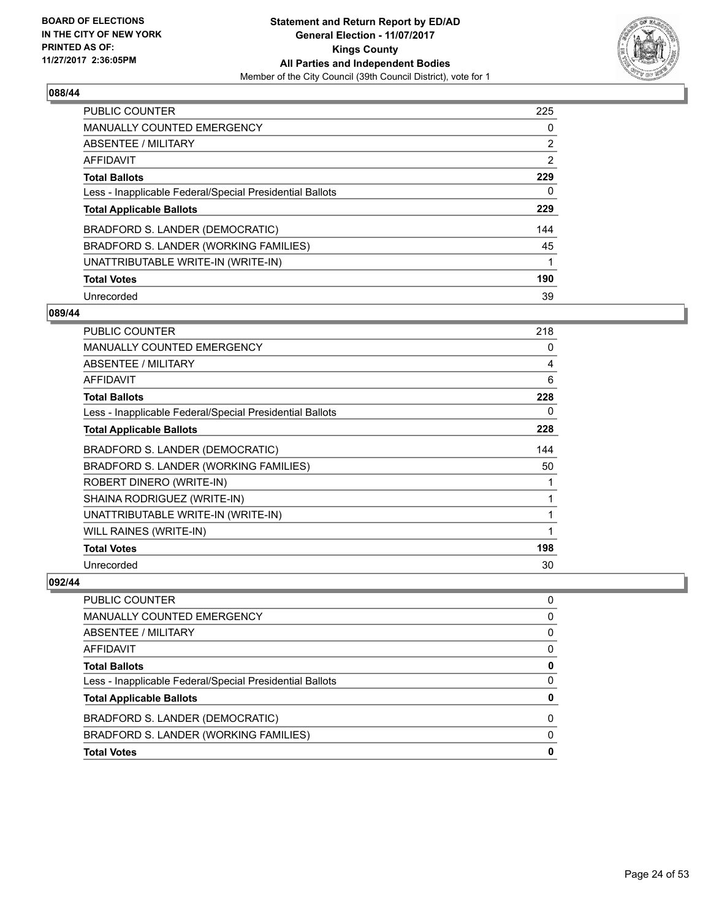**BOARD OF ELECTIONS IN THE CITY OF NEW YORK PRINTED AS OF: 11/27/2017 2:36:05PM**

**Statement and Return Report by ED/AD General Election - 11/07/2017 Kings County All Parties and Independent Bodies**

Member of the City Council (39th Council District), vote for 1

## 088/44

| | |
|---|---|
| PUBLIC COUNTER | 225 |
| MANUALLY COUNTED EMERGENCY | 0 |
| ABSENTEE / MILITARY | 2 |
| AFFIDAVIT | 2 |
| **Total Ballots** | **229** |
| Less - Inapplicable Federal/Special Presidential Ballots | 0 |
| **Total Applicable Ballots** | **229** |
| BRADFORD S. LANDER (DEMOCRATIC) | 144 |
| BRADFORD S. LANDER (WORKING FAMILIES) | 45 |
| UNATTRIBUTABLE WRITE-IN (WRITE-IN) | 1 |
| **Total Votes** | **190** |
| Unrecorded | 39 |

## 089/44

| | |
|---|---|
| PUBLIC COUNTER | 218 |
| MANUALLY COUNTED EMERGENCY | 0 |
| ABSENTEE / MILITARY | 4 |
| AFFIDAVIT | 6 |
| **Total Ballots** | **228** |
| Less - Inapplicable Federal/Special Presidential Ballots | 0 |
| **Total Applicable Ballots** | **228** |
| BRADFORD S. LANDER (DEMOCRATIC) | 144 |
| BRADFORD S. LANDER (WORKING FAMILIES) | 50 |
| ROBERT DINERO (WRITE-IN) | 1 |
| SHAINA RODRIGUEZ (WRITE-IN) | 1 |
| UNATTRIBUTABLE WRITE-IN (WRITE-IN) | 1 |
| WILL RAINES (WRITE-IN) | 1 |
| **Total Votes** | **198** |
| Unrecorded | 30 |

## 092/44

| | |
|---|---|
| PUBLIC COUNTER | 0 |
| MANUALLY COUNTED EMERGENCY | 0 |
| ABSENTEE / MILITARY | 0 |
| AFFIDAVIT | 0 |
| **Total Ballots** | **0** |
| Less - Inapplicable Federal/Special Presidential Ballots | 0 |
| **Total Applicable Ballots** | **0** |
| BRADFORD S. LANDER (DEMOCRATIC) | 0 |
| BRADFORD S. LANDER (WORKING FAMILIES) | 0 |
| **Total Votes** | **0** |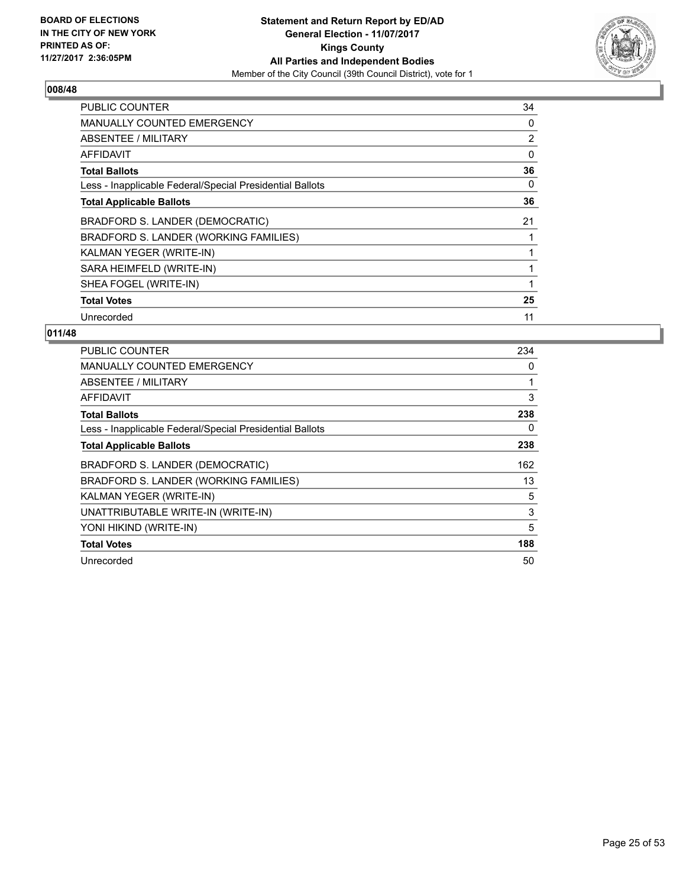BOARD OF ELECTIONS
IN THE CITY OF NEW YORK
PRINTED AS OF:
11/27/2017 2:36:05PM

**Statement and Return Report by ED/AD**
**General Election - 11/07/2017**
**Kings County**
**All Parties and Independent Bodies**
Member of the City Council (39th Council District), vote for 1

## 008/48

| | |
|---|---|
| PUBLIC COUNTER | 34 |
| MANUALLY COUNTED EMERGENCY | 0 |
| ABSENTEE / MILITARY | 2 |
| AFFIDAVIT | 0 |
| **Total Ballots** | **36** |
| Less - Inapplicable Federal/Special Presidential Ballots | 0 |
| **Total Applicable Ballots** | **36** |
| BRADFORD S. LANDER (DEMOCRATIC) | 21 |
| BRADFORD S. LANDER (WORKING FAMILIES) | 1 |
| KALMAN YEGER (WRITE-IN) | 1 |
| SARA HEIMFELD (WRITE-IN) | 1 |
| SHEA FOGEL (WRITE-IN) | 1 |
| **Total Votes** | **25** |
| Unrecorded | 11 |

## 011/48

| | |
|---|---|
| PUBLIC COUNTER | 234 |
| MANUALLY COUNTED EMERGENCY | 0 |
| ABSENTEE / MILITARY | 1 |
| AFFIDAVIT | 3 |
| **Total Ballots** | **238** |
| Less - Inapplicable Federal/Special Presidential Ballots | 0 |
| **Total Applicable Ballots** | **238** |
| BRADFORD S. LANDER (DEMOCRATIC) | 162 |
| BRADFORD S. LANDER (WORKING FAMILIES) | 13 |
| KALMAN YEGER (WRITE-IN) | 5 |
| UNATTRIBUTABLE WRITE-IN (WRITE-IN) | 3 |
| YONI HIKIND (WRITE-IN) | 5 |
| **Total Votes** | **188** |
| Unrecorded | 50 |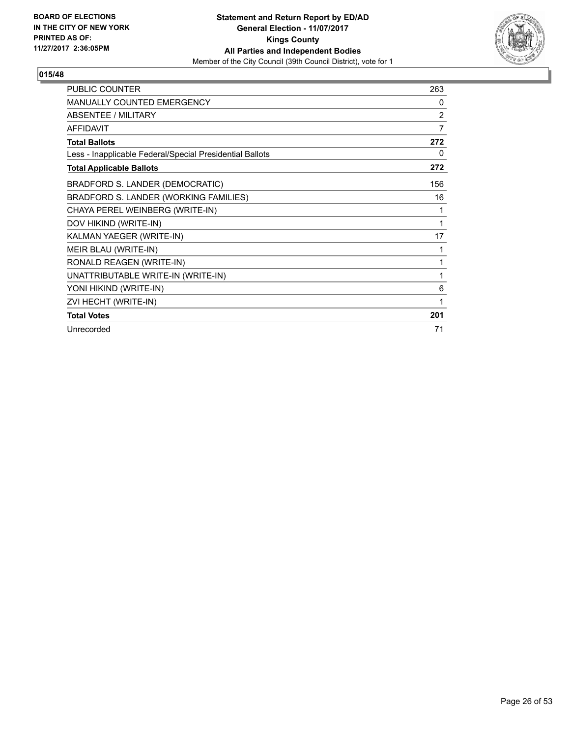**BOARD OF ELECTIONS IN THE CITY OF NEW YORK PRINTED AS OF: 11/27/2017 2:36:05PM**

**Statement and Return Report by ED/AD**
**General Election - 11/07/2017**
**Kings County**
**All Parties and Independent Bodies**
Member of the City Council (39th Council District), vote for 1

## 015/48

| | |
|---|---|
| PUBLIC COUNTER | 263 |
| MANUALLY COUNTED EMERGENCY | 0 |
| ABSENTEE / MILITARY | 2 |
| AFFIDAVIT | 7 |
| **Total Ballots** | **272** |
| Less - Inapplicable Federal/Special Presidential Ballots | 0 |
| **Total Applicable Ballots** | **272** |
| BRADFORD S. LANDER (DEMOCRATIC) | 156 |
| BRADFORD S. LANDER (WORKING FAMILIES) | 16 |
| CHAYA PEREL WEINBERG (WRITE-IN) | 1 |
| DOV HIKIND (WRITE-IN) | 1 |
| KALMAN YAEGER (WRITE-IN) | 17 |
| MEIR BLAU (WRITE-IN) | 1 |
| RONALD REAGEN (WRITE-IN) | 1 |
| UNATTRIBUTABLE WRITE-IN (WRITE-IN) | 1 |
| YONI HIKIND (WRITE-IN) | 6 |
| ZVI HECHT (WRITE-IN) | 1 |
| **Total Votes** | **201** |
| Unrecorded | 71 |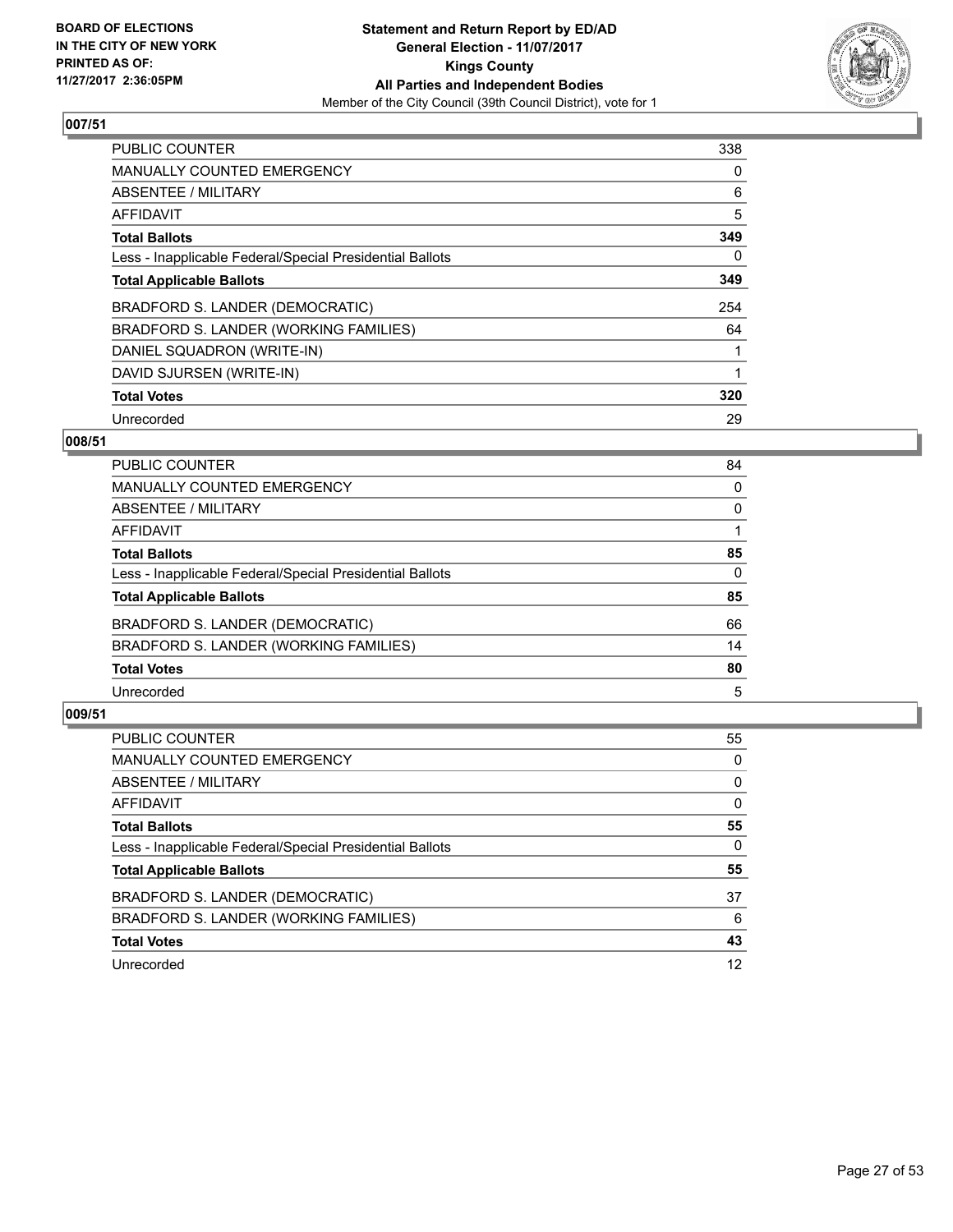**BOARD OF ELECTIONS IN THE CITY OF NEW YORK PRINTED AS OF: 11/27/2017 2:36:05PM**

**Statement and Return Report by ED/AD General Election - 11/07/2017 Kings County All Parties and Independent Bodies**

Member of the City Council (39th Council District), vote for 1

## 007/51

| | |
|---|---|
| PUBLIC COUNTER | 338 |
| MANUALLY COUNTED EMERGENCY | 0 |
| ABSENTEE / MILITARY | 6 |
| AFFIDAVIT | 5 |
| **Total Ballots** | **349** |
| Less - Inapplicable Federal/Special Presidential Ballots | 0 |
| **Total Applicable Ballots** | **349** |
| BRADFORD S. LANDER (DEMOCRATIC) | 254 |
| BRADFORD S. LANDER (WORKING FAMILIES) | 64 |
| DANIEL SQUADRON (WRITE-IN) | 1 |
| DAVID SJURSEN (WRITE-IN) | 1 |
| **Total Votes** | **320** |
| Unrecorded | 29 |

## 008/51

| | |
|---|---|
| PUBLIC COUNTER | 84 |
| MANUALLY COUNTED EMERGENCY | 0 |
| ABSENTEE / MILITARY | 0 |
| AFFIDAVIT | 1 |
| **Total Ballots** | **85** |
| Less - Inapplicable Federal/Special Presidential Ballots | 0 |
| **Total Applicable Ballots** | **85** |
| BRADFORD S. LANDER (DEMOCRATIC) | 66 |
| BRADFORD S. LANDER (WORKING FAMILIES) | 14 |
| **Total Votes** | **80** |
| Unrecorded | 5 |

## 009/51

| | |
|---|---|
| PUBLIC COUNTER | 55 |
| MANUALLY COUNTED EMERGENCY | 0 |
| ABSENTEE / MILITARY | 0 |
| AFFIDAVIT | 0 |
| **Total Ballots** | **55** |
| Less - Inapplicable Federal/Special Presidential Ballots | 0 |
| **Total Applicable Ballots** | **55** |
| BRADFORD S. LANDER (DEMOCRATIC) | 37 |
| BRADFORD S. LANDER (WORKING FAMILIES) | 6 |
| **Total Votes** | **43** |
| Unrecorded | 12 |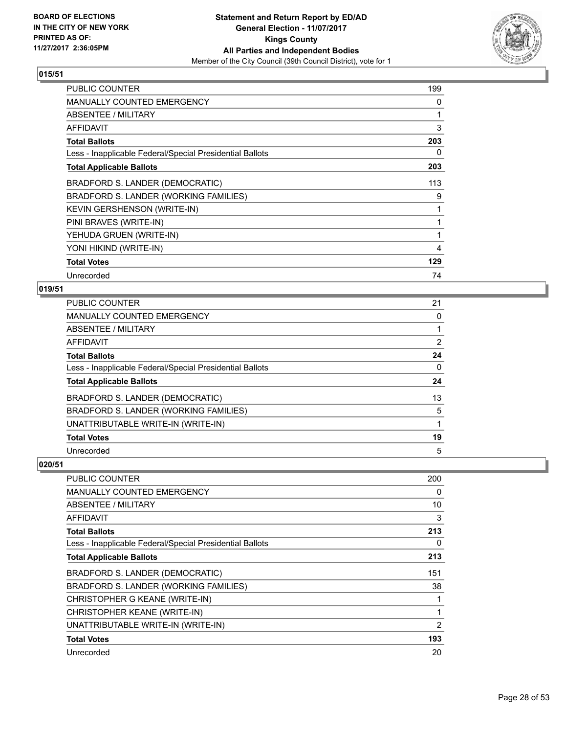BOARD OF ELECTIONS
IN THE CITY OF NEW YORK
PRINTED AS OF:
11/27/2017 2:36:05PM

**Statement and Return Report by ED/AD**
**General Election - 11/07/2017**
**Kings County**
**All Parties and Independent Bodies**
Member of the City Council (39th Council District), vote for 1

### 015/51

| | |
|---|---|
| PUBLIC COUNTER | 199 |
| MANUALLY COUNTED EMERGENCY | 0 |
| ABSENTEE / MILITARY | 1 |
| AFFIDAVIT | 3 |
| **Total Ballots** | **203** |
| Less - Inapplicable Federal/Special Presidential Ballots | 0 |
| **Total Applicable Ballots** | **203** |
| BRADFORD S. LANDER (DEMOCRATIC) | 113 |
| BRADFORD S. LANDER (WORKING FAMILIES) | 9 |
| KEVIN GERSHENSON (WRITE-IN) | 1 |
| PINI BRAVES (WRITE-IN) | 1 |
| YEHUDA GRUEN (WRITE-IN) | 1 |
| YONI HIKIND (WRITE-IN) | 4 |
| **Total Votes** | **129** |
| Unrecorded | 74 |

### 019/51

| | |
|---|---|
| PUBLIC COUNTER | 21 |
| MANUALLY COUNTED EMERGENCY | 0 |
| ABSENTEE / MILITARY | 1 |
| AFFIDAVIT | 2 |
| **Total Ballots** | **24** |
| Less - Inapplicable Federal/Special Presidential Ballots | 0 |
| **Total Applicable Ballots** | **24** |
| BRADFORD S. LANDER (DEMOCRATIC) | 13 |
| BRADFORD S. LANDER (WORKING FAMILIES) | 5 |
| UNATTRIBUTABLE WRITE-IN (WRITE-IN) | 1 |
| **Total Votes** | **19** |
| Unrecorded | 5 |

### 020/51

| | |
|---|---|
| PUBLIC COUNTER | 200 |
| MANUALLY COUNTED EMERGENCY | 0 |
| ABSENTEE / MILITARY | 10 |
| AFFIDAVIT | 3 |
| **Total Ballots** | **213** |
| Less - Inapplicable Federal/Special Presidential Ballots | 0 |
| **Total Applicable Ballots** | **213** |
| BRADFORD S. LANDER (DEMOCRATIC) | 151 |
| BRADFORD S. LANDER (WORKING FAMILIES) | 38 |
| CHRISTOPHER G KEANE (WRITE-IN) | 1 |
| CHRISTOPHER KEANE (WRITE-IN) | 1 |
| UNATTRIBUTABLE WRITE-IN (WRITE-IN) | 2 |
| **Total Votes** | **193** |
| Unrecorded | 20 |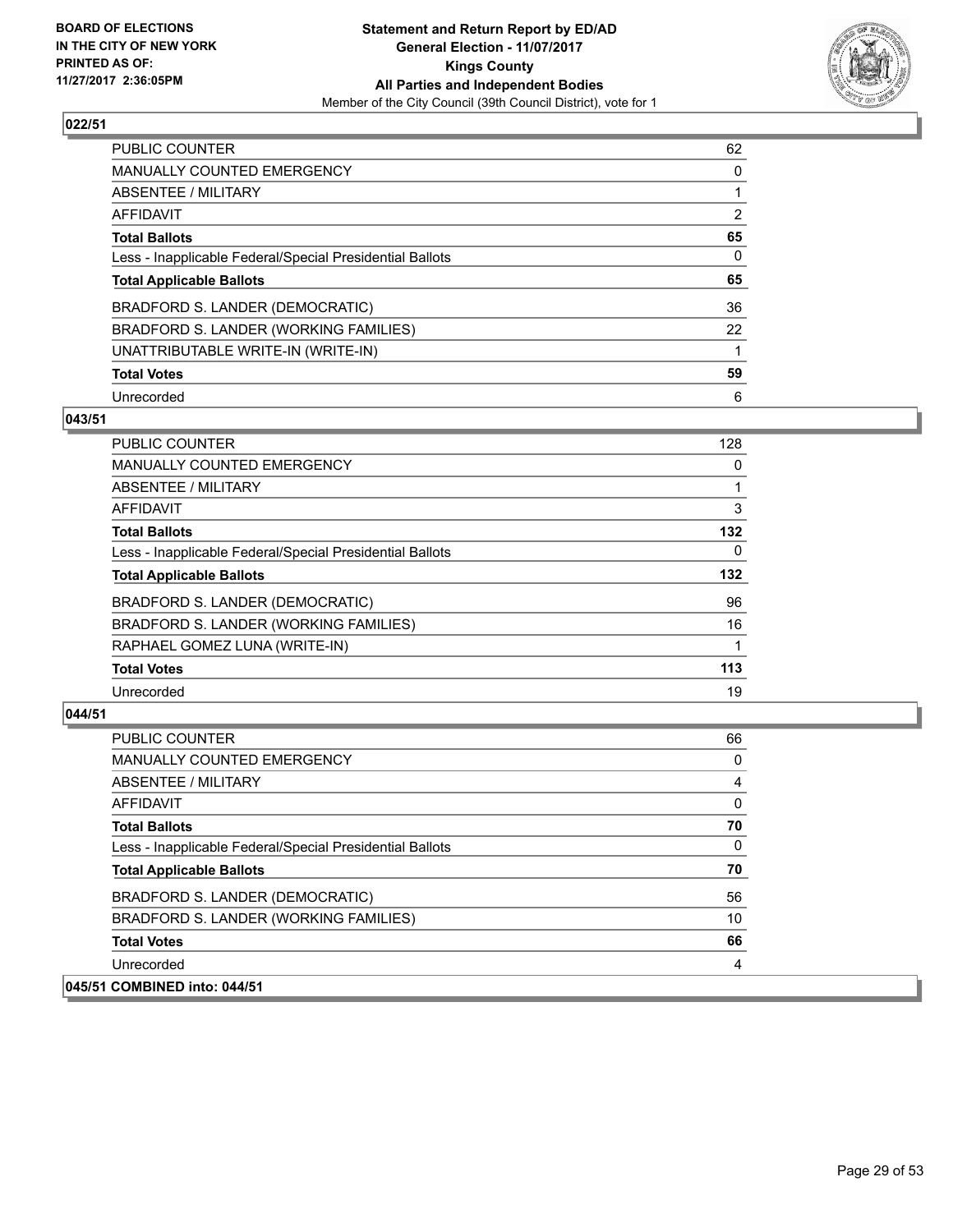**BOARD OF ELECTIONS IN THE CITY OF NEW YORK PRINTED AS OF: 11/27/2017 2:36:05PM**

**Statement and Return Report by ED/AD**
**General Election - 11/07/2017**
**Kings County**
**All Parties and Independent Bodies**
Member of the City Council (39th Council District), vote for 1

### 022/51

| | |
|---|---|
| PUBLIC COUNTER | 62 |
| MANUALLY COUNTED EMERGENCY | 0 |
| ABSENTEE / MILITARY | 1 |
| AFFIDAVIT | 2 |
| **Total Ballots** | **65** |
| Less - Inapplicable Federal/Special Presidential Ballots | 0 |
| **Total Applicable Ballots** | **65** |
| BRADFORD S. LANDER (DEMOCRATIC) | 36 |
| BRADFORD S. LANDER (WORKING FAMILIES) | 22 |
| UNATTRIBUTABLE WRITE-IN (WRITE-IN) | 1 |
| **Total Votes** | **59** |
| Unrecorded | 6 |

### 043/51

| | |
|---|---|
| PUBLIC COUNTER | 128 |
| MANUALLY COUNTED EMERGENCY | 0 |
| ABSENTEE / MILITARY | 1 |
| AFFIDAVIT | 3 |
| **Total Ballots** | **132** |
| Less - Inapplicable Federal/Special Presidential Ballots | 0 |
| **Total Applicable Ballots** | **132** |
| BRADFORD S. LANDER (DEMOCRATIC) | 96 |
| BRADFORD S. LANDER (WORKING FAMILIES) | 16 |
| RAPHAEL GOMEZ LUNA (WRITE-IN) | 1 |
| **Total Votes** | **113** |
| Unrecorded | 19 |

### 044/51

| | |
|---|---|
| PUBLIC COUNTER | 66 |
| MANUALLY COUNTED EMERGENCY | 0 |
| ABSENTEE / MILITARY | 4 |
| AFFIDAVIT | 0 |
| **Total Ballots** | **70** |
| Less - Inapplicable Federal/Special Presidential Ballots | 0 |
| **Total Applicable Ballots** | **70** |
| BRADFORD S. LANDER (DEMOCRATIC) | 56 |
| BRADFORD S. LANDER (WORKING FAMILIES) | 10 |
| **Total Votes** | **66** |
| Unrecorded | 4 |

### 045/51 COMBINED into: 044/51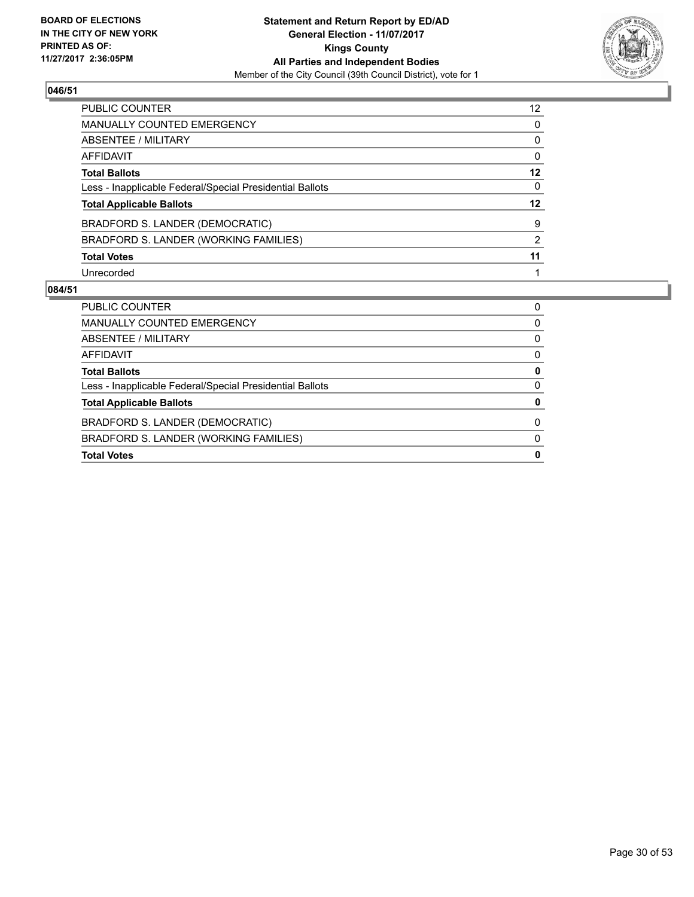**BOARD OF ELECTIONS IN THE CITY OF NEW YORK PRINTED AS OF: 11/27/2017 2:36:05PM**

**Statement and Return Report by ED/AD**
**General Election - 11/07/2017**
**Kings County**
**All Parties and Independent Bodies**
Member of the City Council (39th Council District), vote for 1

## 046/51

| | |
|---|---|
| PUBLIC COUNTER | 12 |
| MANUALLY COUNTED EMERGENCY | 0 |
| ABSENTEE / MILITARY | 0 |
| AFFIDAVIT | 0 |
| **Total Ballots** | **12** |
| Less - Inapplicable Federal/Special Presidential Ballots | 0 |
| **Total Applicable Ballots** | **12** |
| BRADFORD S. LANDER (DEMOCRATIC) | 9 |
| BRADFORD S. LANDER (WORKING FAMILIES) | 2 |
| **Total Votes** | **11** |
| Unrecorded | 1 |

## 084/51

| | |
|---|---|
| PUBLIC COUNTER | 0 |
| MANUALLY COUNTED EMERGENCY | 0 |
| ABSENTEE / MILITARY | 0 |
| AFFIDAVIT | 0 |
| **Total Ballots** | **0** |
| Less - Inapplicable Federal/Special Presidential Ballots | 0 |
| **Total Applicable Ballots** | **0** |
| BRADFORD S. LANDER (DEMOCRATIC) | 0 |
| BRADFORD S. LANDER (WORKING FAMILIES) | 0 |
| **Total Votes** | **0** |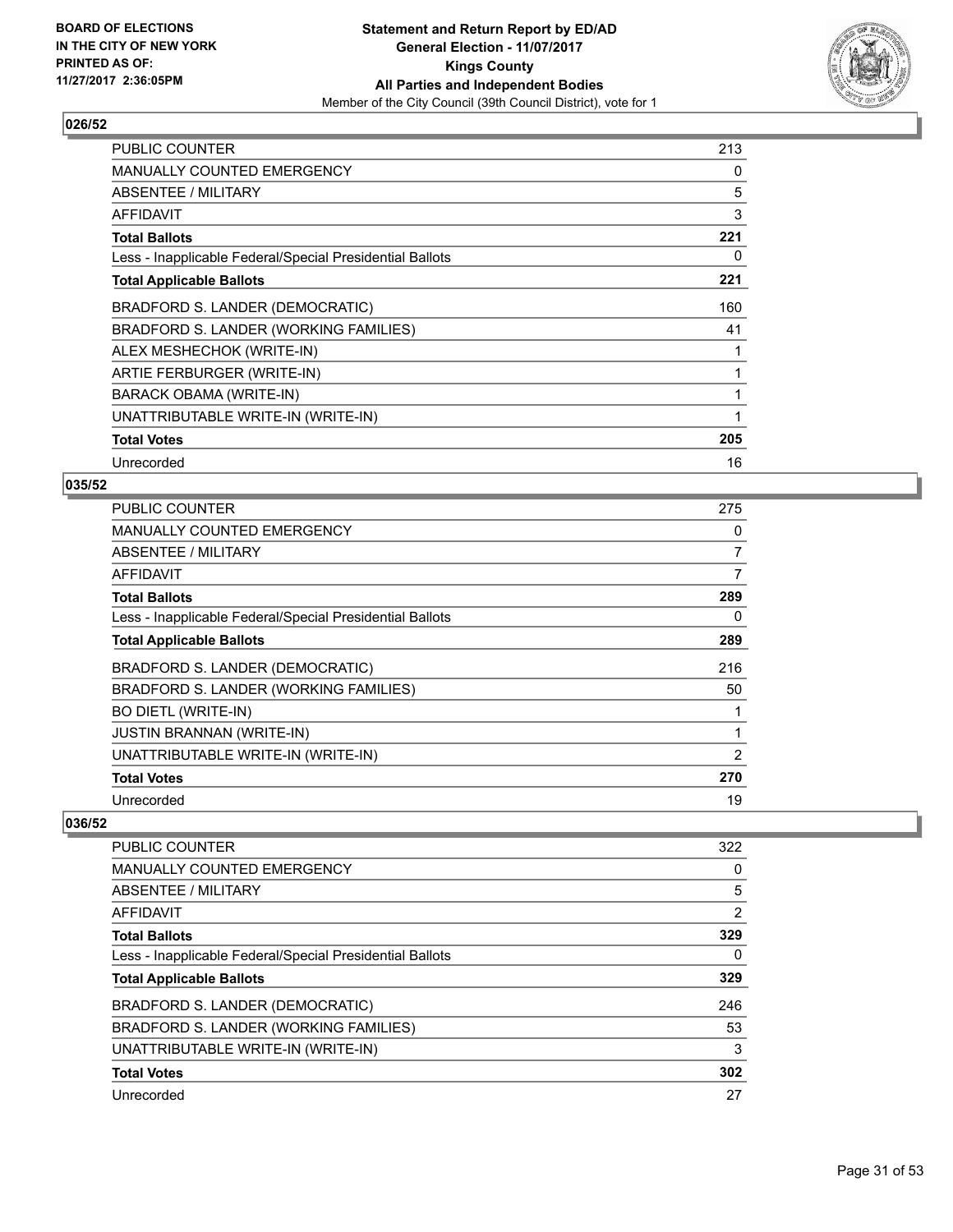**BOARD OF ELECTIONS IN THE CITY OF NEW YORK PRINTED AS OF: 11/27/2017 2:36:05PM**

**Statement and Return Report by ED/AD General Election - 11/07/2017 Kings County All Parties and Independent Bodies**

Member of the City Council (39th Council District), vote for 1

## 026/52

| | |
|---|---|
| PUBLIC COUNTER | 213 |
| MANUALLY COUNTED EMERGENCY | 0 |
| ABSENTEE / MILITARY | 5 |
| AFFIDAVIT | 3 |
| **Total Ballots** | **221** |
| Less - Inapplicable Federal/Special Presidential Ballots | 0 |
| **Total Applicable Ballots** | **221** |
| BRADFORD S. LANDER (DEMOCRATIC) | 160 |
| BRADFORD S. LANDER (WORKING FAMILIES) | 41 |
| ALEX MESHECHOK (WRITE-IN) | 1 |
| ARTIE FERBURGER (WRITE-IN) | 1 |
| BARACK OBAMA (WRITE-IN) | 1 |
| UNATTRIBUTABLE WRITE-IN (WRITE-IN) | 1 |
| **Total Votes** | **205** |
| Unrecorded | 16 |

## 035/52

| | |
|---|---|
| PUBLIC COUNTER | 275 |
| MANUALLY COUNTED EMERGENCY | 0 |
| ABSENTEE / MILITARY | 7 |
| AFFIDAVIT | 7 |
| **Total Ballots** | **289** |
| Less - Inapplicable Federal/Special Presidential Ballots | 0 |
| **Total Applicable Ballots** | **289** |
| BRADFORD S. LANDER (DEMOCRATIC) | 216 |
| BRADFORD S. LANDER (WORKING FAMILIES) | 50 |
| BO DIETL (WRITE-IN) | 1 |
| JUSTIN BRANNAN (WRITE-IN) | 1 |
| UNATTRIBUTABLE WRITE-IN (WRITE-IN) | 2 |
| **Total Votes** | **270** |
| Unrecorded | 19 |

## 036/52

| | |
|---|---|
| PUBLIC COUNTER | 322 |
| MANUALLY COUNTED EMERGENCY | 0 |
| ABSENTEE / MILITARY | 5 |
| AFFIDAVIT | 2 |
| **Total Ballots** | **329** |
| Less - Inapplicable Federal/Special Presidential Ballots | 0 |
| **Total Applicable Ballots** | **329** |
| BRADFORD S. LANDER (DEMOCRATIC) | 246 |
| BRADFORD S. LANDER (WORKING FAMILIES) | 53 |
| UNATTRIBUTABLE WRITE-IN (WRITE-IN) | 3 |
| **Total Votes** | **302** |
| Unrecorded | 27 |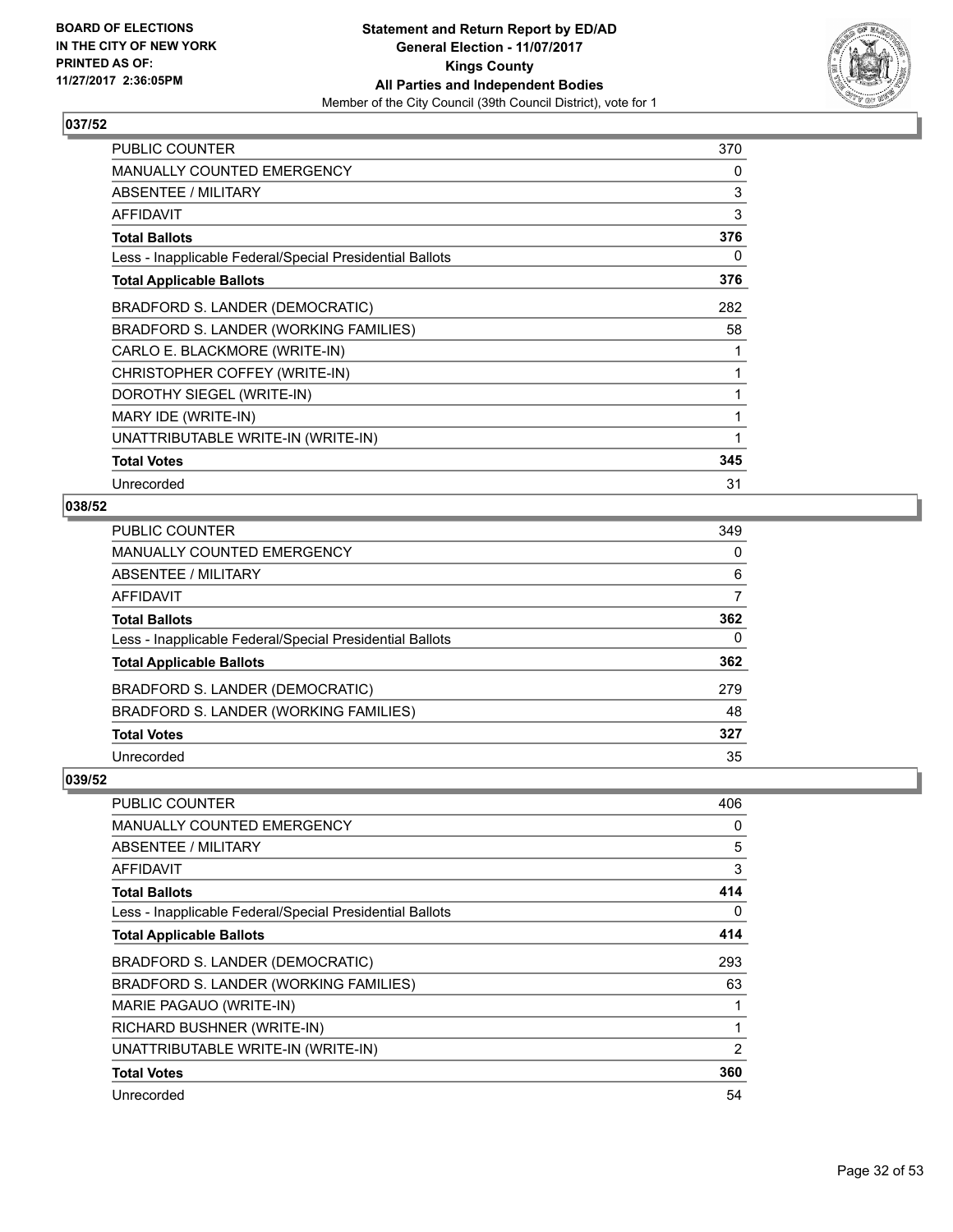### 037/52

| | |
|---|---|
| PUBLIC COUNTER | 370 |
| MANUALLY COUNTED EMERGENCY | 0 |
| ABSENTEE / MILITARY | 3 |
| AFFIDAVIT | 3 |
| **Total Ballots** | **376** |
| Less - Inapplicable Federal/Special Presidential Ballots | 0 |
| **Total Applicable Ballots** | **376** |
| BRADFORD S. LANDER (DEMOCRATIC) | 282 |
| BRADFORD S. LANDER (WORKING FAMILIES) | 58 |
| CARLO E. BLACKMORE (WRITE-IN) | 1 |
| CHRISTOPHER COFFEY (WRITE-IN) | 1 |
| DOROTHY SIEGEL (WRITE-IN) | 1 |
| MARY IDE (WRITE-IN) | 1 |
| UNATTRIBUTABLE WRITE-IN (WRITE-IN) | 1 |
| **Total Votes** | **345** |
| Unrecorded | 31 |

### 038/52

| | |
|---|---|
| PUBLIC COUNTER | 349 |
| MANUALLY COUNTED EMERGENCY | 0 |
| ABSENTEE / MILITARY | 6 |
| AFFIDAVIT | 7 |
| **Total Ballots** | **362** |
| Less - Inapplicable Federal/Special Presidential Ballots | 0 |
| **Total Applicable Ballots** | **362** |
| BRADFORD S. LANDER (DEMOCRATIC) | 279 |
| BRADFORD S. LANDER (WORKING FAMILIES) | 48 |
| **Total Votes** | **327** |
| Unrecorded | 35 |

### 039/52

| | |
|---|---|
| PUBLIC COUNTER | 406 |
| MANUALLY COUNTED EMERGENCY | 0 |
| ABSENTEE / MILITARY | 5 |
| AFFIDAVIT | 3 |
| **Total Ballots** | **414** |
| Less - Inapplicable Federal/Special Presidential Ballots | 0 |
| **Total Applicable Ballots** | **414** |
| BRADFORD S. LANDER (DEMOCRATIC) | 293 |
| BRADFORD S. LANDER (WORKING FAMILIES) | 63 |
| MARIE PAGAUO (WRITE-IN) | 1 |
| RICHARD BUSHNER (WRITE-IN) | 1 |
| UNATTRIBUTABLE WRITE-IN (WRITE-IN) | 2 |
| **Total Votes** | **360** |
| Unrecorded | 54 |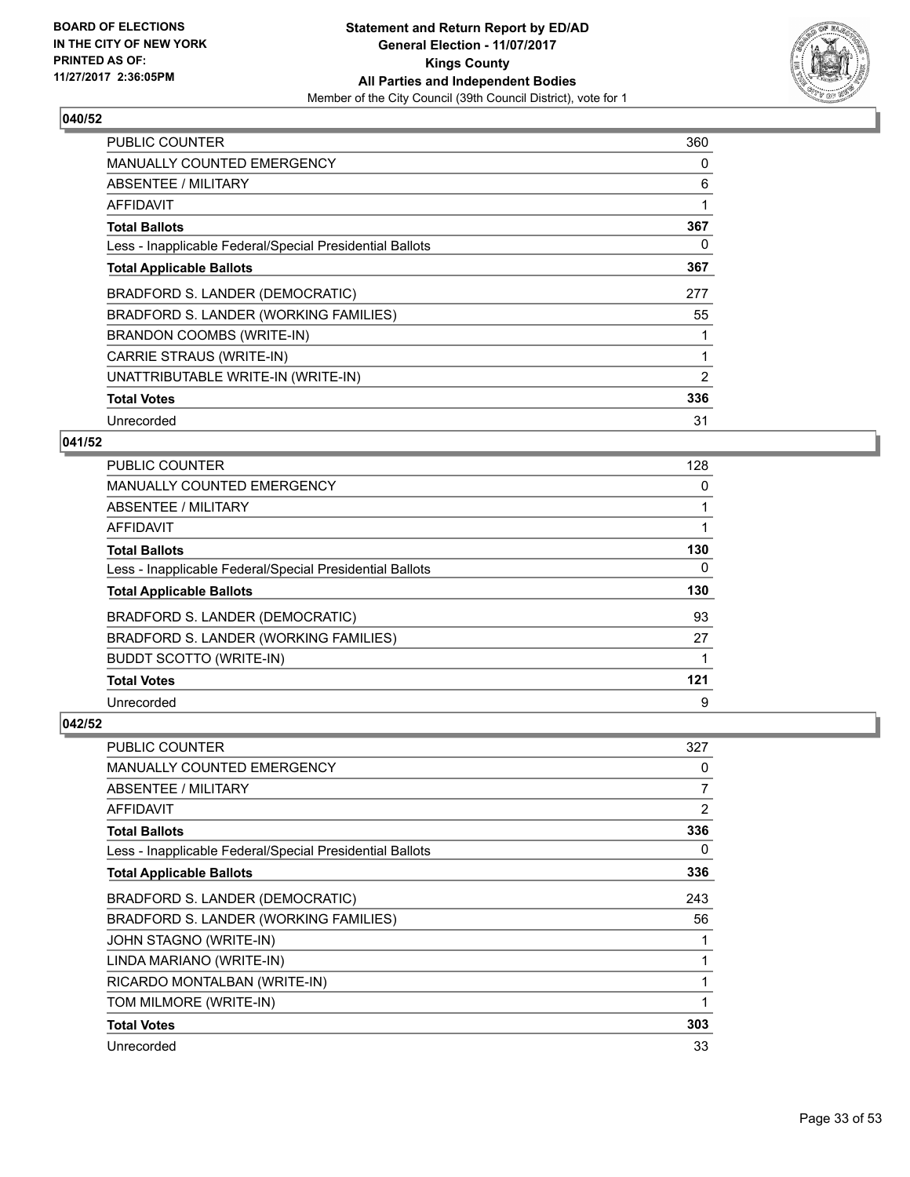**BOARD OF ELECTIONS IN THE CITY OF NEW YORK PRINTED AS OF: 11/27/2017 2:36:05PM**

**Statement and Return Report by ED/AD General Election - 11/07/2017 Kings County All Parties and Independent Bodies**
Member of the City Council (39th Council District), vote for 1

### 040/52

| | |
|---|---|
| PUBLIC COUNTER | 360 |
| MANUALLY COUNTED EMERGENCY | 0 |
| ABSENTEE / MILITARY | 6 |
| AFFIDAVIT | 1 |
| **Total Ballots** | **367** |
| Less - Inapplicable Federal/Special Presidential Ballots | 0 |
| **Total Applicable Ballots** | **367** |
| BRADFORD S. LANDER (DEMOCRATIC) | 277 |
| BRADFORD S. LANDER (WORKING FAMILIES) | 55 |
| BRANDON COOMBS (WRITE-IN) | 1 |
| CARRIE STRAUS (WRITE-IN) | 1 |
| UNATTRIBUTABLE WRITE-IN (WRITE-IN) | 2 |
| **Total Votes** | **336** |
| Unrecorded | 31 |

### 041/52

| | |
|---|---|
| PUBLIC COUNTER | 128 |
| MANUALLY COUNTED EMERGENCY | 0 |
| ABSENTEE / MILITARY | 1 |
| AFFIDAVIT | 1 |
| **Total Ballots** | **130** |
| Less - Inapplicable Federal/Special Presidential Ballots | 0 |
| **Total Applicable Ballots** | **130** |
| BRADFORD S. LANDER (DEMOCRATIC) | 93 |
| BRADFORD S. LANDER (WORKING FAMILIES) | 27 |
| BUDDT SCOTTO (WRITE-IN) | 1 |
| **Total Votes** | **121** |
| Unrecorded | 9 |

### 042/52

| | |
|---|---|
| PUBLIC COUNTER | 327 |
| MANUALLY COUNTED EMERGENCY | 0 |
| ABSENTEE / MILITARY | 7 |
| AFFIDAVIT | 2 |
| **Total Ballots** | **336** |
| Less - Inapplicable Federal/Special Presidential Ballots | 0 |
| **Total Applicable Ballots** | **336** |
| BRADFORD S. LANDER (DEMOCRATIC) | 243 |
| BRADFORD S. LANDER (WORKING FAMILIES) | 56 |
| JOHN STAGNO (WRITE-IN) | 1 |
| LINDA MARIANO (WRITE-IN) | 1 |
| RICARDO MONTALBAN (WRITE-IN) | 1 |
| TOM MILMORE (WRITE-IN) | 1 |
| **Total Votes** | **303** |
| Unrecorded | 33 |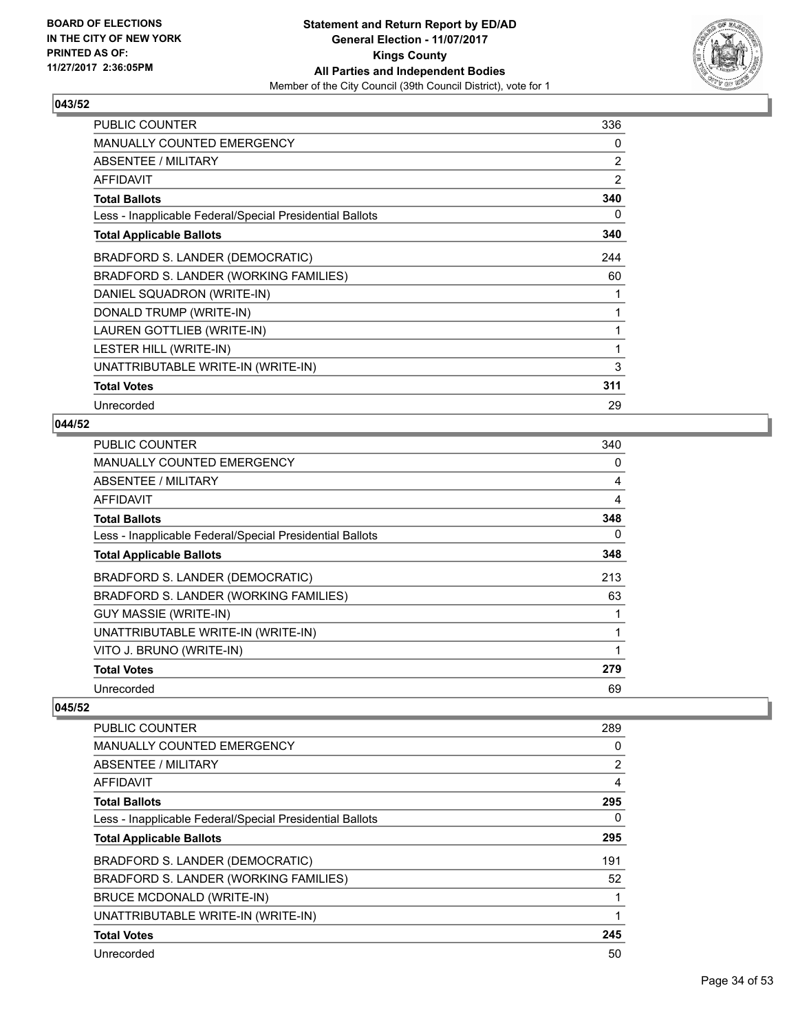**BOARD OF ELECTIONS IN THE CITY OF NEW YORK PRINTED AS OF: 11/27/2017 2:36:05PM**

**Statement and Return Report by ED/AD General Election - 11/07/2017 Kings County All Parties and Independent Bodies**

Member of the City Council (39th Council District), vote for 1

## 043/52

| | |
|---|---|
| PUBLIC COUNTER | 336 |
| MANUALLY COUNTED EMERGENCY | 0 |
| ABSENTEE / MILITARY | 2 |
| AFFIDAVIT | 2 |
| **Total Ballots** | **340** |
| Less - Inapplicable Federal/Special Presidential Ballots | 0 |
| **Total Applicable Ballots** | **340** |
| BRADFORD S. LANDER (DEMOCRATIC) | 244 |
| BRADFORD S. LANDER (WORKING FAMILIES) | 60 |
| DANIEL SQUADRON (WRITE-IN) | 1 |
| DONALD TRUMP (WRITE-IN) | 1 |
| LAUREN GOTTLIEB (WRITE-IN) | 1 |
| LESTER HILL (WRITE-IN) | 1 |
| UNATTRIBUTABLE WRITE-IN (WRITE-IN) | 3 |
| **Total Votes** | **311** |
| Unrecorded | 29 |

## 044/52

| | |
|---|---|
| PUBLIC COUNTER | 340 |
| MANUALLY COUNTED EMERGENCY | 0 |
| ABSENTEE / MILITARY | 4 |
| AFFIDAVIT | 4 |
| **Total Ballots** | **348** |
| Less - Inapplicable Federal/Special Presidential Ballots | 0 |
| **Total Applicable Ballots** | **348** |
| BRADFORD S. LANDER (DEMOCRATIC) | 213 |
| BRADFORD S. LANDER (WORKING FAMILIES) | 63 |
| GUY MASSIE (WRITE-IN) | 1 |
| UNATTRIBUTABLE WRITE-IN (WRITE-IN) | 1 |
| VITO J. BRUNO (WRITE-IN) | 1 |
| **Total Votes** | **279** |
| Unrecorded | 69 |

## 045/52

| | |
|---|---|
| PUBLIC COUNTER | 289 |
| MANUALLY COUNTED EMERGENCY | 0 |
| ABSENTEE / MILITARY | 2 |
| AFFIDAVIT | 4 |
| **Total Ballots** | **295** |
| Less - Inapplicable Federal/Special Presidential Ballots | 0 |
| **Total Applicable Ballots** | **295** |
| BRADFORD S. LANDER (DEMOCRATIC) | 191 |
| BRADFORD S. LANDER (WORKING FAMILIES) | 52 |
| BRUCE MCDONALD (WRITE-IN) | 1 |
| UNATTRIBUTABLE WRITE-IN (WRITE-IN) | 1 |
| **Total Votes** | **245** |
| Unrecorded | 50 |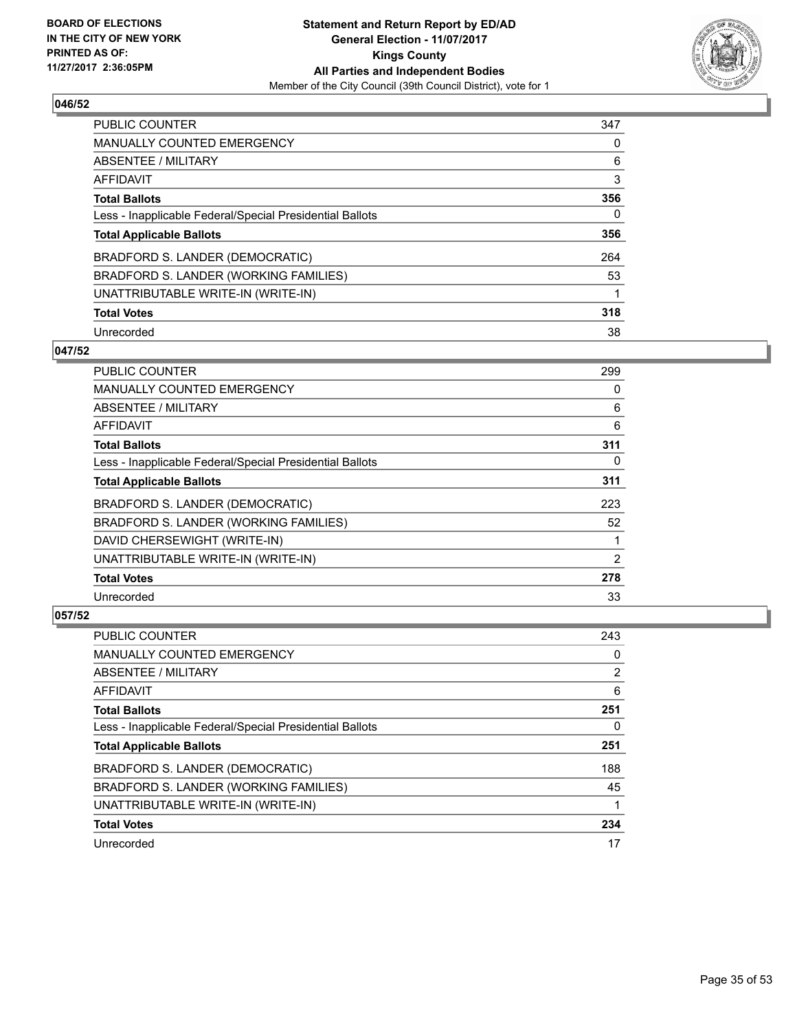BOARD OF ELECTIONS
IN THE CITY OF NEW YORK
PRINTED AS OF:
11/27/2017 2:36:05PM

**Statement and Return Report by ED/AD**
**General Election - 11/07/2017**
**Kings County**
**All Parties and Independent Bodies**
Member of the City Council (39th Council District), vote for 1

## 046/52

| | |
|---|---|
| PUBLIC COUNTER | 347 |
| MANUALLY COUNTED EMERGENCY | 0 |
| ABSENTEE / MILITARY | 6 |
| AFFIDAVIT | 3 |
| **Total Ballots** | **356** |
| Less - Inapplicable Federal/Special Presidential Ballots | 0 |
| **Total Applicable Ballots** | **356** |
| BRADFORD S. LANDER (DEMOCRATIC) | 264 |
| BRADFORD S. LANDER (WORKING FAMILIES) | 53 |
| UNATTRIBUTABLE WRITE-IN (WRITE-IN) | 1 |
| **Total Votes** | **318** |
| Unrecorded | 38 |

## 047/52

| | |
|---|---|
| PUBLIC COUNTER | 299 |
| MANUALLY COUNTED EMERGENCY | 0 |
| ABSENTEE / MILITARY | 6 |
| AFFIDAVIT | 6 |
| **Total Ballots** | **311** |
| Less - Inapplicable Federal/Special Presidential Ballots | 0 |
| **Total Applicable Ballots** | **311** |
| BRADFORD S. LANDER (DEMOCRATIC) | 223 |
| BRADFORD S. LANDER (WORKING FAMILIES) | 52 |
| DAVID CHERSEWIGHT (WRITE-IN) | 1 |
| UNATTRIBUTABLE WRITE-IN (WRITE-IN) | 2 |
| **Total Votes** | **278** |
| Unrecorded | 33 |

## 057/52

| | |
|---|---|
| PUBLIC COUNTER | 243 |
| MANUALLY COUNTED EMERGENCY | 0 |
| ABSENTEE / MILITARY | 2 |
| AFFIDAVIT | 6 |
| **Total Ballots** | **251** |
| Less - Inapplicable Federal/Special Presidential Ballots | 0 |
| **Total Applicable Ballots** | **251** |
| BRADFORD S. LANDER (DEMOCRATIC) | 188 |
| BRADFORD S. LANDER (WORKING FAMILIES) | 45 |
| UNATTRIBUTABLE WRITE-IN (WRITE-IN) | 1 |
| **Total Votes** | **234** |
| Unrecorded | 17 |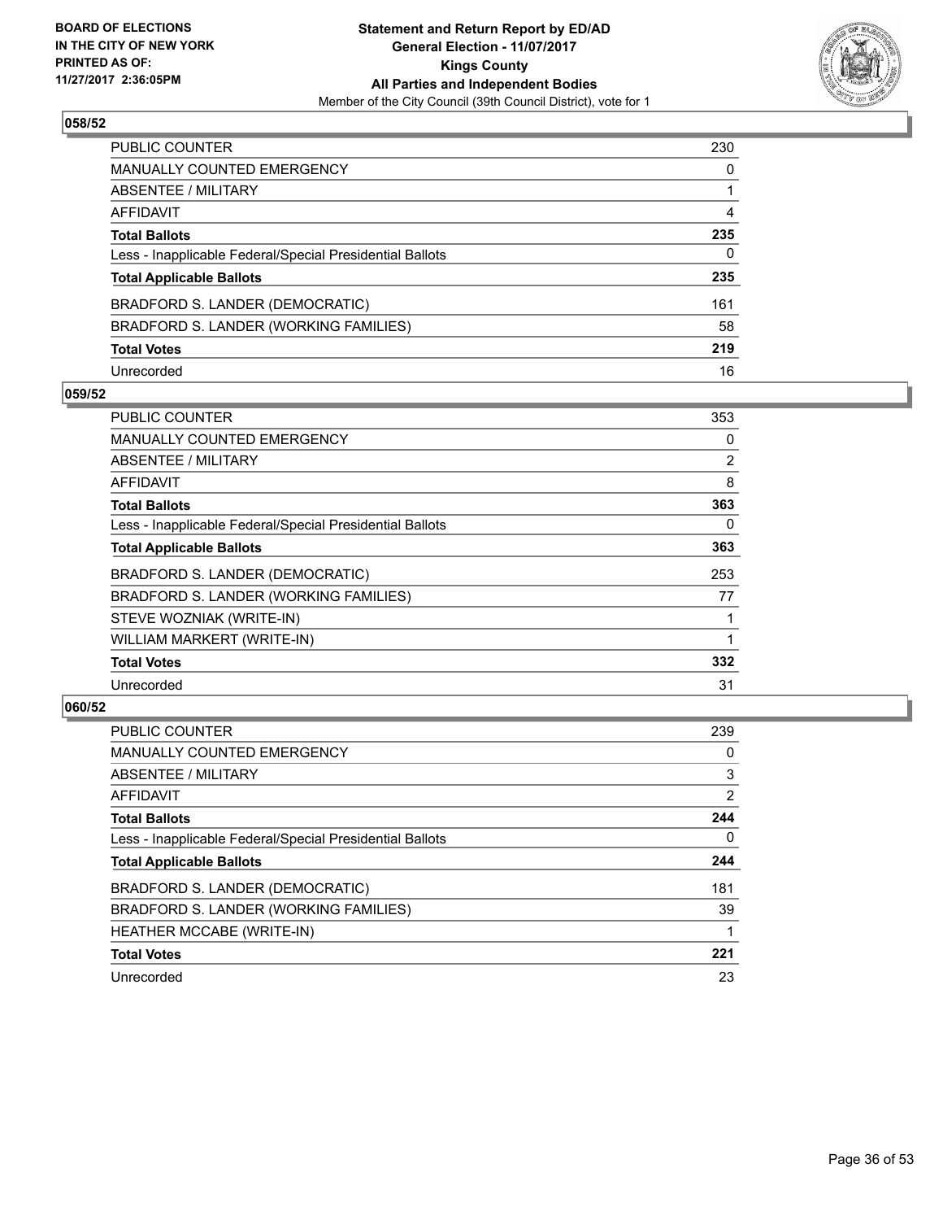BOARD OF ELECTIONS
IN THE CITY OF NEW YORK
PRINTED AS OF:
11/27/2017 2:36:05PM

**Statement and Return Report by ED/AD**
**General Election - 11/07/2017**
**Kings County**
**All Parties and Independent Bodies**
Member of the City Council (39th Council District), vote for 1

### 058/52

| | |
|---|---|
| PUBLIC COUNTER | 230 |
| MANUALLY COUNTED EMERGENCY | 0 |
| ABSENTEE / MILITARY | 1 |
| AFFIDAVIT | 4 |
| **Total Ballots** | **235** |
| Less - Inapplicable Federal/Special Presidential Ballots | 0 |
| **Total Applicable Ballots** | **235** |
| BRADFORD S. LANDER (DEMOCRATIC) | 161 |
| BRADFORD S. LANDER (WORKING FAMILIES) | 58 |
| **Total Votes** | **219** |
| Unrecorded | 16 |

### 059/52

| | |
|---|---|
| PUBLIC COUNTER | 353 |
| MANUALLY COUNTED EMERGENCY | 0 |
| ABSENTEE / MILITARY | 2 |
| AFFIDAVIT | 8 |
| **Total Ballots** | **363** |
| Less - Inapplicable Federal/Special Presidential Ballots | 0 |
| **Total Applicable Ballots** | **363** |
| BRADFORD S. LANDER (DEMOCRATIC) | 253 |
| BRADFORD S. LANDER (WORKING FAMILIES) | 77 |
| STEVE WOZNIAK (WRITE-IN) | 1 |
| WILLIAM MARKERT (WRITE-IN) | 1 |
| **Total Votes** | **332** |
| Unrecorded | 31 |

### 060/52

| | |
|---|---|
| PUBLIC COUNTER | 239 |
| MANUALLY COUNTED EMERGENCY | 0 |
| ABSENTEE / MILITARY | 3 |
| AFFIDAVIT | 2 |
| **Total Ballots** | **244** |
| Less - Inapplicable Federal/Special Presidential Ballots | 0 |
| **Total Applicable Ballots** | **244** |
| BRADFORD S. LANDER (DEMOCRATIC) | 181 |
| BRADFORD S. LANDER (WORKING FAMILIES) | 39 |
| HEATHER MCCABE (WRITE-IN) | 1 |
| **Total Votes** | **221** |
| Unrecorded | 23 |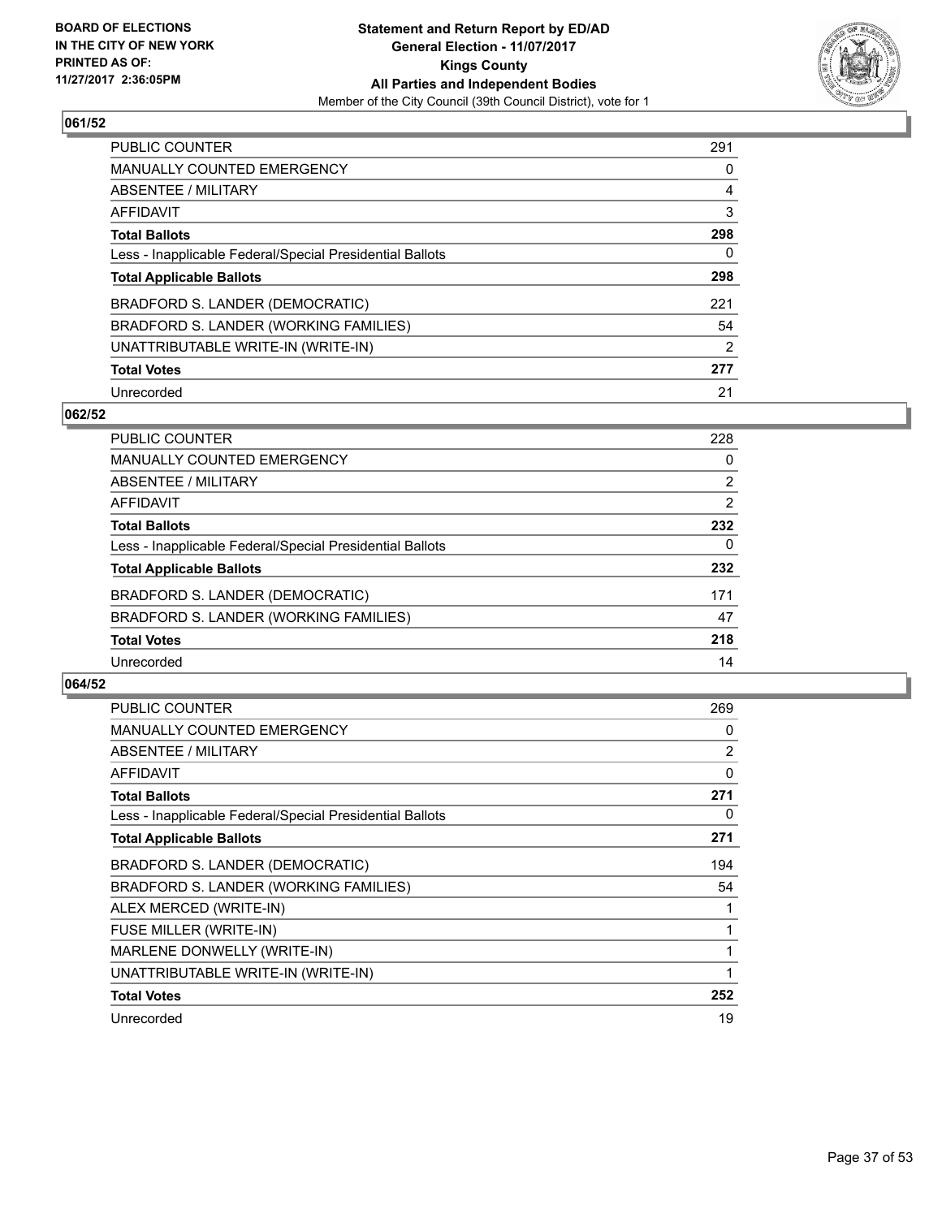**BOARD OF ELECTIONS IN THE CITY OF NEW YORK PRINTED AS OF: 11/27/2017 2:36:05PM**

**Statement and Return Report by ED/AD**
**General Election - 11/07/2017**
**Kings County**
**All Parties and Independent Bodies**
Member of the City Council (39th Council District), vote for 1

## 061/52

| | |
|---|---|
| PUBLIC COUNTER | 291 |
| MANUALLY COUNTED EMERGENCY | 0 |
| ABSENTEE / MILITARY | 4 |
| AFFIDAVIT | 3 |
| **Total Ballots** | **298** |
| Less - Inapplicable Federal/Special Presidential Ballots | 0 |
| **Total Applicable Ballots** | **298** |
| BRADFORD S. LANDER (DEMOCRATIC) | 221 |
| BRADFORD S. LANDER (WORKING FAMILIES) | 54 |
| UNATTRIBUTABLE WRITE-IN (WRITE-IN) | 2 |
| **Total Votes** | **277** |
| Unrecorded | 21 |

## 062/52

| | |
|---|---|
| PUBLIC COUNTER | 228 |
| MANUALLY COUNTED EMERGENCY | 0 |
| ABSENTEE / MILITARY | 2 |
| AFFIDAVIT | 2 |
| **Total Ballots** | **232** |
| Less - Inapplicable Federal/Special Presidential Ballots | 0 |
| **Total Applicable Ballots** | **232** |
| BRADFORD S. LANDER (DEMOCRATIC) | 171 |
| BRADFORD S. LANDER (WORKING FAMILIES) | 47 |
| **Total Votes** | **218** |
| Unrecorded | 14 |

## 064/52

| | |
|---|---|
| PUBLIC COUNTER | 269 |
| MANUALLY COUNTED EMERGENCY | 0 |
| ABSENTEE / MILITARY | 2 |
| AFFIDAVIT | 0 |
| **Total Ballots** | **271** |
| Less - Inapplicable Federal/Special Presidential Ballots | 0 |
| **Total Applicable Ballots** | **271** |
| BRADFORD S. LANDER (DEMOCRATIC) | 194 |
| BRADFORD S. LANDER (WORKING FAMILIES) | 54 |
| ALEX MERCED (WRITE-IN) | 1 |
| FUSE MILLER (WRITE-IN) | 1 |
| MARLENE DONWELLY (WRITE-IN) | 1 |
| UNATTRIBUTABLE WRITE-IN (WRITE-IN) | 1 |
| **Total Votes** | **252** |
| Unrecorded | 19 |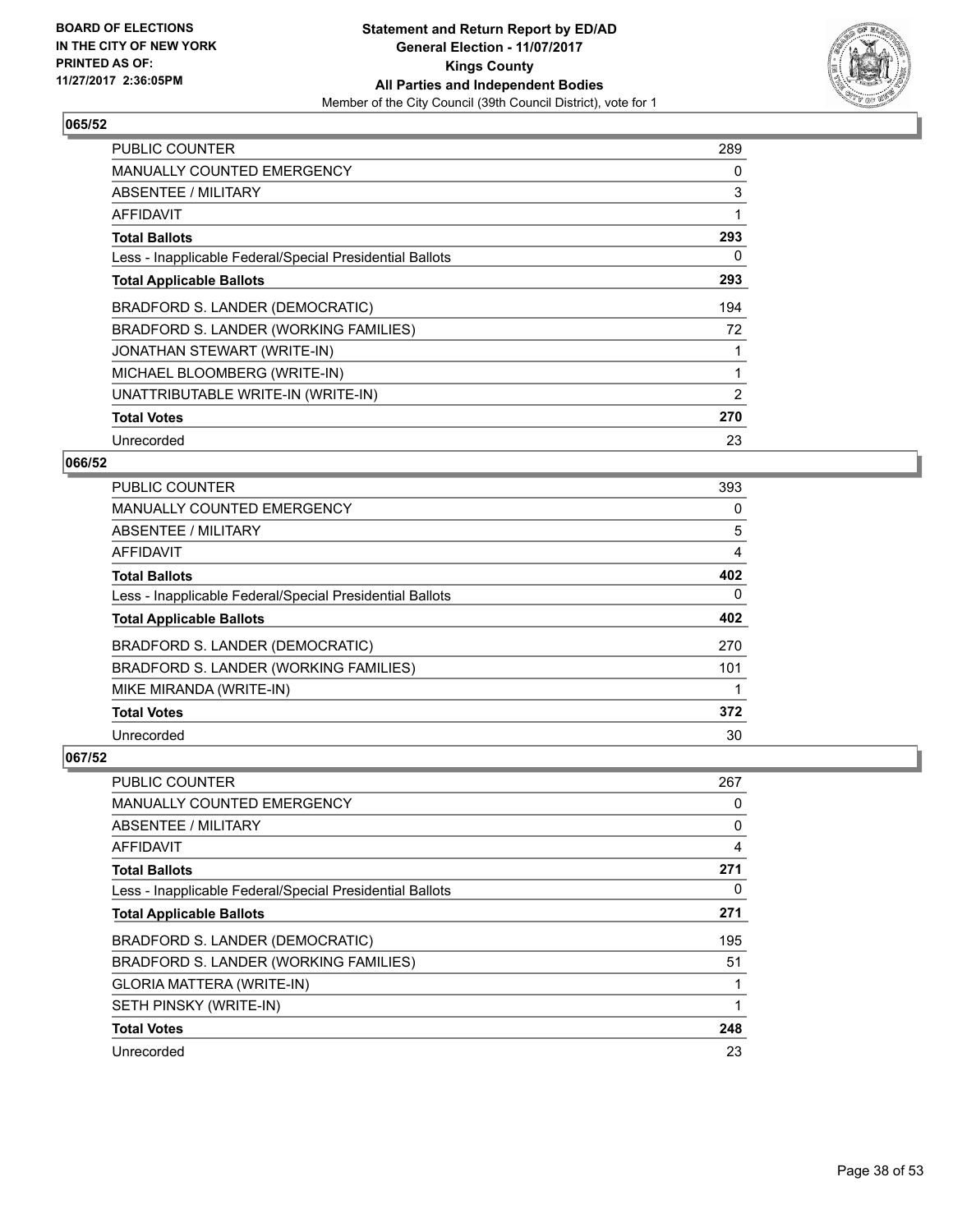**Statement and Return Report by ED/AD**
**General Election - 11/07/2017**
**Kings County**
**All Parties and Independent Bodies**
Member of the City Council (39th Council District), vote for 1

BOARD OF ELECTIONS IN THE CITY OF NEW YORK PRINTED AS OF: 11/27/2017 2:36:05PM

## 065/52

| | |
|---|---|
| PUBLIC COUNTER | 289 |
| MANUALLY COUNTED EMERGENCY | 0 |
| ABSENTEE / MILITARY | 3 |
| AFFIDAVIT | 1 |
| **Total Ballots** | **293** |
| Less - Inapplicable Federal/Special Presidential Ballots | 0 |
| **Total Applicable Ballots** | **293** |
| BRADFORD S. LANDER (DEMOCRATIC) | 194 |
| BRADFORD S. LANDER (WORKING FAMILIES) | 72 |
| JONATHAN STEWART (WRITE-IN) | 1 |
| MICHAEL BLOOMBERG (WRITE-IN) | 1 |
| UNATTRIBUTABLE WRITE-IN (WRITE-IN) | 2 |
| **Total Votes** | **270** |
| Unrecorded | 23 |

## 066/52

| | |
|---|---|
| PUBLIC COUNTER | 393 |
| MANUALLY COUNTED EMERGENCY | 0 |
| ABSENTEE / MILITARY | 5 |
| AFFIDAVIT | 4 |
| **Total Ballots** | **402** |
| Less - Inapplicable Federal/Special Presidential Ballots | 0 |
| **Total Applicable Ballots** | **402** |
| BRADFORD S. LANDER (DEMOCRATIC) | 270 |
| BRADFORD S. LANDER (WORKING FAMILIES) | 101 |
| MIKE MIRANDA (WRITE-IN) | 1 |
| **Total Votes** | **372** |
| Unrecorded | 30 |

## 067/52

| | |
|---|---|
| PUBLIC COUNTER | 267 |
| MANUALLY COUNTED EMERGENCY | 0 |
| ABSENTEE / MILITARY | 0 |
| AFFIDAVIT | 4 |
| **Total Ballots** | **271** |
| Less - Inapplicable Federal/Special Presidential Ballots | 0 |
| **Total Applicable Ballots** | **271** |
| BRADFORD S. LANDER (DEMOCRATIC) | 195 |
| BRADFORD S. LANDER (WORKING FAMILIES) | 51 |
| GLORIA MATTERA (WRITE-IN) | 1 |
| SETH PINSKY (WRITE-IN) | 1 |
| **Total Votes** | **248** |
| Unrecorded | 23 |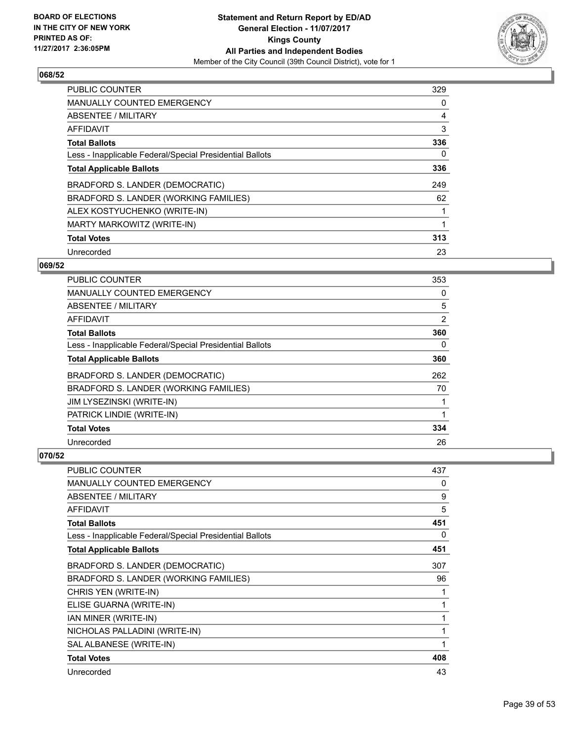BOARD OF ELECTIONS
IN THE CITY OF NEW YORK
PRINTED AS OF:
11/27/2017 2:36:05PM

**Statement and Return Report by ED/AD**
**General Election - 11/07/2017**
**Kings County**
**All Parties and Independent Bodies**
Member of the City Council (39th Council District), vote for 1

## 068/52

| | |
|---|---|
| PUBLIC COUNTER | 329 |
| MANUALLY COUNTED EMERGENCY | 0 |
| ABSENTEE / MILITARY | 4 |
| AFFIDAVIT | 3 |
| **Total Ballots** | **336** |
| Less - Inapplicable Federal/Special Presidential Ballots | 0 |
| **Total Applicable Ballots** | **336** |
| BRADFORD S. LANDER (DEMOCRATIC) | 249 |
| BRADFORD S. LANDER (WORKING FAMILIES) | 62 |
| ALEX KOSTYUCHENKO (WRITE-IN) | 1 |
| MARTY MARKOWITZ (WRITE-IN) | 1 |
| **Total Votes** | **313** |
| Unrecorded | 23 |

## 069/52

| | |
|---|---|
| PUBLIC COUNTER | 353 |
| MANUALLY COUNTED EMERGENCY | 0 |
| ABSENTEE / MILITARY | 5 |
| AFFIDAVIT | 2 |
| **Total Ballots** | **360** |
| Less - Inapplicable Federal/Special Presidential Ballots | 0 |
| **Total Applicable Ballots** | **360** |
| BRADFORD S. LANDER (DEMOCRATIC) | 262 |
| BRADFORD S. LANDER (WORKING FAMILIES) | 70 |
| JIM LYSEZINSKI (WRITE-IN) | 1 |
| PATRICK LINDIE (WRITE-IN) | 1 |
| **Total Votes** | **334** |
| Unrecorded | 26 |

## 070/52

| | |
|---|---|
| PUBLIC COUNTER | 437 |
| MANUALLY COUNTED EMERGENCY | 0 |
| ABSENTEE / MILITARY | 9 |
| AFFIDAVIT | 5 |
| **Total Ballots** | **451** |
| Less - Inapplicable Federal/Special Presidential Ballots | 0 |
| **Total Applicable Ballots** | **451** |
| BRADFORD S. LANDER (DEMOCRATIC) | 307 |
| BRADFORD S. LANDER (WORKING FAMILIES) | 96 |
| CHRIS YEN (WRITE-IN) | 1 |
| ELISE GUARNA (WRITE-IN) | 1 |
| IAN MINER (WRITE-IN) | 1 |
| NICHOLAS PALLADINI (WRITE-IN) | 1 |
| SAL ALBANESE (WRITE-IN) | 1 |
| **Total Votes** | **408** |
| Unrecorded | 43 |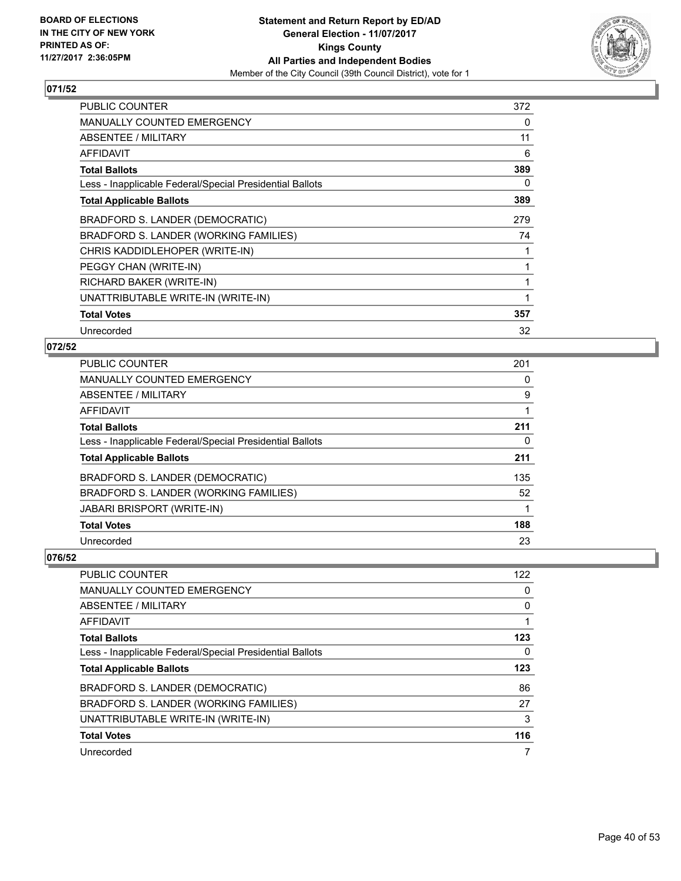**BOARD OF ELECTIONS IN THE CITY OF NEW YORK PRINTED AS OF: 11/27/2017 2:36:05PM**

**Statement and Return Report by ED/AD**
**General Election - 11/07/2017**
**Kings County**
**All Parties and Independent Bodies**
Member of the City Council (39th Council District), vote for 1

### 071/52

| | |
|---|---|
| PUBLIC COUNTER | 372 |
| MANUALLY COUNTED EMERGENCY | 0 |
| ABSENTEE / MILITARY | 11 |
| AFFIDAVIT | 6 |
| **Total Ballots** | **389** |
| Less - Inapplicable Federal/Special Presidential Ballots | 0 |
| **Total Applicable Ballots** | **389** |
| BRADFORD S. LANDER (DEMOCRATIC) | 279 |
| BRADFORD S. LANDER (WORKING FAMILIES) | 74 |
| CHRIS KADDIDLEHOPER (WRITE-IN) | 1 |
| PEGGY CHAN (WRITE-IN) | 1 |
| RICHARD BAKER (WRITE-IN) | 1 |
| UNATTRIBUTABLE WRITE-IN (WRITE-IN) | 1 |
| **Total Votes** | **357** |
| Unrecorded | 32 |

### 072/52

| | |
|---|---|
| PUBLIC COUNTER | 201 |
| MANUALLY COUNTED EMERGENCY | 0 |
| ABSENTEE / MILITARY | 9 |
| AFFIDAVIT | 1 |
| **Total Ballots** | **211** |
| Less - Inapplicable Federal/Special Presidential Ballots | 0 |
| **Total Applicable Ballots** | **211** |
| BRADFORD S. LANDER (DEMOCRATIC) | 135 |
| BRADFORD S. LANDER (WORKING FAMILIES) | 52 |
| JABARI BRISPORT (WRITE-IN) | 1 |
| **Total Votes** | **188** |
| Unrecorded | 23 |

### 076/52

| | |
|---|---|
| PUBLIC COUNTER | 122 |
| MANUALLY COUNTED EMERGENCY | 0 |
| ABSENTEE / MILITARY | 0 |
| AFFIDAVIT | 1 |
| **Total Ballots** | **123** |
| Less - Inapplicable Federal/Special Presidential Ballots | 0 |
| **Total Applicable Ballots** | **123** |
| BRADFORD S. LANDER (DEMOCRATIC) | 86 |
| BRADFORD S. LANDER (WORKING FAMILIES) | 27 |
| UNATTRIBUTABLE WRITE-IN (WRITE-IN) | 3 |
| **Total Votes** | **116** |
| Unrecorded | 7 |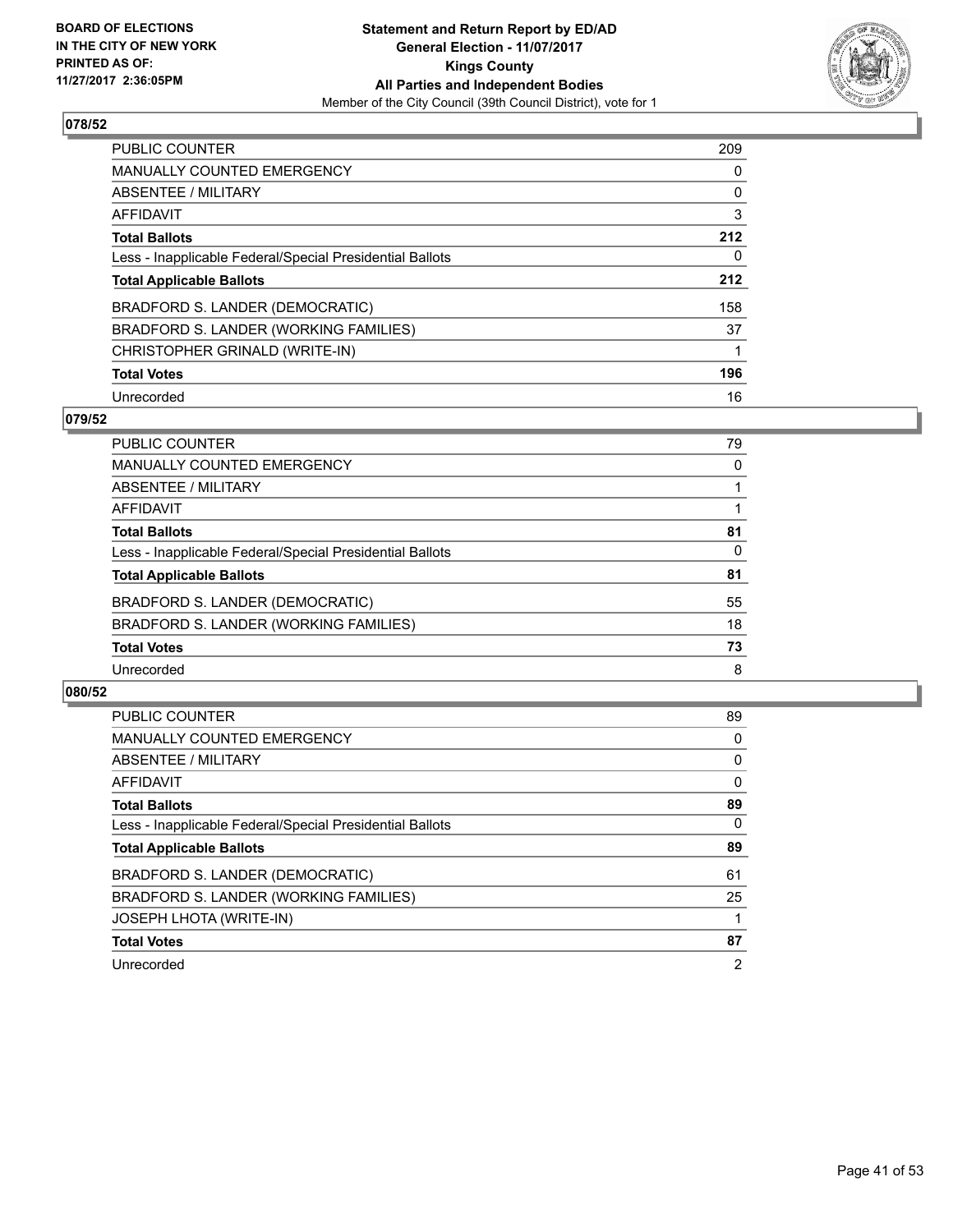BOARD OF ELECTIONS
IN THE CITY OF NEW YORK
PRINTED AS OF:
11/27/2017 2:36:05PM

**Statement and Return Report by ED/AD**
**General Election - 11/07/2017**
**Kings County**
**All Parties and Independent Bodies**
Member of the City Council (39th Council District), vote for 1

## 078/52

| | |
|---|---|
| PUBLIC COUNTER | 209 |
| MANUALLY COUNTED EMERGENCY | 0 |
| ABSENTEE / MILITARY | 0 |
| AFFIDAVIT | 3 |
| **Total Ballots** | **212** |
| Less - Inapplicable Federal/Special Presidential Ballots | 0 |
| **Total Applicable Ballots** | **212** |
| BRADFORD S. LANDER (DEMOCRATIC) | 158 |
| BRADFORD S. LANDER (WORKING FAMILIES) | 37 |
| CHRISTOPHER GRINALD (WRITE-IN) | 1 |
| **Total Votes** | **196** |
| Unrecorded | 16 |

## 079/52

| | |
|---|---|
| PUBLIC COUNTER | 79 |
| MANUALLY COUNTED EMERGENCY | 0 |
| ABSENTEE / MILITARY | 1 |
| AFFIDAVIT | 1 |
| **Total Ballots** | **81** |
| Less - Inapplicable Federal/Special Presidential Ballots | 0 |
| **Total Applicable Ballots** | **81** |
| BRADFORD S. LANDER (DEMOCRATIC) | 55 |
| BRADFORD S. LANDER (WORKING FAMILIES) | 18 |
| **Total Votes** | **73** |
| Unrecorded | 8 |

## 080/52

| | |
|---|---|
| PUBLIC COUNTER | 89 |
| MANUALLY COUNTED EMERGENCY | 0 |
| ABSENTEE / MILITARY | 0 |
| AFFIDAVIT | 0 |
| **Total Ballots** | **89** |
| Less - Inapplicable Federal/Special Presidential Ballots | 0 |
| **Total Applicable Ballots** | **89** |
| BRADFORD S. LANDER (DEMOCRATIC) | 61 |
| BRADFORD S. LANDER (WORKING FAMILIES) | 25 |
| JOSEPH LHOTA (WRITE-IN) | 1 |
| **Total Votes** | **87** |
| Unrecorded | 2 |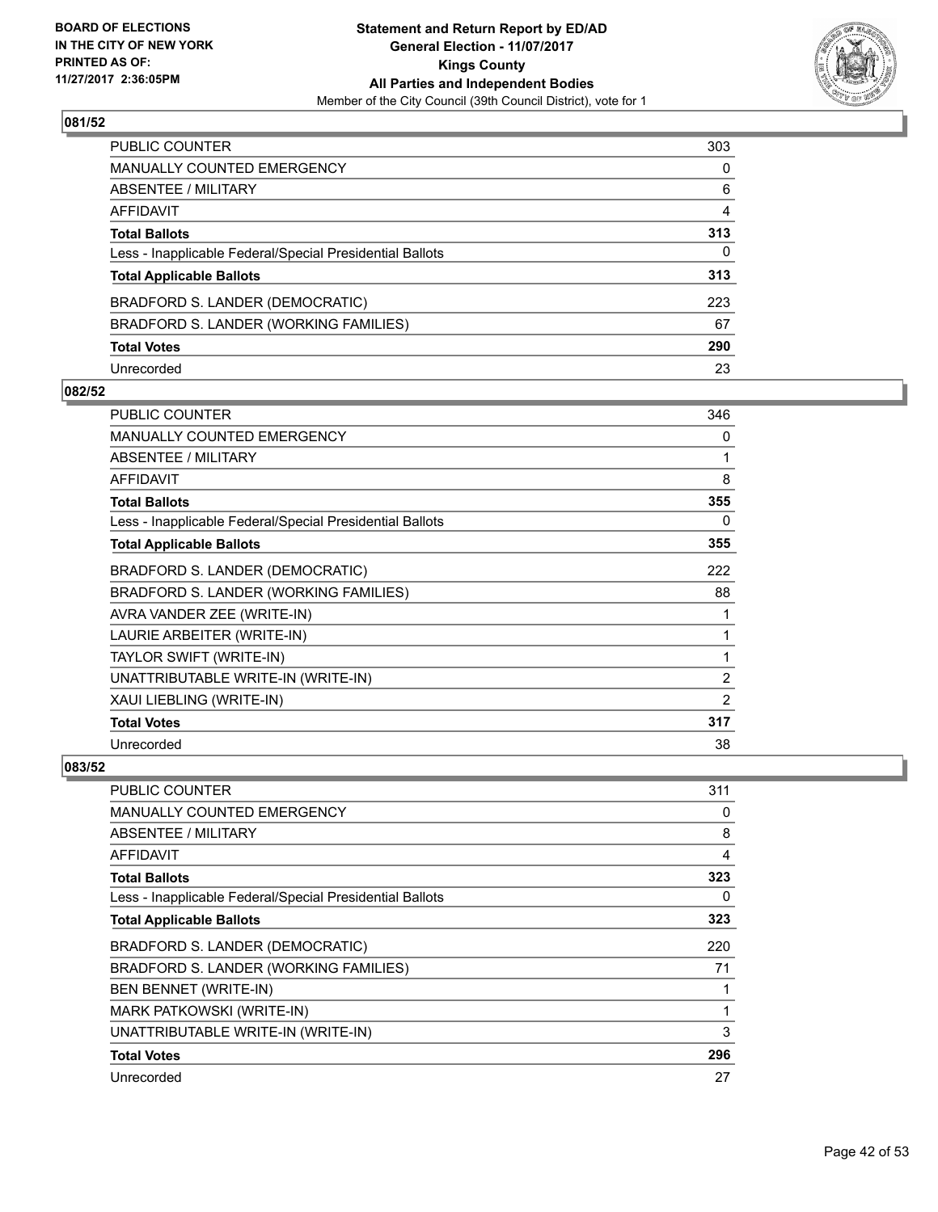**BOARD OF ELECTIONS IN THE CITY OF NEW YORK PRINTED AS OF: 11/27/2017 2:36:05PM**

**Statement and Return Report by ED/AD**
**General Election - 11/07/2017**
**Kings County**
**All Parties and Independent Bodies**
Member of the City Council (39th Council District), vote for 1

## 081/52

| | |
|---|---|
| PUBLIC COUNTER | 303 |
| MANUALLY COUNTED EMERGENCY | 0 |
| ABSENTEE / MILITARY | 6 |
| AFFIDAVIT | 4 |
| **Total Ballots** | **313** |
| Less - Inapplicable Federal/Special Presidential Ballots | 0 |
| **Total Applicable Ballots** | **313** |
| BRADFORD S. LANDER (DEMOCRATIC) | 223 |
| BRADFORD S. LANDER (WORKING FAMILIES) | 67 |
| **Total Votes** | **290** |
| Unrecorded | 23 |

## 082/52

| | |
|---|---|
| PUBLIC COUNTER | 346 |
| MANUALLY COUNTED EMERGENCY | 0 |
| ABSENTEE / MILITARY | 1 |
| AFFIDAVIT | 8 |
| **Total Ballots** | **355** |
| Less - Inapplicable Federal/Special Presidential Ballots | 0 |
| **Total Applicable Ballots** | **355** |
| BRADFORD S. LANDER (DEMOCRATIC) | 222 |
| BRADFORD S. LANDER (WORKING FAMILIES) | 88 |
| AVRA VANDER ZEE (WRITE-IN) | 1 |
| LAURIE ARBEITER (WRITE-IN) | 1 |
| TAYLOR SWIFT (WRITE-IN) | 1 |
| UNATTRIBUTABLE WRITE-IN (WRITE-IN) | 2 |
| XAUI LIEBLING (WRITE-IN) | 2 |
| **Total Votes** | **317** |
| Unrecorded | 38 |

## 083/52

| | |
|---|---|
| PUBLIC COUNTER | 311 |
| MANUALLY COUNTED EMERGENCY | 0 |
| ABSENTEE / MILITARY | 8 |
| AFFIDAVIT | 4 |
| **Total Ballots** | **323** |
| Less - Inapplicable Federal/Special Presidential Ballots | 0 |
| **Total Applicable Ballots** | **323** |
| BRADFORD S. LANDER (DEMOCRATIC) | 220 |
| BRADFORD S. LANDER (WORKING FAMILIES) | 71 |
| BEN BENNET (WRITE-IN) | 1 |
| MARK PATKOWSKI (WRITE-IN) | 1 |
| UNATTRIBUTABLE WRITE-IN (WRITE-IN) | 3 |
| **Total Votes** | **296** |
| Unrecorded | 27 |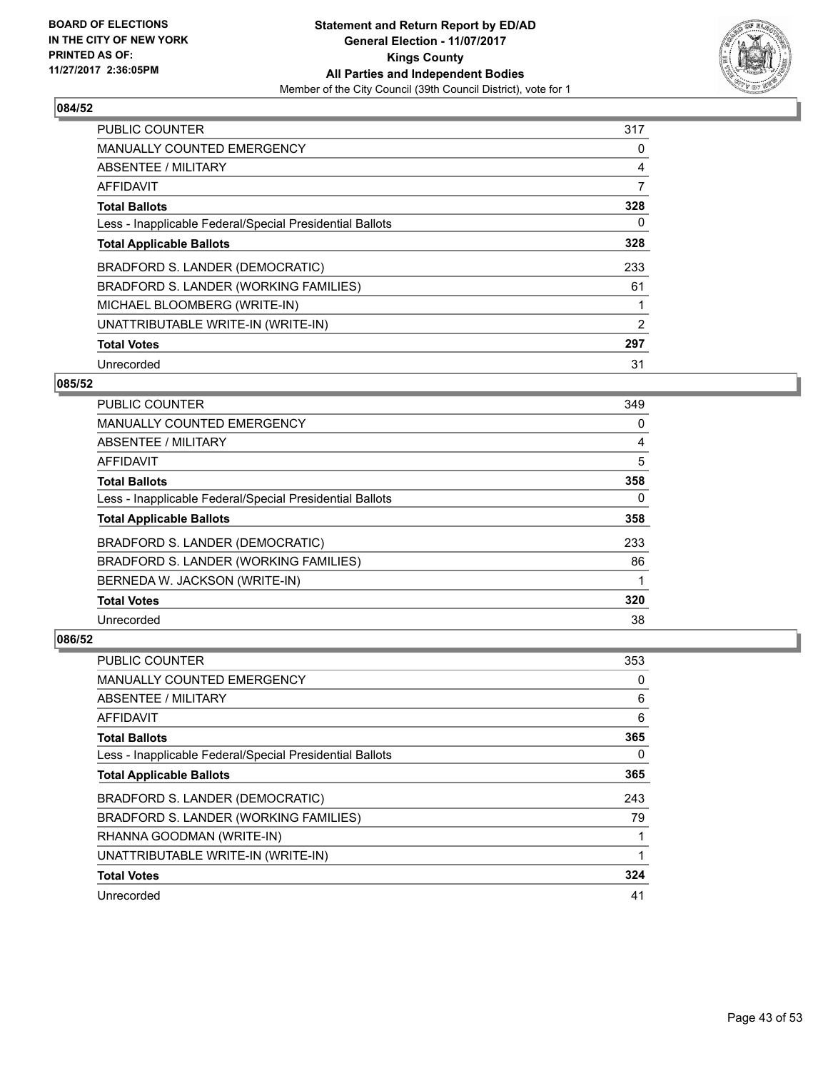**BOARD OF ELECTIONS IN THE CITY OF NEW YORK PRINTED AS OF: 11/27/2017 2:36:05PM**

**Statement and Return Report by ED/AD**
**General Election - 11/07/2017**
**Kings County**
**All Parties and Independent Bodies**
Member of the City Council (39th Council District), vote for 1

### 084/52

| | |
|---|---|
| PUBLIC COUNTER | 317 |
| MANUALLY COUNTED EMERGENCY | 0 |
| ABSENTEE / MILITARY | 4 |
| AFFIDAVIT | 7 |
| **Total Ballots** | **328** |
| Less - Inapplicable Federal/Special Presidential Ballots | 0 |
| **Total Applicable Ballots** | **328** |
| BRADFORD S. LANDER (DEMOCRATIC) | 233 |
| BRADFORD S. LANDER (WORKING FAMILIES) | 61 |
| MICHAEL BLOOMBERG (WRITE-IN) | 1 |
| UNATTRIBUTABLE WRITE-IN (WRITE-IN) | 2 |
| **Total Votes** | **297** |
| Unrecorded | 31 |

### 085/52

| | |
|---|---|
| PUBLIC COUNTER | 349 |
| MANUALLY COUNTED EMERGENCY | 0 |
| ABSENTEE / MILITARY | 4 |
| AFFIDAVIT | 5 |
| **Total Ballots** | **358** |
| Less - Inapplicable Federal/Special Presidential Ballots | 0 |
| **Total Applicable Ballots** | **358** |
| BRADFORD S. LANDER (DEMOCRATIC) | 233 |
| BRADFORD S. LANDER (WORKING FAMILIES) | 86 |
| BERNEDA W. JACKSON (WRITE-IN) | 1 |
| **Total Votes** | **320** |
| Unrecorded | 38 |

### 086/52

| | |
|---|---|
| PUBLIC COUNTER | 353 |
| MANUALLY COUNTED EMERGENCY | 0 |
| ABSENTEE / MILITARY | 6 |
| AFFIDAVIT | 6 |
| **Total Ballots** | **365** |
| Less - Inapplicable Federal/Special Presidential Ballots | 0 |
| **Total Applicable Ballots** | **365** |
| BRADFORD S. LANDER (DEMOCRATIC) | 243 |
| BRADFORD S. LANDER (WORKING FAMILIES) | 79 |
| RHANNA GOODMAN (WRITE-IN) | 1 |
| UNATTRIBUTABLE WRITE-IN (WRITE-IN) | 1 |
| **Total Votes** | **324** |
| Unrecorded | 41 |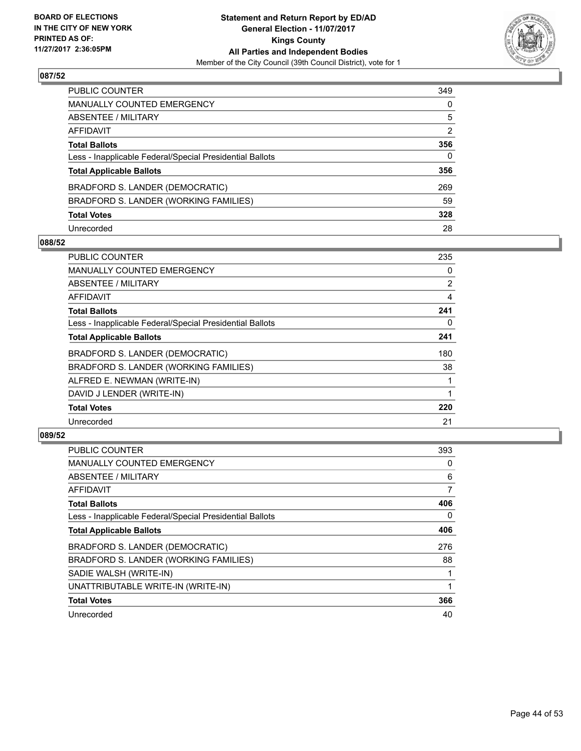**BOARD OF ELECTIONS IN THE CITY OF NEW YORK PRINTED AS OF: 11/27/2017 2:36:05PM**

**Statement and Return Report by ED/AD General Election - 11/07/2017 Kings County All Parties and Independent Bodies**

Member of the City Council (39th Council District), vote for 1

## 087/52

| | |
|---|---|
| PUBLIC COUNTER | 349 |
| MANUALLY COUNTED EMERGENCY | 0 |
| ABSENTEE / MILITARY | 5 |
| AFFIDAVIT | 2 |
| **Total Ballots** | **356** |
| Less - Inapplicable Federal/Special Presidential Ballots | 0 |
| **Total Applicable Ballots** | **356** |
| BRADFORD S. LANDER (DEMOCRATIC) | 269 |
| BRADFORD S. LANDER (WORKING FAMILIES) | 59 |
| **Total Votes** | **328** |
| Unrecorded | 28 |

## 088/52

| | |
|---|---|
| PUBLIC COUNTER | 235 |
| MANUALLY COUNTED EMERGENCY | 0 |
| ABSENTEE / MILITARY | 2 |
| AFFIDAVIT | 4 |
| **Total Ballots** | **241** |
| Less - Inapplicable Federal/Special Presidential Ballots | 0 |
| **Total Applicable Ballots** | **241** |
| BRADFORD S. LANDER (DEMOCRATIC) | 180 |
| BRADFORD S. LANDER (WORKING FAMILIES) | 38 |
| ALFRED E. NEWMAN (WRITE-IN) | 1 |
| DAVID J LENDER (WRITE-IN) | 1 |
| **Total Votes** | **220** |
| Unrecorded | 21 |

## 089/52

| | |
|---|---|
| PUBLIC COUNTER | 393 |
| MANUALLY COUNTED EMERGENCY | 0 |
| ABSENTEE / MILITARY | 6 |
| AFFIDAVIT | 7 |
| **Total Ballots** | **406** |
| Less - Inapplicable Federal/Special Presidential Ballots | 0 |
| **Total Applicable Ballots** | **406** |
| BRADFORD S. LANDER (DEMOCRATIC) | 276 |
| BRADFORD S. LANDER (WORKING FAMILIES) | 88 |
| SADIE WALSH (WRITE-IN) | 1 |
| UNATTRIBUTABLE WRITE-IN (WRITE-IN) | 1 |
| **Total Votes** | **366** |
| Unrecorded | 40 |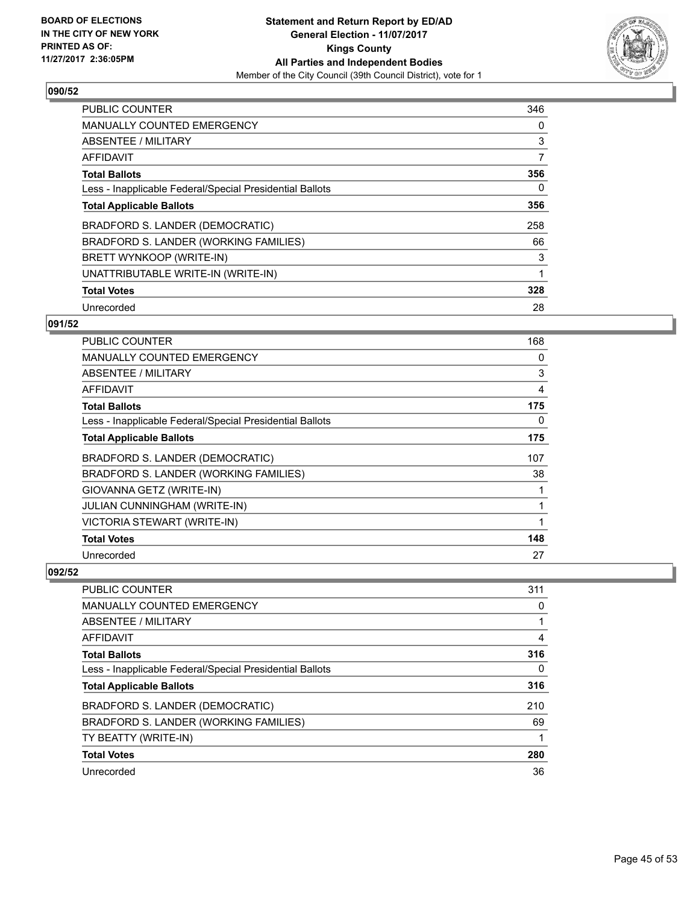**BOARD OF ELECTIONS IN THE CITY OF NEW YORK PRINTED AS OF: 11/27/2017 2:36:05PM**

**Statement and Return Report by ED/AD**
**General Election - 11/07/2017**
**Kings County**
**All Parties and Independent Bodies**
Member of the City Council (39th Council District), vote for 1

## 090/52

| | |
|---|---|
| PUBLIC COUNTER | 346 |
| MANUALLY COUNTED EMERGENCY | 0 |
| ABSENTEE / MILITARY | 3 |
| AFFIDAVIT | 7 |
| **Total Ballots** | **356** |
| Less - Inapplicable Federal/Special Presidential Ballots | 0 |
| **Total Applicable Ballots** | **356** |
| BRADFORD S. LANDER (DEMOCRATIC) | 258 |
| BRADFORD S. LANDER (WORKING FAMILIES) | 66 |
| BRETT WYNKOOP (WRITE-IN) | 3 |
| UNATTRIBUTABLE WRITE-IN (WRITE-IN) | 1 |
| **Total Votes** | **328** |
| Unrecorded | 28 |

## 091/52

| | |
|---|---|
| PUBLIC COUNTER | 168 |
| MANUALLY COUNTED EMERGENCY | 0 |
| ABSENTEE / MILITARY | 3 |
| AFFIDAVIT | 4 |
| **Total Ballots** | **175** |
| Less - Inapplicable Federal/Special Presidential Ballots | 0 |
| **Total Applicable Ballots** | **175** |
| BRADFORD S. LANDER (DEMOCRATIC) | 107 |
| BRADFORD S. LANDER (WORKING FAMILIES) | 38 |
| GIOVANNA GETZ (WRITE-IN) | 1 |
| JULIAN CUNNINGHAM (WRITE-IN) | 1 |
| VICTORIA STEWART (WRITE-IN) | 1 |
| **Total Votes** | **148** |
| Unrecorded | 27 |

## 092/52

| | |
|---|---|
| PUBLIC COUNTER | 311 |
| MANUALLY COUNTED EMERGENCY | 0 |
| ABSENTEE / MILITARY | 1 |
| AFFIDAVIT | 4 |
| **Total Ballots** | **316** |
| Less - Inapplicable Federal/Special Presidential Ballots | 0 |
| **Total Applicable Ballots** | **316** |
| BRADFORD S. LANDER (DEMOCRATIC) | 210 |
| BRADFORD S. LANDER (WORKING FAMILIES) | 69 |
| TY BEATTY (WRITE-IN) | 1 |
| **Total Votes** | **280** |
| Unrecorded | 36 |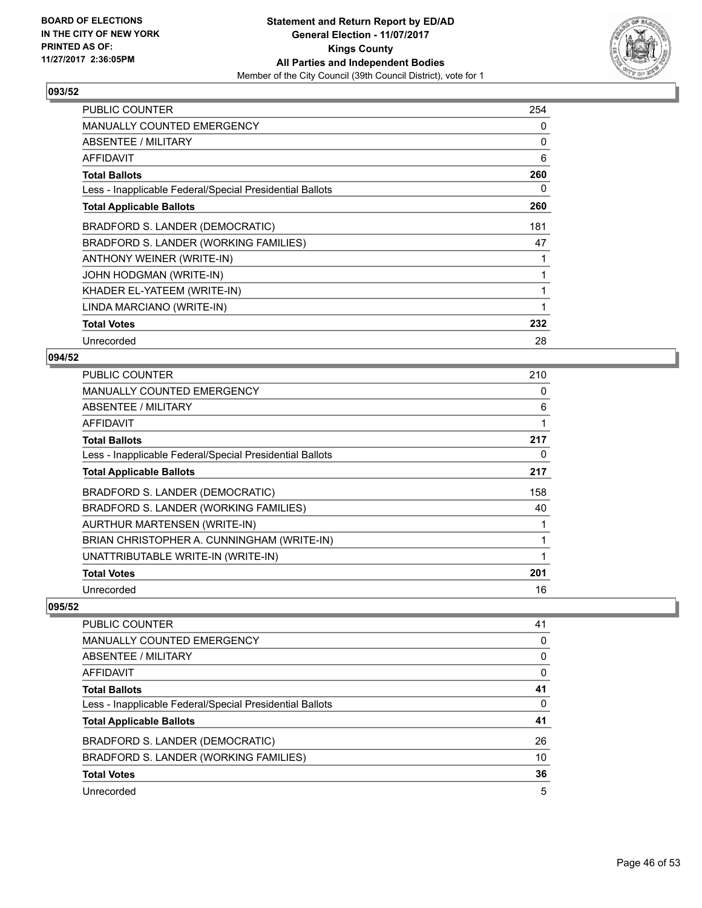**BOARD OF ELECTIONS IN THE CITY OF NEW YORK PRINTED AS OF: 11/27/2017 2:36:05PM**

**Statement and Return Report by ED/AD General Election - 11/07/2017 Kings County All Parties and Independent Bodies**

Member of the City Council (39th Council District), vote for 1

## 093/52

| | |
|---|---|
| PUBLIC COUNTER | 254 |
| MANUALLY COUNTED EMERGENCY | 0 |
| ABSENTEE / MILITARY | 0 |
| AFFIDAVIT | 6 |
| **Total Ballots** | **260** |
| Less - Inapplicable Federal/Special Presidential Ballots | 0 |
| **Total Applicable Ballots** | **260** |
| BRADFORD S. LANDER (DEMOCRATIC) | 181 |
| BRADFORD S. LANDER (WORKING FAMILIES) | 47 |
| ANTHONY WEINER (WRITE-IN) | 1 |
| JOHN HODGMAN (WRITE-IN) | 1 |
| KHADER EL-YATEEM (WRITE-IN) | 1 |
| LINDA MARCIANO (WRITE-IN) | 1 |
| **Total Votes** | **232** |
| Unrecorded | 28 |

## 094/52

| | |
|---|---|
| PUBLIC COUNTER | 210 |
| MANUALLY COUNTED EMERGENCY | 0 |
| ABSENTEE / MILITARY | 6 |
| AFFIDAVIT | 1 |
| **Total Ballots** | **217** |
| Less - Inapplicable Federal/Special Presidential Ballots | 0 |
| **Total Applicable Ballots** | **217** |
| BRADFORD S. LANDER (DEMOCRATIC) | 158 |
| BRADFORD S. LANDER (WORKING FAMILIES) | 40 |
| AURTHUR MARTENSEN (WRITE-IN) | 1 |
| BRIAN CHRISTOPHER A. CUNNINGHAM (WRITE-IN) | 1 |
| UNATTRIBUTABLE WRITE-IN (WRITE-IN) | 1 |
| **Total Votes** | **201** |
| Unrecorded | 16 |

## 095/52

| | |
|---|---|
| PUBLIC COUNTER | 41 |
| MANUALLY COUNTED EMERGENCY | 0 |
| ABSENTEE / MILITARY | 0 |
| AFFIDAVIT | 0 |
| **Total Ballots** | **41** |
| Less - Inapplicable Federal/Special Presidential Ballots | 0 |
| **Total Applicable Ballots** | **41** |
| BRADFORD S. LANDER (DEMOCRATIC) | 26 |
| BRADFORD S. LANDER (WORKING FAMILIES) | 10 |
| **Total Votes** | **36** |
| Unrecorded | 5 |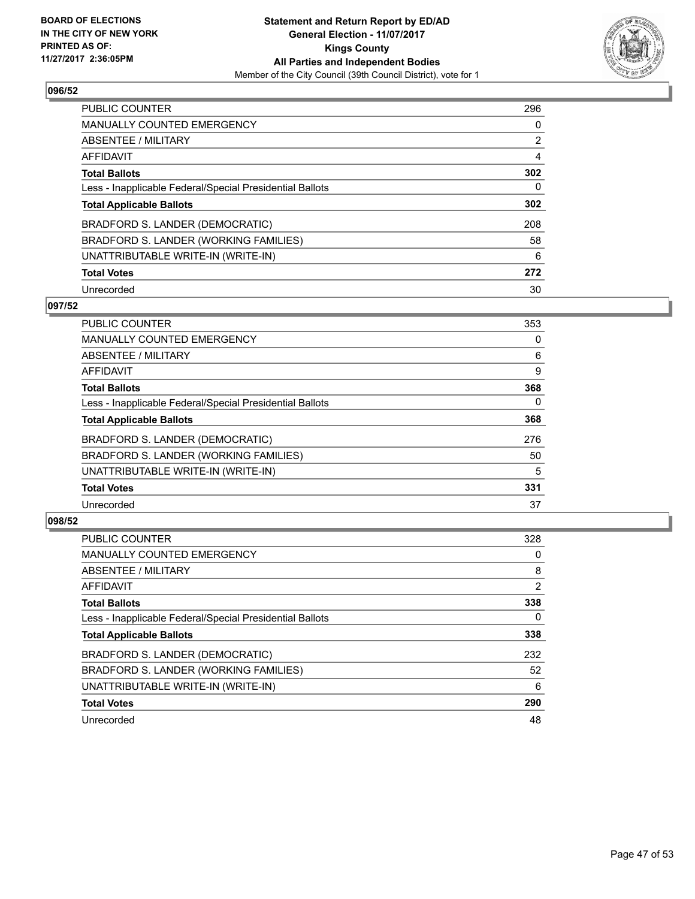BOARD OF ELECTIONS
IN THE CITY OF NEW YORK
PRINTED AS OF:
11/27/2017 2:36:05PM

**Statement and Return Report by ED/AD**
**General Election - 11/07/2017**
**Kings County**
**All Parties and Independent Bodies**
Member of the City Council (39th Council District), vote for 1

### 096/52

| | |
|---|---|
| PUBLIC COUNTER | 296 |
| MANUALLY COUNTED EMERGENCY | 0 |
| ABSENTEE / MILITARY | 2 |
| AFFIDAVIT | 4 |
| **Total Ballots** | **302** |
| Less - Inapplicable Federal/Special Presidential Ballots | 0 |
| **Total Applicable Ballots** | **302** |
| BRADFORD S. LANDER (DEMOCRATIC) | 208 |
| BRADFORD S. LANDER (WORKING FAMILIES) | 58 |
| UNATTRIBUTABLE WRITE-IN (WRITE-IN) | 6 |
| **Total Votes** | **272** |
| Unrecorded | 30 |

### 097/52

| | |
|---|---|
| PUBLIC COUNTER | 353 |
| MANUALLY COUNTED EMERGENCY | 0 |
| ABSENTEE / MILITARY | 6 |
| AFFIDAVIT | 9 |
| **Total Ballots** | **368** |
| Less - Inapplicable Federal/Special Presidential Ballots | 0 |
| **Total Applicable Ballots** | **368** |
| BRADFORD S. LANDER (DEMOCRATIC) | 276 |
| BRADFORD S. LANDER (WORKING FAMILIES) | 50 |
| UNATTRIBUTABLE WRITE-IN (WRITE-IN) | 5 |
| **Total Votes** | **331** |
| Unrecorded | 37 |

### 098/52

| | |
|---|---|
| PUBLIC COUNTER | 328 |
| MANUALLY COUNTED EMERGENCY | 0 |
| ABSENTEE / MILITARY | 8 |
| AFFIDAVIT | 2 |
| **Total Ballots** | **338** |
| Less - Inapplicable Federal/Special Presidential Ballots | 0 |
| **Total Applicable Ballots** | **338** |
| BRADFORD S. LANDER (DEMOCRATIC) | 232 |
| BRADFORD S. LANDER (WORKING FAMILIES) | 52 |
| UNATTRIBUTABLE WRITE-IN (WRITE-IN) | 6 |
| **Total Votes** | **290** |
| Unrecorded | 48 |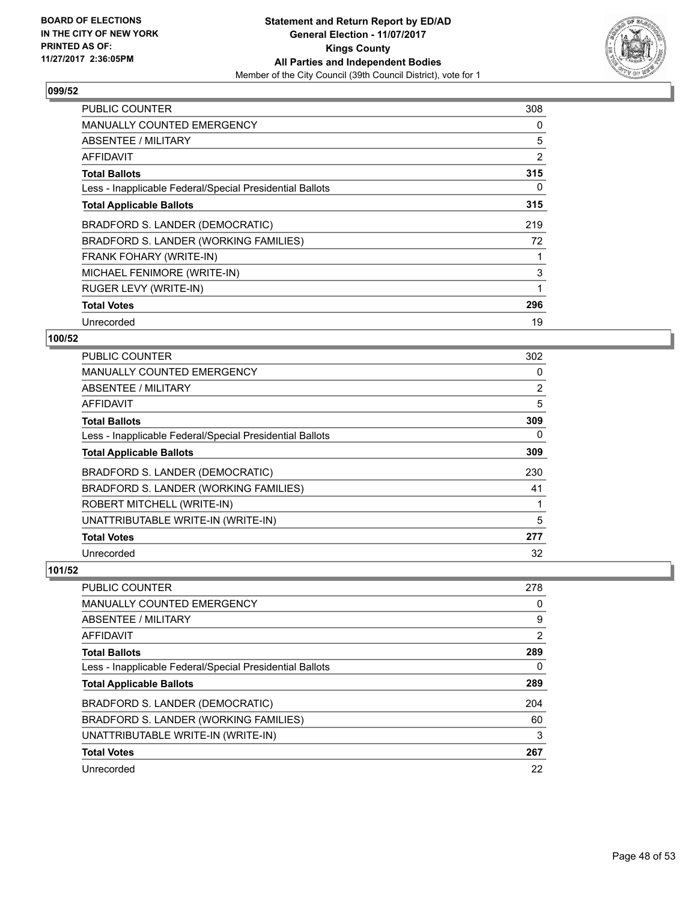## 099/52

| | |
|---|---|
| PUBLIC COUNTER | 308 |
| MANUALLY COUNTED EMERGENCY | 0 |
| ABSENTEE / MILITARY | 5 |
| AFFIDAVIT | 2 |
| **Total Ballots** | **315** |
| Less - Inapplicable Federal/Special Presidential Ballots | 0 |
| **Total Applicable Ballots** | **315** |
| BRADFORD S. LANDER (DEMOCRATIC) | 219 |
| BRADFORD S. LANDER (WORKING FAMILIES) | 72 |
| FRANK FOHARY (WRITE-IN) | 1 |
| MICHAEL FENIMORE (WRITE-IN) | 3 |
| RUGER LEVY (WRITE-IN) | 1 |
| **Total Votes** | **296** |
| Unrecorded | 19 |

## 100/52

| | |
|---|---|
| PUBLIC COUNTER | 302 |
| MANUALLY COUNTED EMERGENCY | 0 |
| ABSENTEE / MILITARY | 2 |
| AFFIDAVIT | 5 |
| **Total Ballots** | **309** |
| Less - Inapplicable Federal/Special Presidential Ballots | 0 |
| **Total Applicable Ballots** | **309** |
| BRADFORD S. LANDER (DEMOCRATIC) | 230 |
| BRADFORD S. LANDER (WORKING FAMILIES) | 41 |
| ROBERT MITCHELL (WRITE-IN) | 1 |
| UNATTRIBUTABLE WRITE-IN (WRITE-IN) | 5 |
| **Total Votes** | **277** |
| Unrecorded | 32 |

## 101/52

| | |
|---|---|
| PUBLIC COUNTER | 278 |
| MANUALLY COUNTED EMERGENCY | 0 |
| ABSENTEE / MILITARY | 9 |
| AFFIDAVIT | 2 |
| **Total Ballots** | **289** |
| Less - Inapplicable Federal/Special Presidential Ballots | 0 |
| **Total Applicable Ballots** | **289** |
| BRADFORD S. LANDER (DEMOCRATIC) | 204 |
| BRADFORD S. LANDER (WORKING FAMILIES) | 60 |
| UNATTRIBUTABLE WRITE-IN (WRITE-IN) | 3 |
| **Total Votes** | **267** |
| Unrecorded | 22 |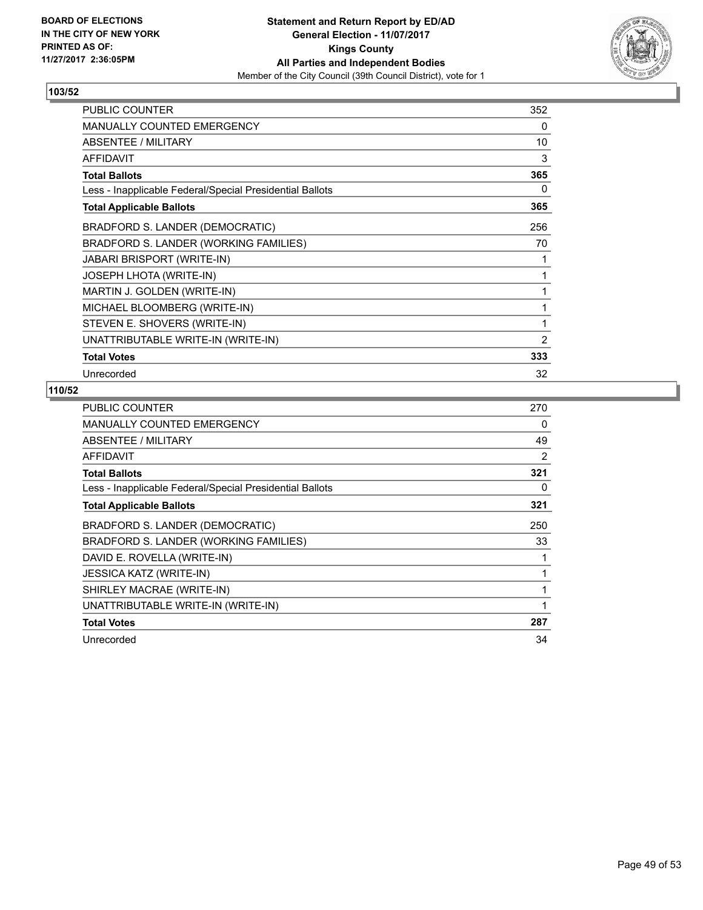BOARD OF ELECTIONS
IN THE CITY OF NEW YORK
PRINTED AS OF:
11/27/2017 2:36:05PM

**Statement and Return Report by ED/AD**
**General Election - 11/07/2017**
**Kings County**
**All Parties and Independent Bodies**
Member of the City Council (39th Council District), vote for 1

## 103/52

| | |
|---|---|
| PUBLIC COUNTER | 352 |
| MANUALLY COUNTED EMERGENCY | 0 |
| ABSENTEE / MILITARY | 10 |
| AFFIDAVIT | 3 |
| **Total Ballots** | **365** |
| Less - Inapplicable Federal/Special Presidential Ballots | 0 |
| **Total Applicable Ballots** | **365** |
| BRADFORD S. LANDER (DEMOCRATIC) | 256 |
| BRADFORD S. LANDER (WORKING FAMILIES) | 70 |
| JABARI BRISPORT (WRITE-IN) | 1 |
| JOSEPH LHOTA (WRITE-IN) | 1 |
| MARTIN J. GOLDEN (WRITE-IN) | 1 |
| MICHAEL BLOOMBERG (WRITE-IN) | 1 |
| STEVEN E. SHOVERS (WRITE-IN) | 1 |
| UNATTRIBUTABLE WRITE-IN (WRITE-IN) | 2 |
| **Total Votes** | **333** |
| Unrecorded | 32 |

## 110/52

| | |
|---|---|
| PUBLIC COUNTER | 270 |
| MANUALLY COUNTED EMERGENCY | 0 |
| ABSENTEE / MILITARY | 49 |
| AFFIDAVIT | 2 |
| **Total Ballots** | **321** |
| Less - Inapplicable Federal/Special Presidential Ballots | 0 |
| **Total Applicable Ballots** | **321** |
| BRADFORD S. LANDER (DEMOCRATIC) | 250 |
| BRADFORD S. LANDER (WORKING FAMILIES) | 33 |
| DAVID E. ROVELLA (WRITE-IN) | 1 |
| JESSICA KATZ (WRITE-IN) | 1 |
| SHIRLEY MACRAE (WRITE-IN) | 1 |
| UNATTRIBUTABLE WRITE-IN (WRITE-IN) | 1 |
| **Total Votes** | **287** |
| Unrecorded | 34 |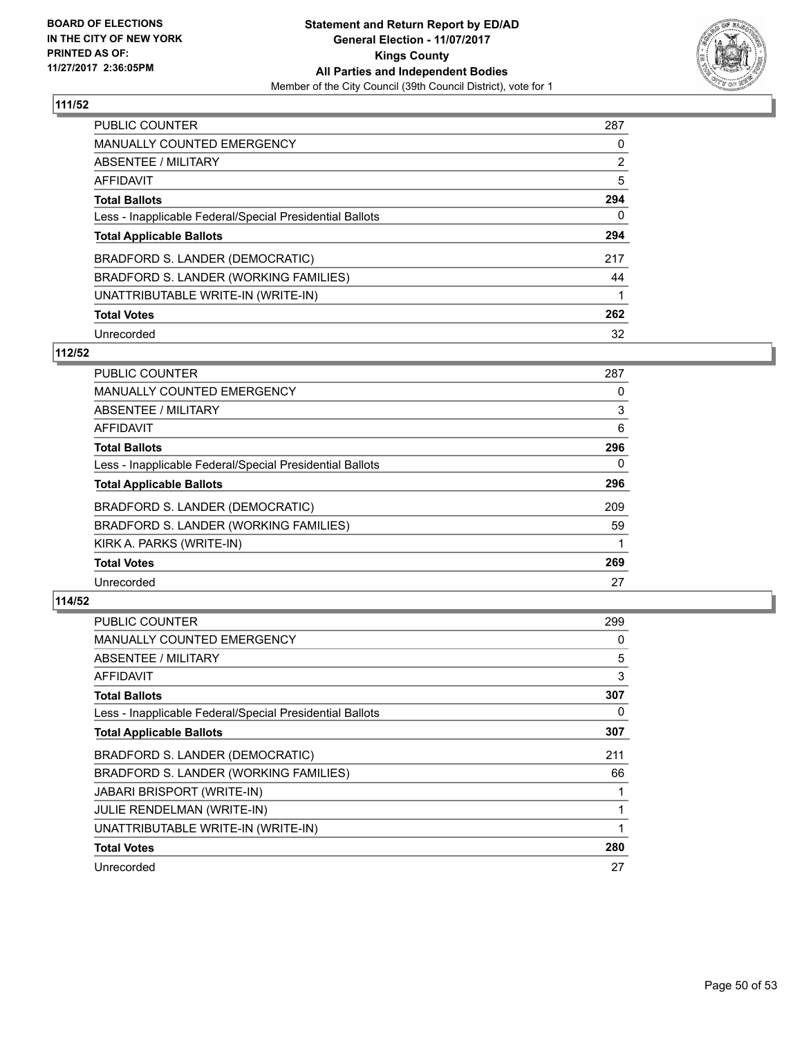**BOARD OF ELECTIONS IN THE CITY OF NEW YORK PRINTED AS OF: 11/27/2017 2:36:05PM**

**Statement and Return Report by ED/AD**
**General Election - 11/07/2017**
**Kings County**
**All Parties and Independent Bodies**
Member of the City Council (39th Council District), vote for 1

### 111/52

| | |
|---|---|
| PUBLIC COUNTER | 287 |
| MANUALLY COUNTED EMERGENCY | 0 |
| ABSENTEE / MILITARY | 2 |
| AFFIDAVIT | 5 |
| **Total Ballots** | **294** |
| Less - Inapplicable Federal/Special Presidential Ballots | 0 |
| **Total Applicable Ballots** | **294** |
| BRADFORD S. LANDER (DEMOCRATIC) | 217 |
| BRADFORD S. LANDER (WORKING FAMILIES) | 44 |
| UNATTRIBUTABLE WRITE-IN (WRITE-IN) | 1 |
| **Total Votes** | **262** |
| Unrecorded | 32 |

### 112/52

| | |
|---|---|
| PUBLIC COUNTER | 287 |
| MANUALLY COUNTED EMERGENCY | 0 |
| ABSENTEE / MILITARY | 3 |
| AFFIDAVIT | 6 |
| **Total Ballots** | **296** |
| Less - Inapplicable Federal/Special Presidential Ballots | 0 |
| **Total Applicable Ballots** | **296** |
| BRADFORD S. LANDER (DEMOCRATIC) | 209 |
| BRADFORD S. LANDER (WORKING FAMILIES) | 59 |
| KIRK A. PARKS (WRITE-IN) | 1 |
| **Total Votes** | **269** |
| Unrecorded | 27 |

### 114/52

| | |
|---|---|
| PUBLIC COUNTER | 299 |
| MANUALLY COUNTED EMERGENCY | 0 |
| ABSENTEE / MILITARY | 5 |
| AFFIDAVIT | 3 |
| **Total Ballots** | **307** |
| Less - Inapplicable Federal/Special Presidential Ballots | 0 |
| **Total Applicable Ballots** | **307** |
| BRADFORD S. LANDER (DEMOCRATIC) | 211 |
| BRADFORD S. LANDER (WORKING FAMILIES) | 66 |
| JABARI BRISPORT (WRITE-IN) | 1 |
| JULIE RENDELMAN (WRITE-IN) | 1 |
| UNATTRIBUTABLE WRITE-IN (WRITE-IN) | 1 |
| **Total Votes** | **280** |
| Unrecorded | 27 |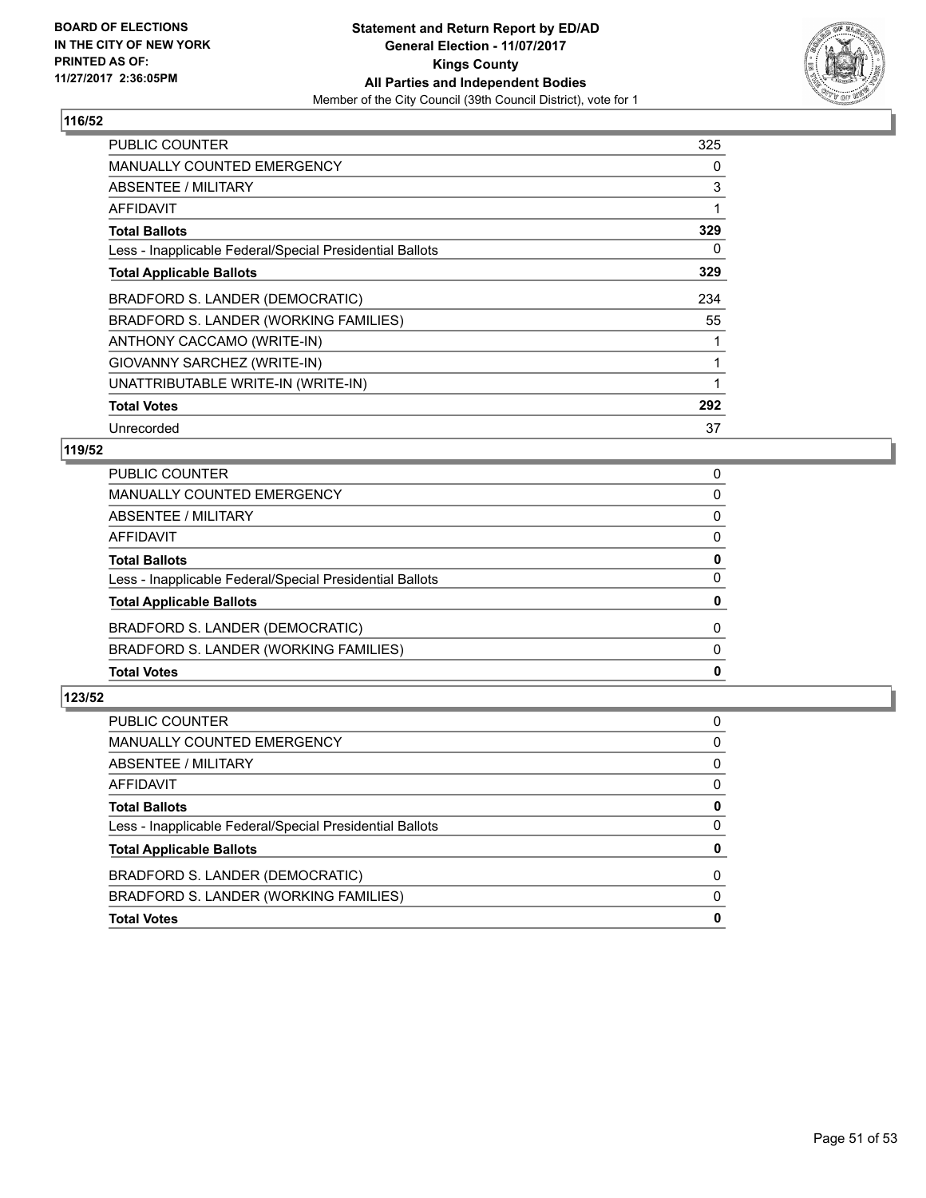**BOARD OF ELECTIONS IN THE CITY OF NEW YORK PRINTED AS OF: 11/27/2017 2:36:05PM**

**Statement and Return Report by ED/AD**
**General Election - 11/07/2017**
**Kings County**
**All Parties and Independent Bodies**
Member of the City Council (39th Council District), vote for 1

## 116/52

| | |
|---|---|
| PUBLIC COUNTER | 325 |
| MANUALLY COUNTED EMERGENCY | 0 |
| ABSENTEE / MILITARY | 3 |
| AFFIDAVIT | 1 |
| **Total Ballots** | **329** |
| Less - Inapplicable Federal/Special Presidential Ballots | 0 |
| **Total Applicable Ballots** | **329** |
| BRADFORD S. LANDER (DEMOCRATIC) | 234 |
| BRADFORD S. LANDER (WORKING FAMILIES) | 55 |
| ANTHONY CACCAMO (WRITE-IN) | 1 |
| GIOVANNY SARCHEZ (WRITE-IN) | 1 |
| UNATTRIBUTABLE WRITE-IN (WRITE-IN) | 1 |
| **Total Votes** | **292** |
| Unrecorded | 37 |

## 119/52

| | |
|---|---|
| PUBLIC COUNTER | 0 |
| MANUALLY COUNTED EMERGENCY | 0 |
| ABSENTEE / MILITARY | 0 |
| AFFIDAVIT | 0 |
| **Total Ballots** | **0** |
| Less - Inapplicable Federal/Special Presidential Ballots | 0 |
| **Total Applicable Ballots** | **0** |
| BRADFORD S. LANDER (DEMOCRATIC) | 0 |
| BRADFORD S. LANDER (WORKING FAMILIES) | 0 |
| **Total Votes** | **0** |

## 123/52

| | |
|---|---|
| PUBLIC COUNTER | 0 |
| MANUALLY COUNTED EMERGENCY | 0 |
| ABSENTEE / MILITARY | 0 |
| AFFIDAVIT | 0 |
| **Total Ballots** | **0** |
| Less - Inapplicable Federal/Special Presidential Ballots | 0 |
| **Total Applicable Ballots** | **0** |
| BRADFORD S. LANDER (DEMOCRATIC) | 0 |
| BRADFORD S. LANDER (WORKING FAMILIES) | 0 |
| **Total Votes** | **0** |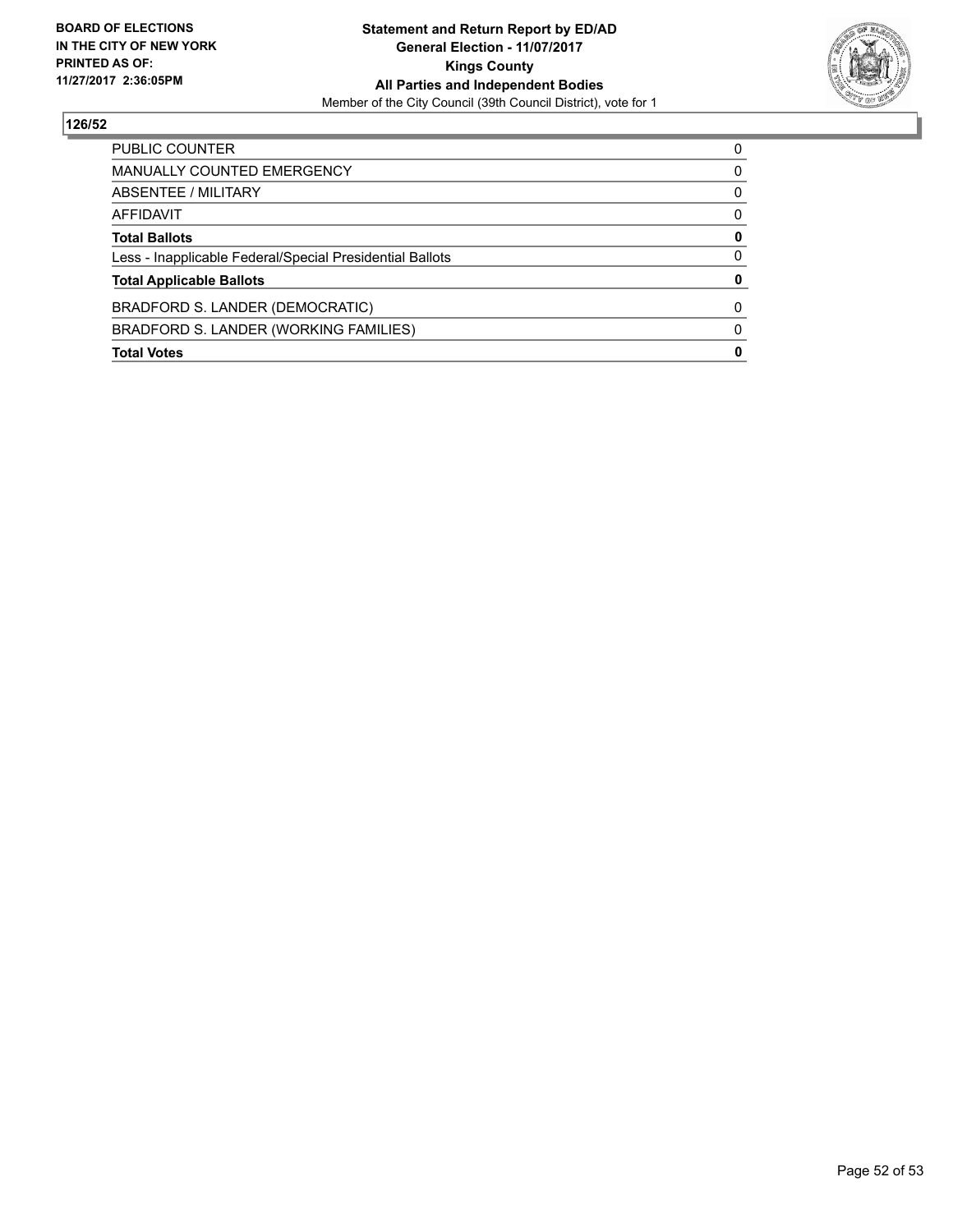**126/52**

| | |
|---|---|
| PUBLIC COUNTER | 0 |
| MANUALLY COUNTED EMERGENCY | 0 |
| ABSENTEE / MILITARY | 0 |
| AFFIDAVIT | 0 |
| **Total Ballots** | **0** |
| Less - Inapplicable Federal/Special Presidential Ballots | 0 |
| **Total Applicable Ballots** | **0** |
| BRADFORD S. LANDER (DEMOCRATIC) | 0 |
| BRADFORD S. LANDER (WORKING FAMILIES) | 0 |
| **Total Votes** | **0** |